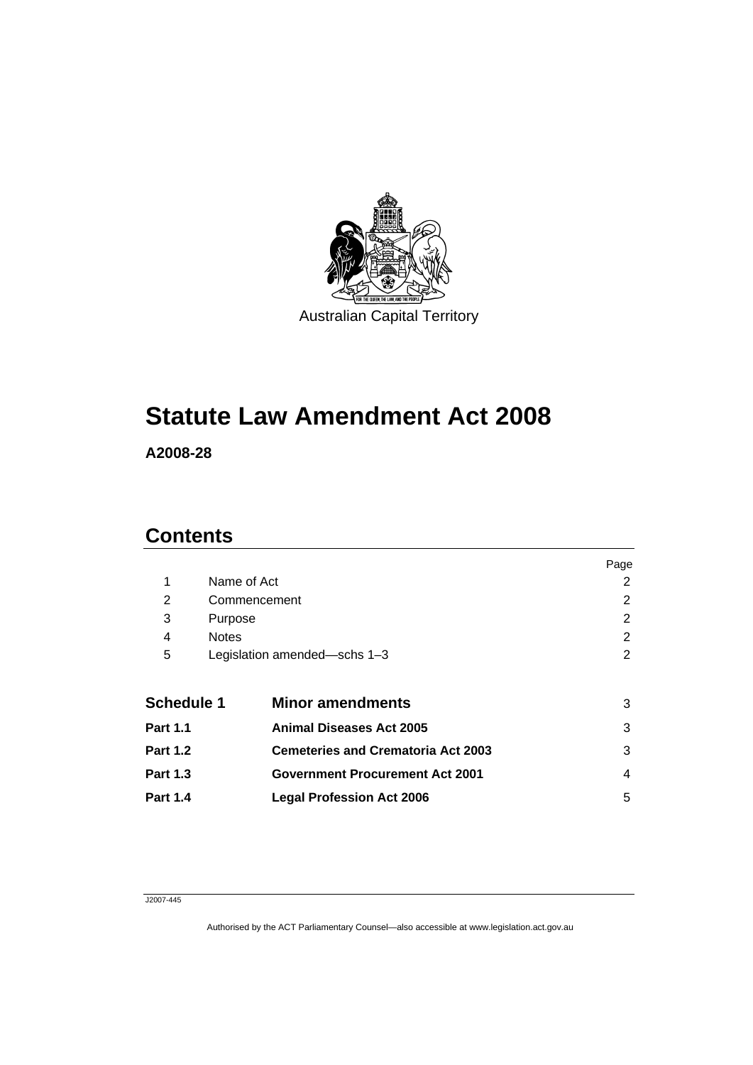Australian Capital Territory

# Statute Law Amendment Act 2008

**A2008-28**

## Contents

| | | Page |
|---|---|---|
| 1 | Name of Act | 2 |
| 2 | Commencement | 2 |
| 3 | Purpose | 2 |
| 4 | Notes | 2 |
| 5 | Legislation amended—schs 1–3 | 2 |
| **Schedule 1** | **Minor amendments** | 3 |
| **Part 1.1** | **Animal Diseases Act 2005** | 3 |
| **Part 1.2** | **Cemeteries and Crematoria Act 2003** | 3 |
| **Part 1.3** | **Government Procurement Act 2001** | 4 |
| **Part 1.4** | **Legal Profession Act 2006** | 5 |

J2007-445

Authorised by the ACT Parliamentary Counsel—also accessible at www.legislation.act.gov.au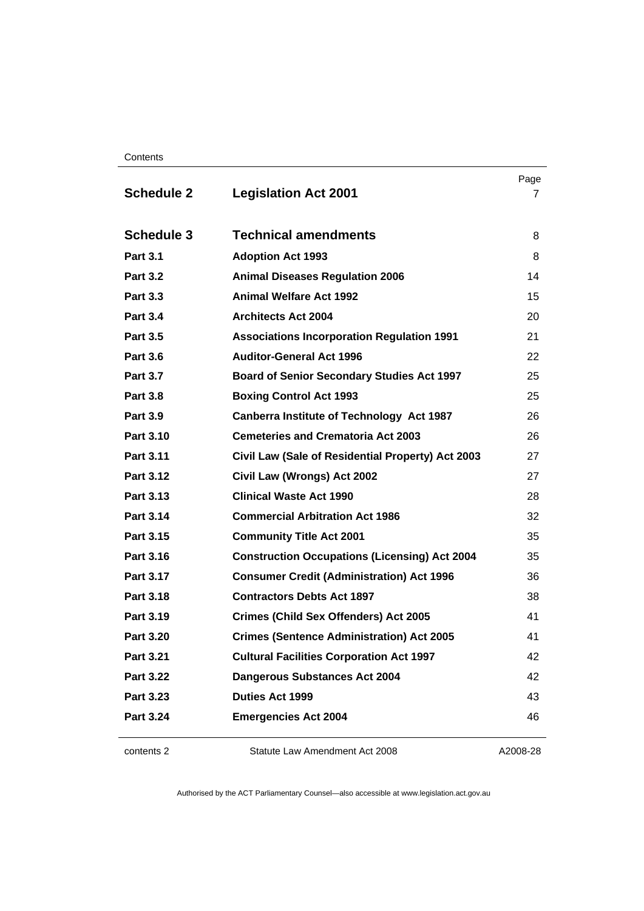| | | Page |
|---|---|---|
| **Schedule 2** | **Legislation Act 2001** | 7 |
| **Schedule 3** | **Technical amendments** | 8 |
| **Part 3.1** | **Adoption Act 1993** | 8 |
| **Part 3.2** | **Animal Diseases Regulation 2006** | 14 |
| **Part 3.3** | **Animal Welfare Act 1992** | 15 |
| **Part 3.4** | **Architects Act 2004** | 20 |
| **Part 3.5** | **Associations Incorporation Regulation 1991** | 21 |
| **Part 3.6** | **Auditor-General Act 1996** | 22 |
| **Part 3.7** | **Board of Senior Secondary Studies Act 1997** | 25 |
| **Part 3.8** | **Boxing Control Act 1993** | 25 |
| **Part 3.9** | **Canberra Institute of Technology Act 1987** | 26 |
| **Part 3.10** | **Cemeteries and Crematoria Act 2003** | 26 |
| **Part 3.11** | **Civil Law (Sale of Residential Property) Act 2003** | 27 |
| **Part 3.12** | **Civil Law (Wrongs) Act 2002** | 27 |
| **Part 3.13** | **Clinical Waste Act 1990** | 28 |
| **Part 3.14** | **Commercial Arbitration Act 1986** | 32 |
| **Part 3.15** | **Community Title Act 2001** | 35 |
| **Part 3.16** | **Construction Occupations (Licensing) Act 2004** | 35 |
| **Part 3.17** | **Consumer Credit (Administration) Act 1996** | 36 |
| **Part 3.18** | **Contractors Debts Act 1897** | 38 |
| **Part 3.19** | **Crimes (Child Sex Offenders) Act 2005** | 41 |
| **Part 3.20** | **Crimes (Sentence Administration) Act 2005** | 41 |
| **Part 3.21** | **Cultural Facilities Corporation Act 1997** | 42 |
| **Part 3.22** | **Dangerous Substances Act 2004** | 42 |
| **Part 3.23** | **Duties Act 1999** | 43 |
| **Part 3.24** | **Emergencies Act 2004** | 46 |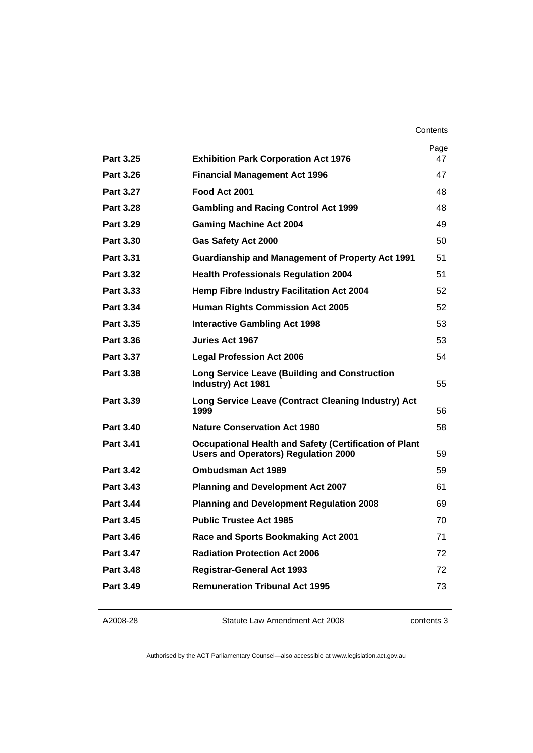| | | Page |
|---|---|---|
| **Part 3.25** | **Exhibition Park Corporation Act 1976** | 47 |
| **Part 3.26** | **Financial Management Act 1996** | 47 |
| **Part 3.27** | **Food Act 2001** | 48 |
| **Part 3.28** | **Gambling and Racing Control Act 1999** | 48 |
| **Part 3.29** | **Gaming Machine Act 2004** | 49 |
| **Part 3.30** | **Gas Safety Act 2000** | 50 |
| **Part 3.31** | **Guardianship and Management of Property Act 1991** | 51 |
| **Part 3.32** | **Health Professionals Regulation 2004** | 51 |
| **Part 3.33** | **Hemp Fibre Industry Facilitation Act 2004** | 52 |
| **Part 3.34** | **Human Rights Commission Act 2005** | 52 |
| **Part 3.35** | **Interactive Gambling Act 1998** | 53 |
| **Part 3.36** | **Juries Act 1967** | 53 |
| **Part 3.37** | **Legal Profession Act 2006** | 54 |
| **Part 3.38** | **Long Service Leave (Building and Construction Industry) Act 1981** | 55 |
| **Part 3.39** | **Long Service Leave (Contract Cleaning Industry) Act 1999** | 56 |
| **Part 3.40** | **Nature Conservation Act 1980** | 58 |
| **Part 3.41** | **Occupational Health and Safety (Certification of Plant Users and Operators) Regulation 2000** | 59 |
| **Part 3.42** | **Ombudsman Act 1989** | 59 |
| **Part 3.43** | **Planning and Development Act 2007** | 61 |
| **Part 3.44** | **Planning and Development Regulation 2008** | 69 |
| **Part 3.45** | **Public Trustee Act 1985** | 70 |
| **Part 3.46** | **Race and Sports Bookmaking Act 2001** | 71 |
| **Part 3.47** | **Radiation Protection Act 2006** | 72 |
| **Part 3.48** | **Registrar-General Act 1993** | 72 |
| **Part 3.49** | **Remuneration Tribunal Act 1995** | 73 |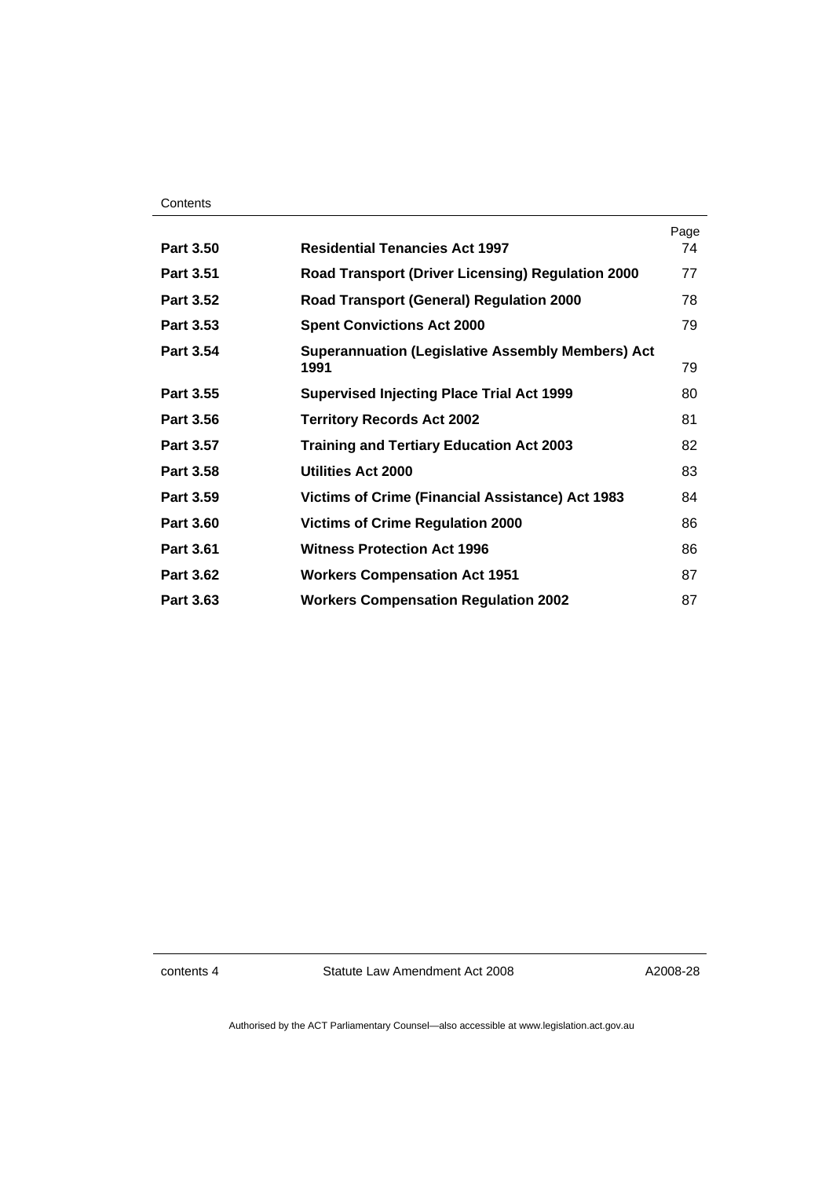| | | Page |
|---|---|---|
| **Part 3.50** | **Residential Tenancies Act 1997** | 74 |
| **Part 3.51** | **Road Transport (Driver Licensing) Regulation 2000** | 77 |
| **Part 3.52** | **Road Transport (General) Regulation 2000** | 78 |
| **Part 3.53** | **Spent Convictions Act 2000** | 79 |
| **Part 3.54** | **Superannuation (Legislative Assembly Members) Act 1991** | 79 |
| **Part 3.55** | **Supervised Injecting Place Trial Act 1999** | 80 |
| **Part 3.56** | **Territory Records Act 2002** | 81 |
| **Part 3.57** | **Training and Tertiary Education Act 2003** | 82 |
| **Part 3.58** | **Utilities Act 2000** | 83 |
| **Part 3.59** | **Victims of Crime (Financial Assistance) Act 1983** | 84 |
| **Part 3.60** | **Victims of Crime Regulation 2000** | 86 |
| **Part 3.61** | **Witness Protection Act 1996** | 86 |
| **Part 3.62** | **Workers Compensation Act 1951** | 87 |
| **Part 3.63** | **Workers Compensation Regulation 2002** | 87 |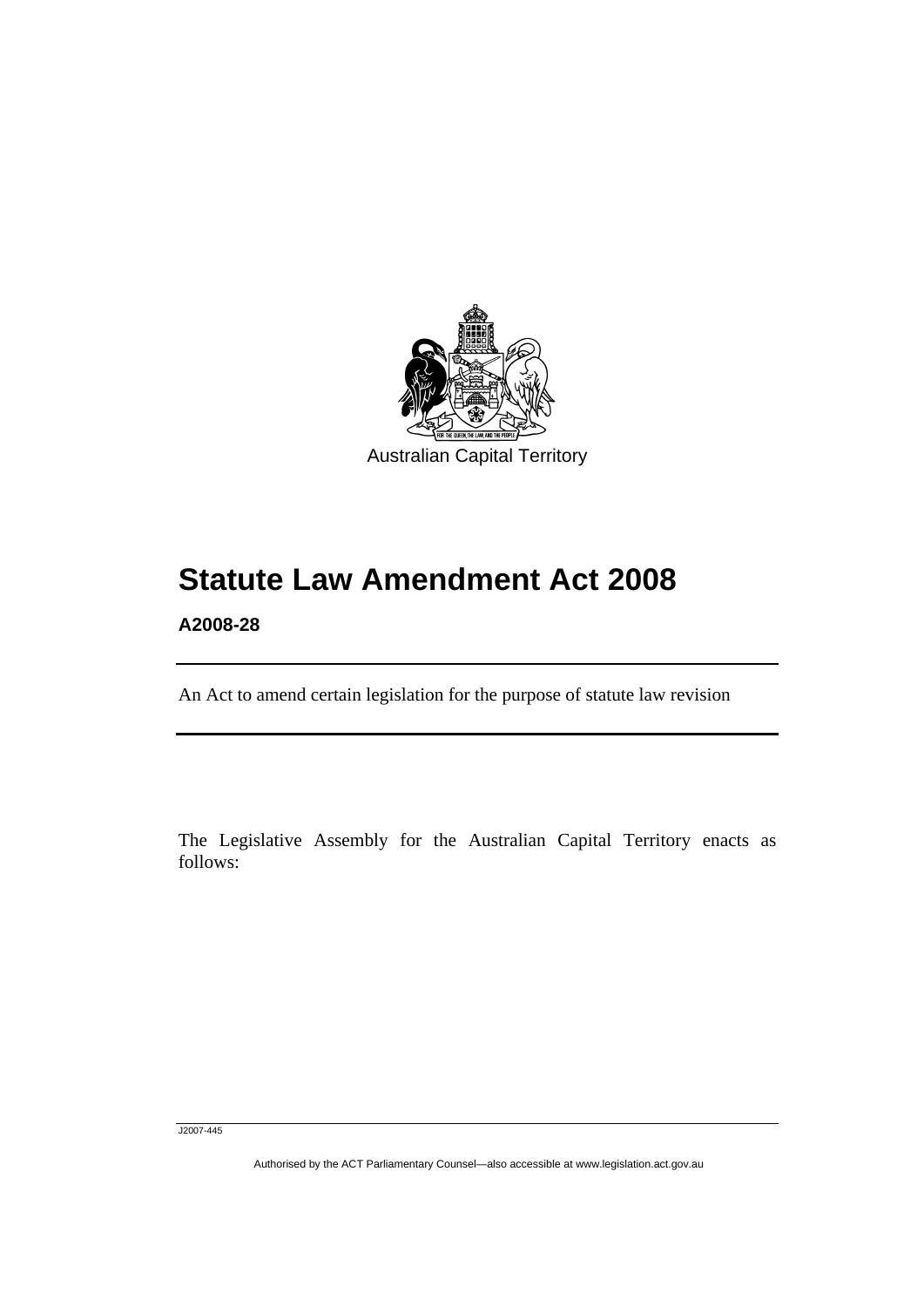Australian Capital Territory

# Statute Law Amendment Act 2008

**A2008-28**

An Act to amend certain legislation for the purpose of statute law revision

The Legislative Assembly for the Australian Capital Territory enacts as follows:

J2007-445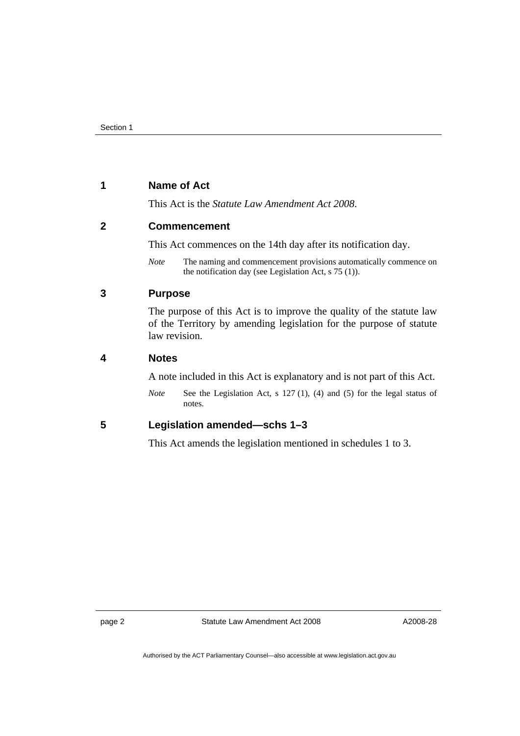## 1 Name of Act

This Act is the *Statute Law Amendment Act 2008*.

## 2 Commencement

This Act commences on the 14th day after its notification day.

*Note* The naming and commencement provisions automatically commence on the notification day (see Legislation Act, s 75 (1)).

## 3 Purpose

The purpose of this Act is to improve the quality of the statute law of the Territory by amending legislation for the purpose of statute law revision.

## 4 Notes

A note included in this Act is explanatory and is not part of this Act.

*Note* See the Legislation Act, s 127 (1), (4) and (5) for the legal status of notes.

## 5 Legislation amended—schs 1–3

This Act amends the legislation mentioned in schedules 1 to 3.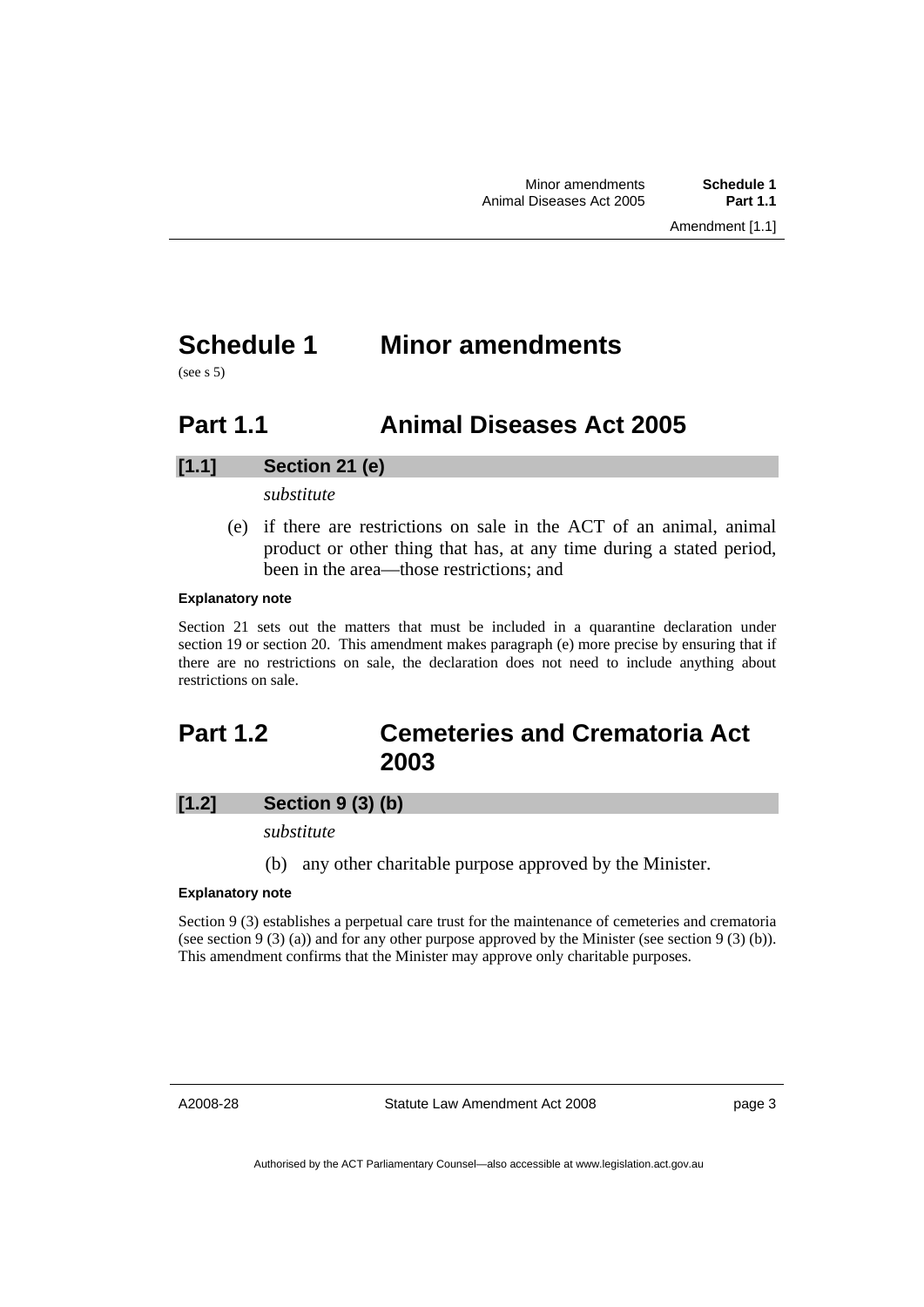# Schedule 1 Minor amendments

(see s 5)

## Part 1.1 Animal Diseases Act 2005

### [1.1] Section 21 (e)

*substitute*

(e) if there are restrictions on sale in the ACT of an animal, animal product or other thing that has, at any time during a stated period, been in the area—those restrictions; and

**Explanatory note**

Section 21 sets out the matters that must be included in a quarantine declaration under section 19 or section 20. This amendment makes paragraph (e) more precise by ensuring that if there are no restrictions on sale, the declaration does not need to include anything about restrictions on sale.

## Part 1.2 Cemeteries and Crematoria Act 2003

### [1.2] Section 9 (3) (b)

*substitute*

(b) any other charitable purpose approved by the Minister.

**Explanatory note**

Section 9 (3) establishes a perpetual care trust for the maintenance of cemeteries and crematoria (see section 9 (3) (a)) and for any other purpose approved by the Minister (see section 9 (3) (b)). This amendment confirms that the Minister may approve only charitable purposes.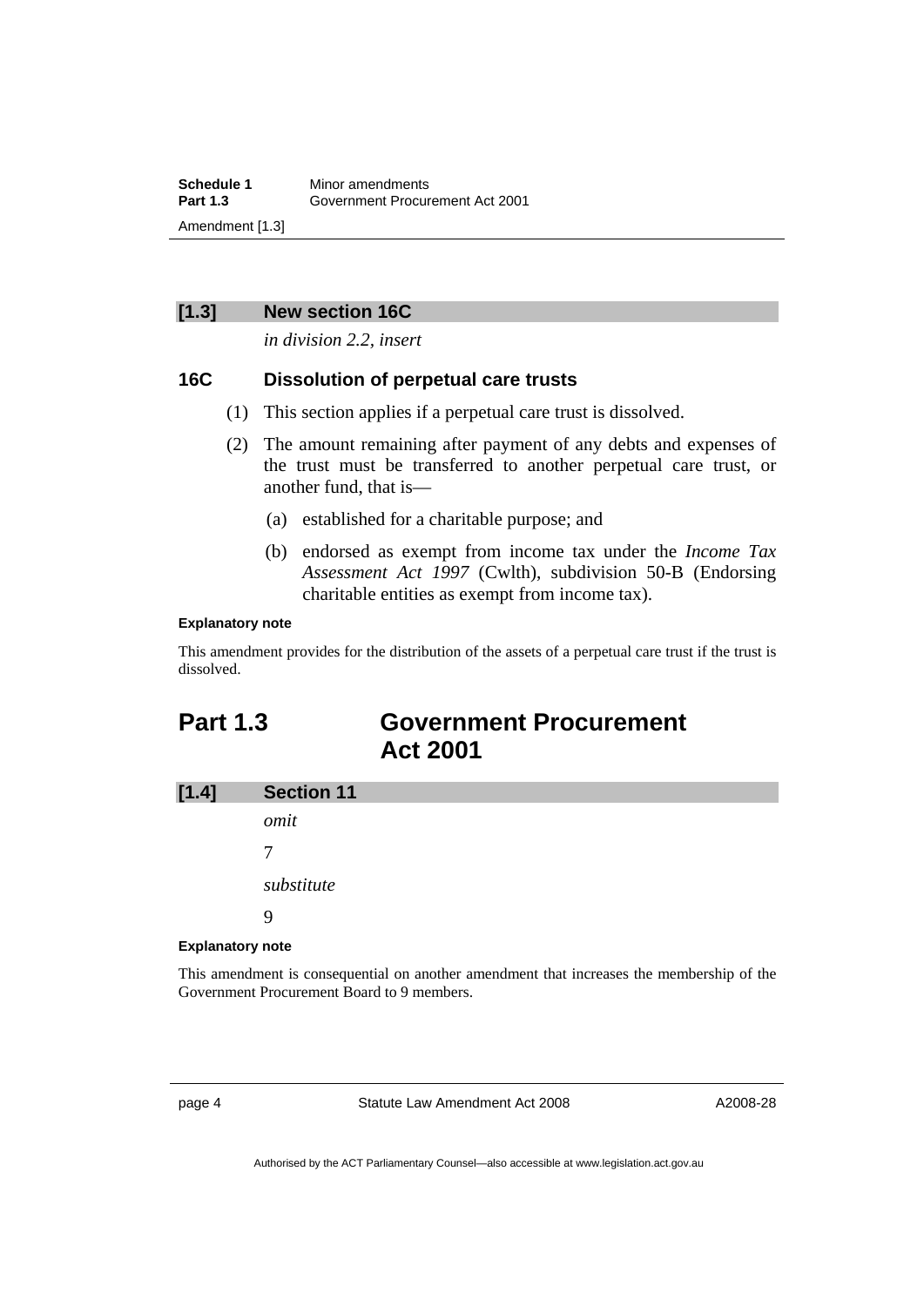**[1.3] New section 16C**

*in division 2.2, insert*

### 16C Dissolution of perpetual care trusts

(1) This section applies if a perpetual care trust is dissolved.

(2) The amount remaining after payment of any debts and expenses of the trust must be transferred to another perpetual care trust, or another fund, that is—

(a) established for a charitable purpose; and

(b) endorsed as exempt from income tax under the *Income Tax Assessment Act 1997* (Cwlth), subdivision 50-B (Endorsing charitable entities as exempt from income tax).

**Explanatory note**

This amendment provides for the distribution of the assets of a perpetual care trust if the trust is dissolved.

## Part 1.3 Government Procurement Act 2001

**[1.4] Section 11**

*omit*

7

*substitute*

9

**Explanatory note**

This amendment is consequential on another amendment that increases the membership of the Government Procurement Board to 9 members.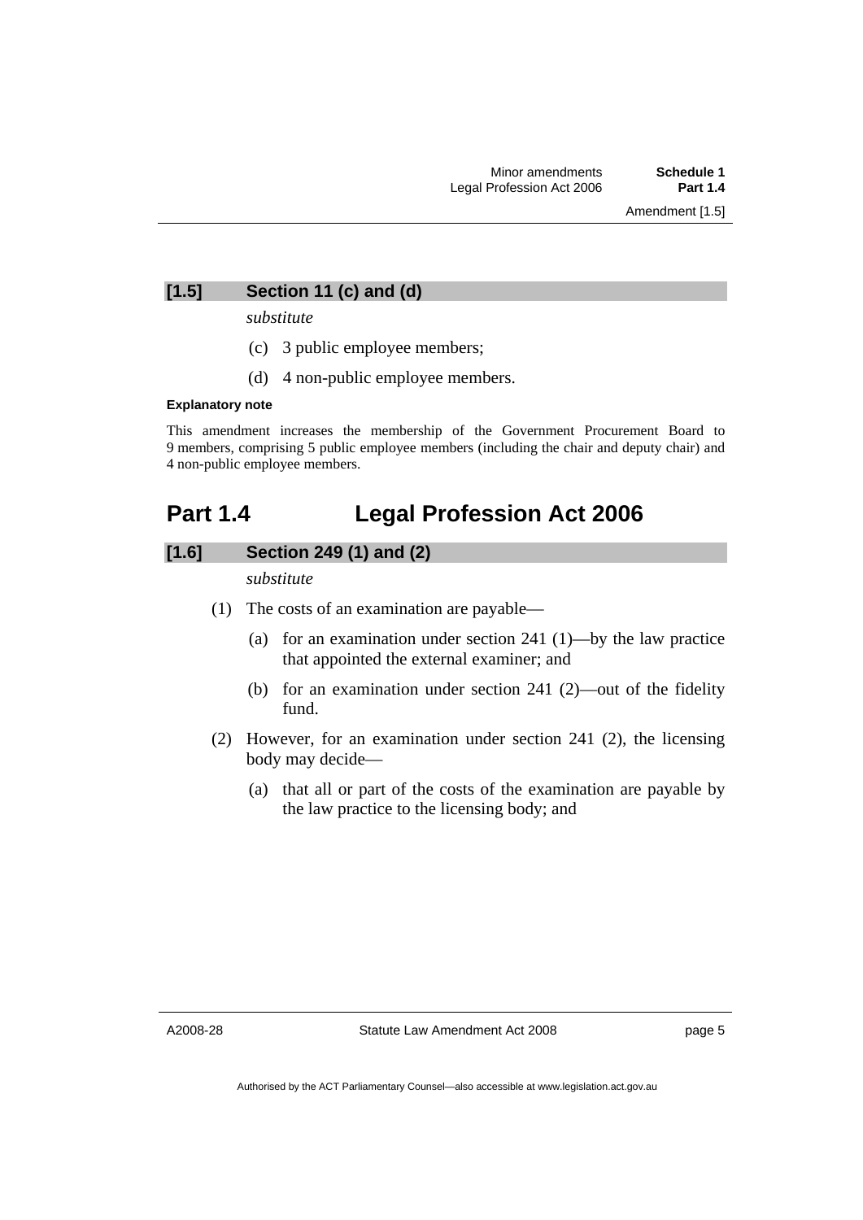### [1.5] Section 11 (c) and (d)

*substitute*

(c) 3 public employee members;

(d) 4 non-public employee members.

**Explanatory note**

This amendment increases the membership of the Government Procurement Board to 9 members, comprising 5 public employee members (including the chair and deputy chair) and 4 non-public employee members.

## Part 1.4 Legal Profession Act 2006

### [1.6] Section 249 (1) and (2)

*substitute*

(1) The costs of an examination are payable—

(a) for an examination under section 241 (1)—by the law practice that appointed the external examiner; and

(b) for an examination under section 241 (2)—out of the fidelity fund.

(2) However, for an examination under section 241 (2), the licensing body may decide—

(a) that all or part of the costs of the examination are payable by the law practice to the licensing body; and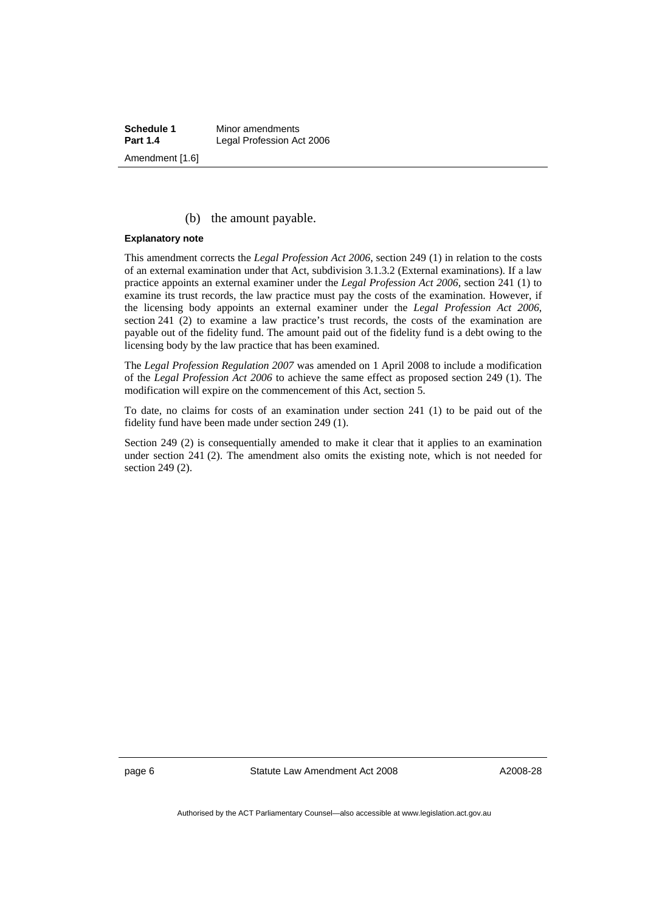(b) the amount payable.

**Explanatory note**

This amendment corrects the *Legal Profession Act 2006*, section 249 (1) in relation to the costs of an external examination under that Act, subdivision 3.1.3.2 (External examinations). If a law practice appoints an external examiner under the *Legal Profession Act 2006*, section 241 (1) to examine its trust records, the law practice must pay the costs of the examination. However, if the licensing body appoints an external examiner under the *Legal Profession Act 2006*, section 241 (2) to examine a law practice's trust records, the costs of the examination are payable out of the fidelity fund. The amount paid out of the fidelity fund is a debt owing to the licensing body by the law practice that has been examined.

The *Legal Profession Regulation 2007* was amended on 1 April 2008 to include a modification of the *Legal Profession Act 2006* to achieve the same effect as proposed section 249 (1). The modification will expire on the commencement of this Act, section 5.

To date, no claims for costs of an examination under section 241 (1) to be paid out of the fidelity fund have been made under section 249 (1).

Section 249 (2) is consequentially amended to make it clear that it applies to an examination under section 241 (2). The amendment also omits the existing note, which is not needed for section 249 (2).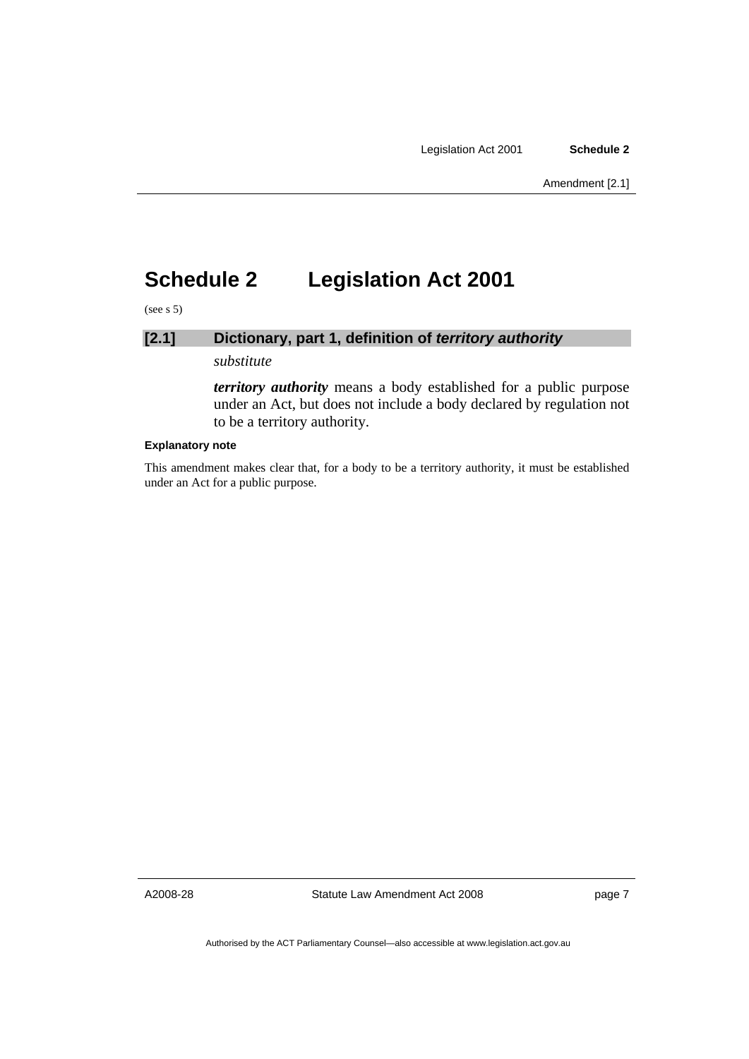# Schedule 2 Legislation Act 2001

(see s 5)

## [2.1] Dictionary, part 1, definition of *territory authority*

*substitute*

***territory authority*** means a body established for a public purpose under an Act, but does not include a body declared by regulation not to be a territory authority.

**Explanatory note**

This amendment makes clear that, for a body to be a territory authority, it must be established under an Act for a public purpose.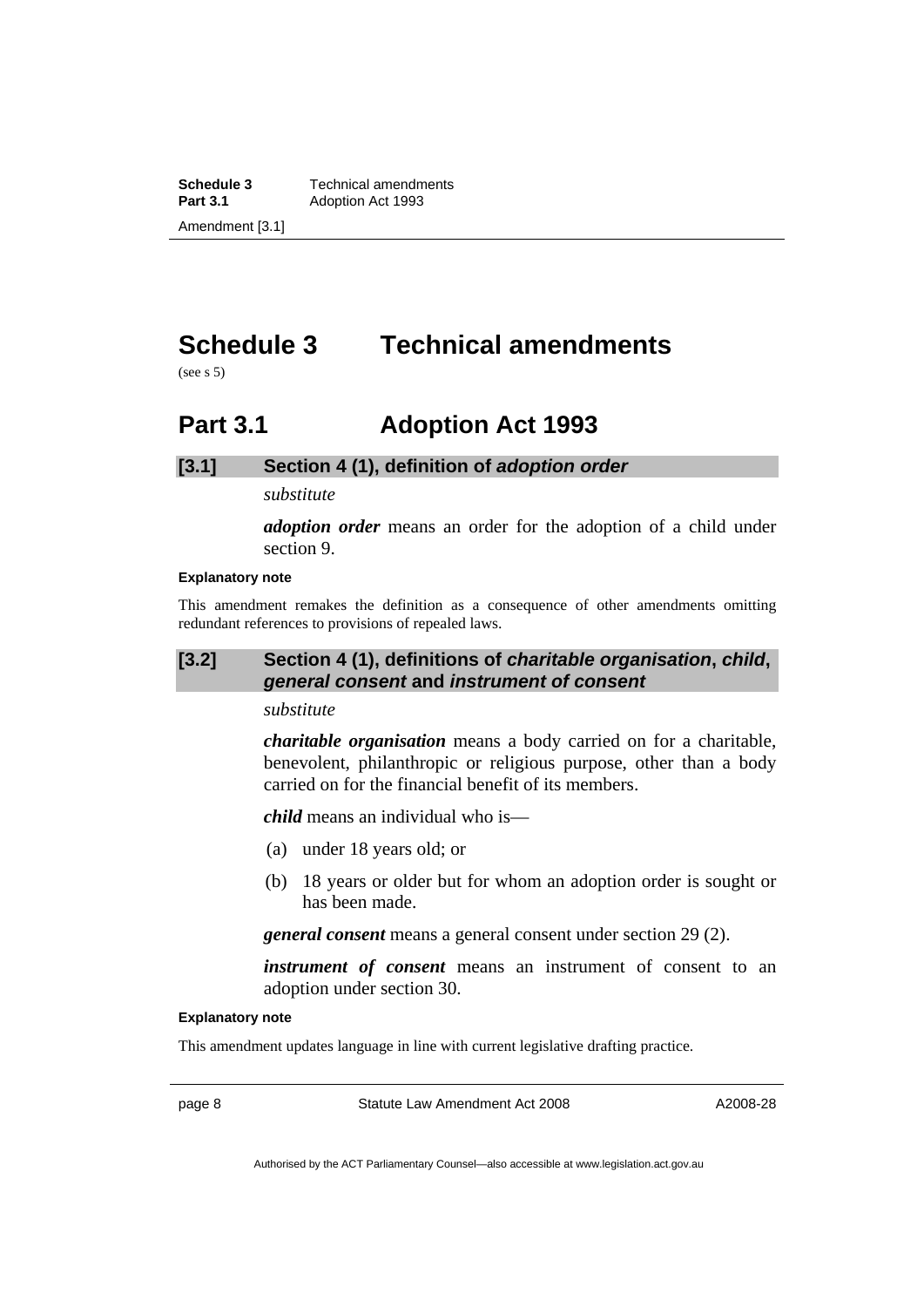# Schedule 3 Technical amendments

(see s 5)

## Part 3.1 Adoption Act 1993

### [3.1] Section 4 (1), definition of *adoption order*

*substitute*

***adoption order*** means an order for the adoption of a child under section 9.

**Explanatory note**

This amendment remakes the definition as a consequence of other amendments omitting redundant references to provisions of repealed laws.

### [3.2] Section 4 (1), definitions of *charitable organisation*, *child*, *general consent* and *instrument of consent*

*substitute*

***charitable organisation*** means a body carried on for a charitable, benevolent, philanthropic or religious purpose, other than a body carried on for the financial benefit of its members.

***child*** means an individual who is—

(a) under 18 years old; or

(b) 18 years or older but for whom an adoption order is sought or has been made.

***general consent*** means a general consent under section 29 (2).

***instrument of consent*** means an instrument of consent to an adoption under section 30.

**Explanatory note**

This amendment updates language in line with current legislative drafting practice.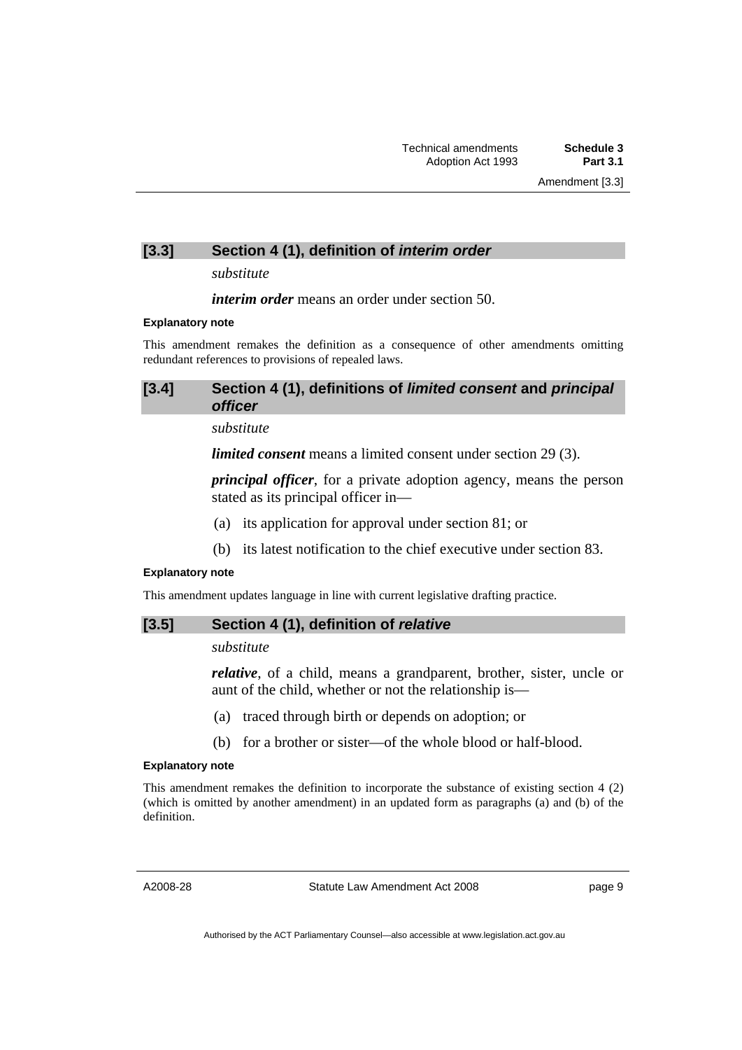### [3.3] Section 4 (1), definition of *interim order*

*substitute*

***interim order*** means an order under section 50.

**Explanatory note**

This amendment remakes the definition as a consequence of other amendments omitting redundant references to provisions of repealed laws.

### [3.4] Section 4 (1), definitions of *limited consent* and *principal officer*

*substitute*

***limited consent*** means a limited consent under section 29 (3).

***principal officer***, for a private adoption agency, means the person stated as its principal officer in—

(a) its application for approval under section 81; or

(b) its latest notification to the chief executive under section 83.

**Explanatory note**

This amendment updates language in line with current legislative drafting practice.

### [3.5] Section 4 (1), definition of *relative*

*substitute*

***relative***, of a child, means a grandparent, brother, sister, uncle or aunt of the child, whether or not the relationship is—

(a) traced through birth or depends on adoption; or

(b) for a brother or sister—of the whole blood or half-blood.

**Explanatory note**

This amendment remakes the definition to incorporate the substance of existing section 4 (2) (which is omitted by another amendment) in an updated form as paragraphs (a) and (b) of the definition.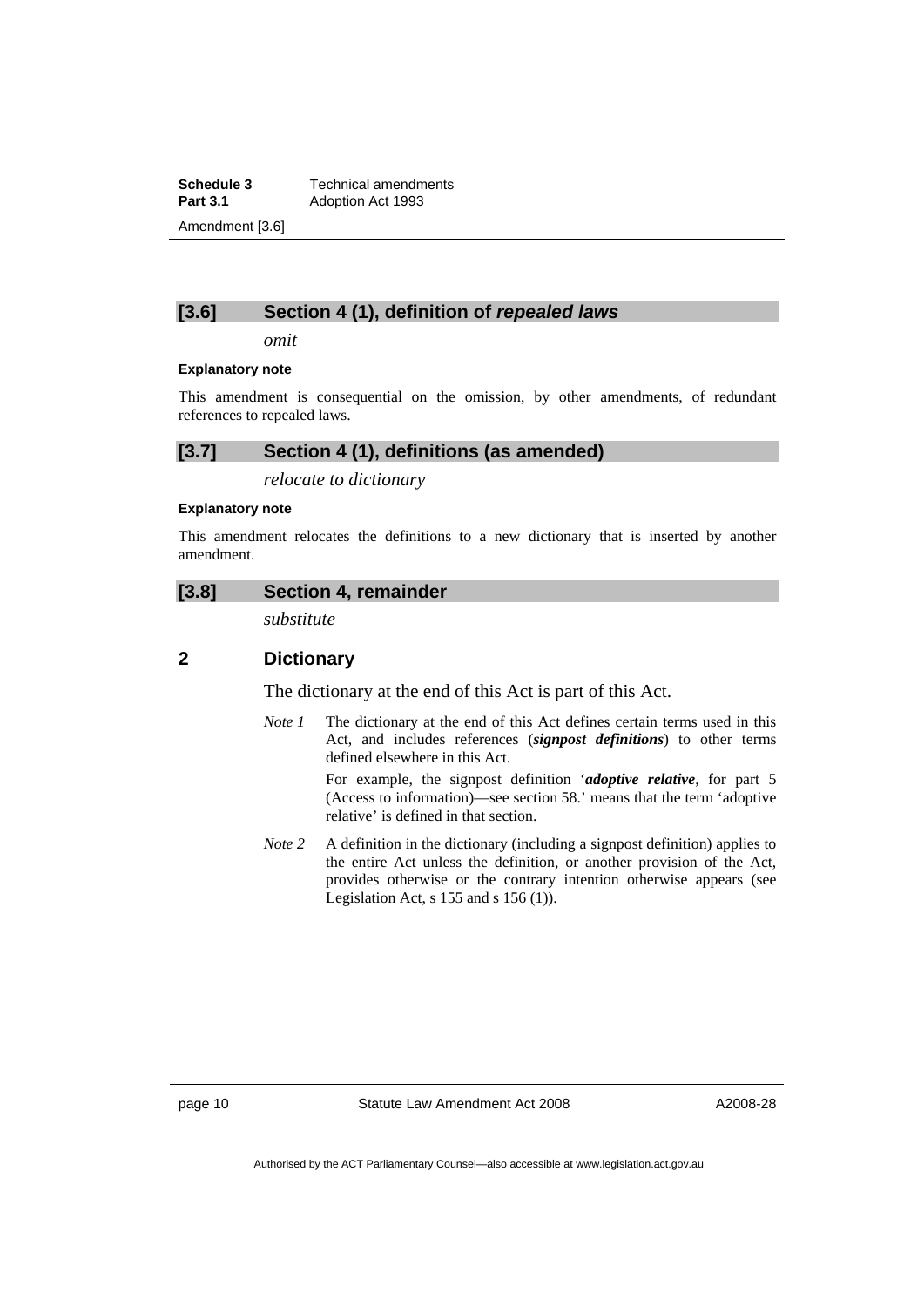## [3.6] Section 4 (1), definition of *repealed laws*

*omit*

**Explanatory note**

This amendment is consequential on the omission, by other amendments, of redundant references to repealed laws.

## [3.7] Section 4 (1), definitions (as amended)

*relocate to dictionary*

**Explanatory note**

This amendment relocates the definitions to a new dictionary that is inserted by another amendment.

## [3.8] Section 4, remainder

*substitute*

### 2 Dictionary

The dictionary at the end of this Act is part of this Act.

*Note 1* The dictionary at the end of this Act defines certain terms used in this Act, and includes references (***signpost definitions***) to other terms defined elsewhere in this Act.

For example, the signpost definition '***adoptive relative***, for part 5 (Access to information)—see section 58.' means that the term 'adoptive relative' is defined in that section.

*Note 2* A definition in the dictionary (including a signpost definition) applies to the entire Act unless the definition, or another provision of the Act, provides otherwise or the contrary intention otherwise appears (see Legislation Act, s 155 and s 156 (1)).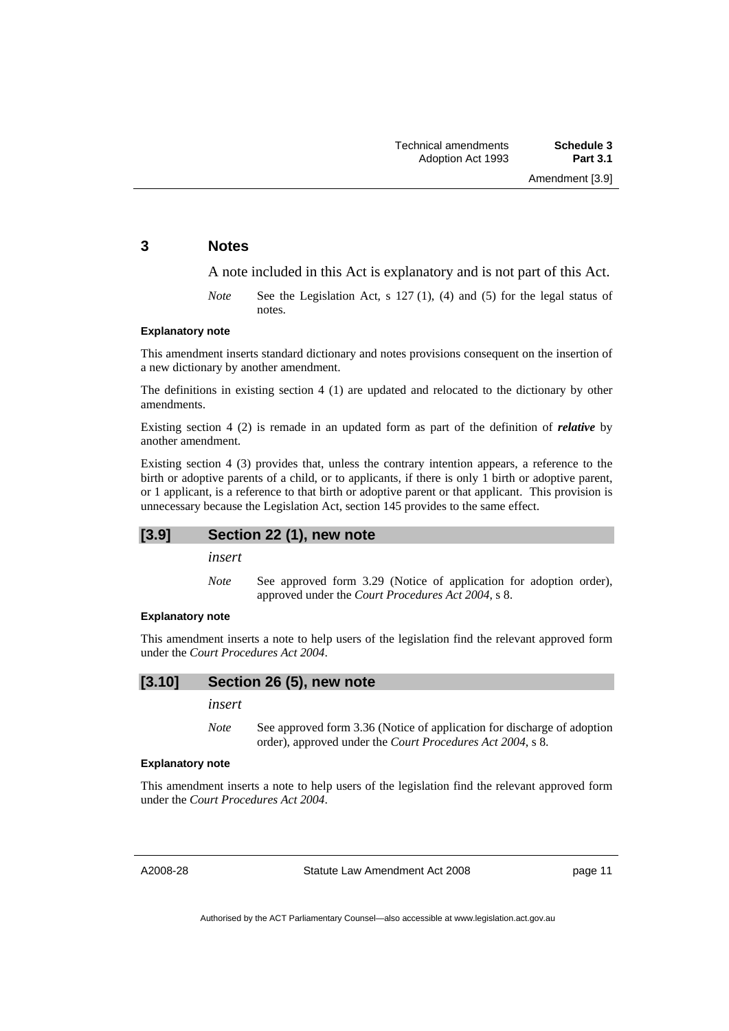## 3 Notes

A note included in this Act is explanatory and is not part of this Act.

*Note* See the Legislation Act, s 127 (1), (4) and (5) for the legal status of notes.

**Explanatory note**

This amendment inserts standard dictionary and notes provisions consequent on the insertion of a new dictionary by another amendment.

The definitions in existing section 4 (1) are updated and relocated to the dictionary by other amendments.

Existing section 4 (2) is remade in an updated form as part of the definition of ***relative*** by another amendment.

Existing section 4 (3) provides that, unless the contrary intention appears, a reference to the birth or adoptive parents of a child, or to applicants, if there is only 1 birth or adoptive parent, or 1 applicant, is a reference to that birth or adoptive parent or that applicant. This provision is unnecessary because the Legislation Act, section 145 provides to the same effect.

## [3.9] Section 22 (1), new note

*insert*

*Note* See approved form 3.29 (Notice of application for adoption order), approved under the *Court Procedures Act 2004*, s 8.

**Explanatory note**

This amendment inserts a note to help users of the legislation find the relevant approved form under the *Court Procedures Act 2004*.

## [3.10] Section 26 (5), new note

*insert*

*Note* See approved form 3.36 (Notice of application for discharge of adoption order), approved under the *Court Procedures Act 2004*, s 8.

**Explanatory note**

This amendment inserts a note to help users of the legislation find the relevant approved form under the *Court Procedures Act 2004*.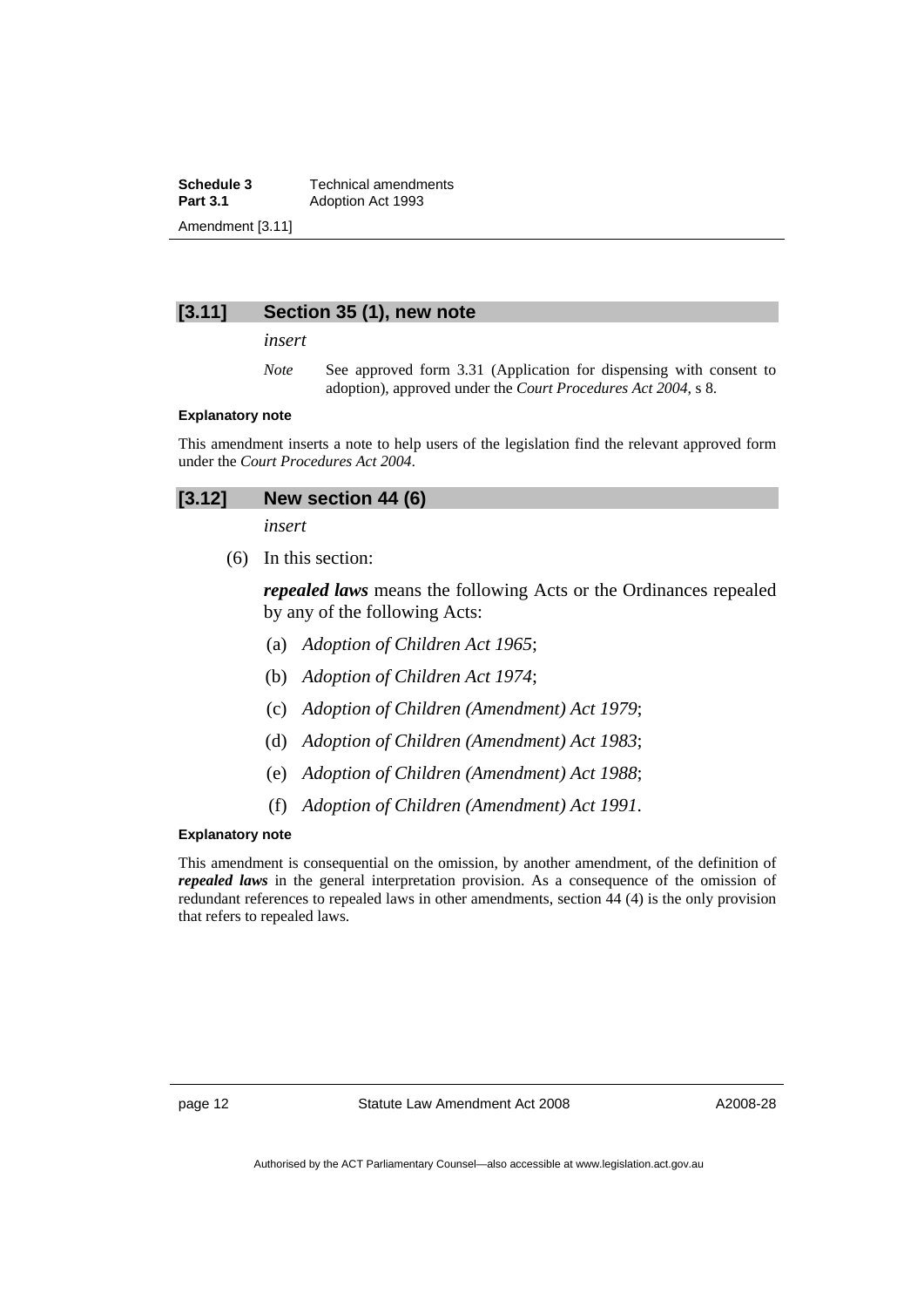## [3.11] Section 35 (1), new note

*insert*

*Note* See approved form 3.31 (Application for dispensing with consent to adoption), approved under the *Court Procedures Act 2004*, s 8.

#### Explanatory note

This amendment inserts a note to help users of the legislation find the relevant approved form under the *Court Procedures Act 2004*.

## [3.12] New section 44 (6)

*insert*

(6) In this section:

***repealed laws*** means the following Acts or the Ordinances repealed by any of the following Acts:

(a) *Adoption of Children Act 1965*;

(b) *Adoption of Children Act 1974*;

(c) *Adoption of Children (Amendment) Act 1979*;

(d) *Adoption of Children (Amendment) Act 1983*;

(e) *Adoption of Children (Amendment) Act 1988*;

(f) *Adoption of Children (Amendment) Act 1991*.

#### Explanatory note

This amendment is consequential on the omission, by another amendment, of the definition of ***repealed laws*** in the general interpretation provision. As a consequence of the omission of redundant references to repealed laws in other amendments, section 44 (4) is the only provision that refers to repealed laws.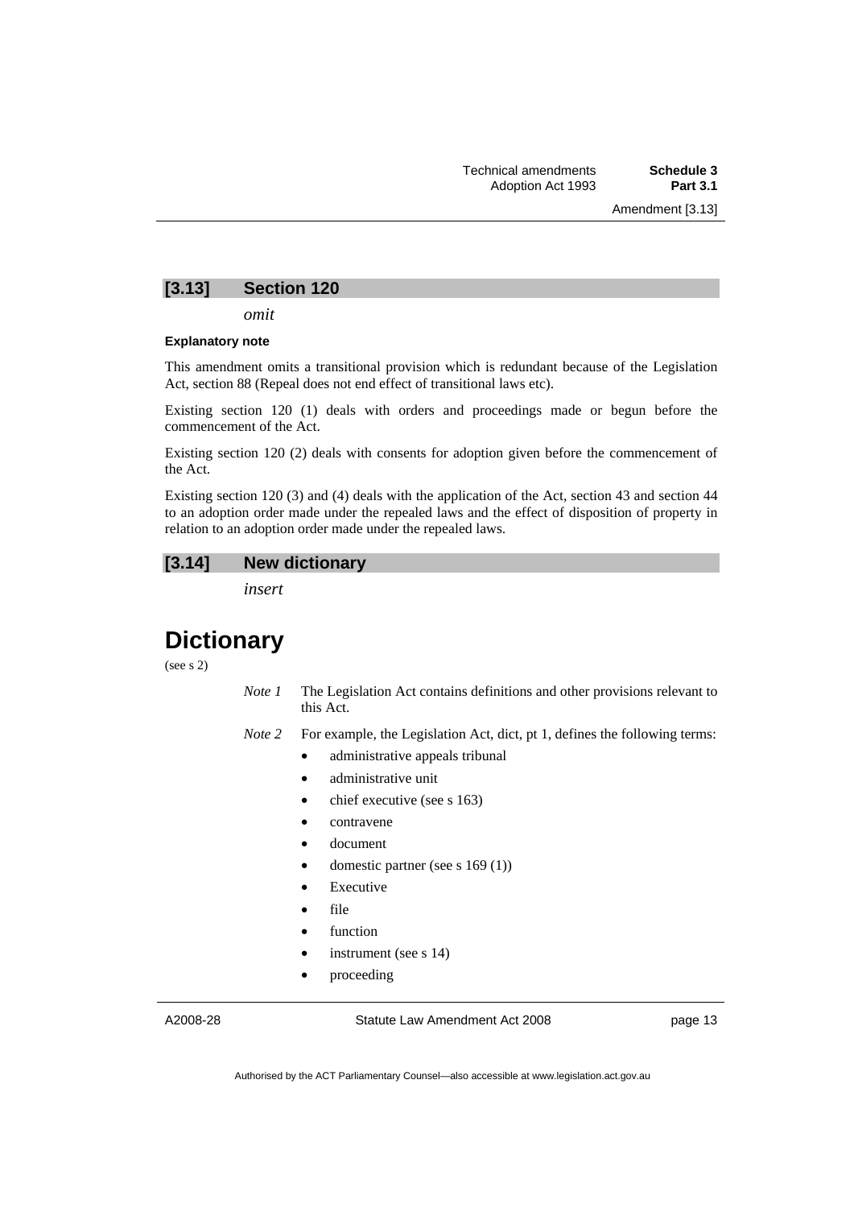## [3.13] Section 120

*omit*

#### Explanatory note

This amendment omits a transitional provision which is redundant because of the Legislation Act, section 88 (Repeal does not end effect of transitional laws etc).

Existing section 120 (1) deals with orders and proceedings made or begun before the commencement of the Act.

Existing section 120 (2) deals with consents for adoption given before the commencement of the Act.

Existing section 120 (3) and (4) deals with the application of the Act, section 43 and section 44 to an adoption order made under the repealed laws and the effect of disposition of property in relation to an adoption order made under the repealed laws.

## [3.14] New dictionary

*insert*

# Dictionary

(see s 2)

*Note 1* The Legislation Act contains definitions and other provisions relevant to this Act.

*Note 2* For example, the Legislation Act, dict, pt 1, defines the following terms:

- administrative appeals tribunal
- administrative unit
- chief executive (see s 163)
- contravene
- document
- domestic partner (see s 169 (1))
- Executive
- file
- function
- instrument (see s 14)
- proceeding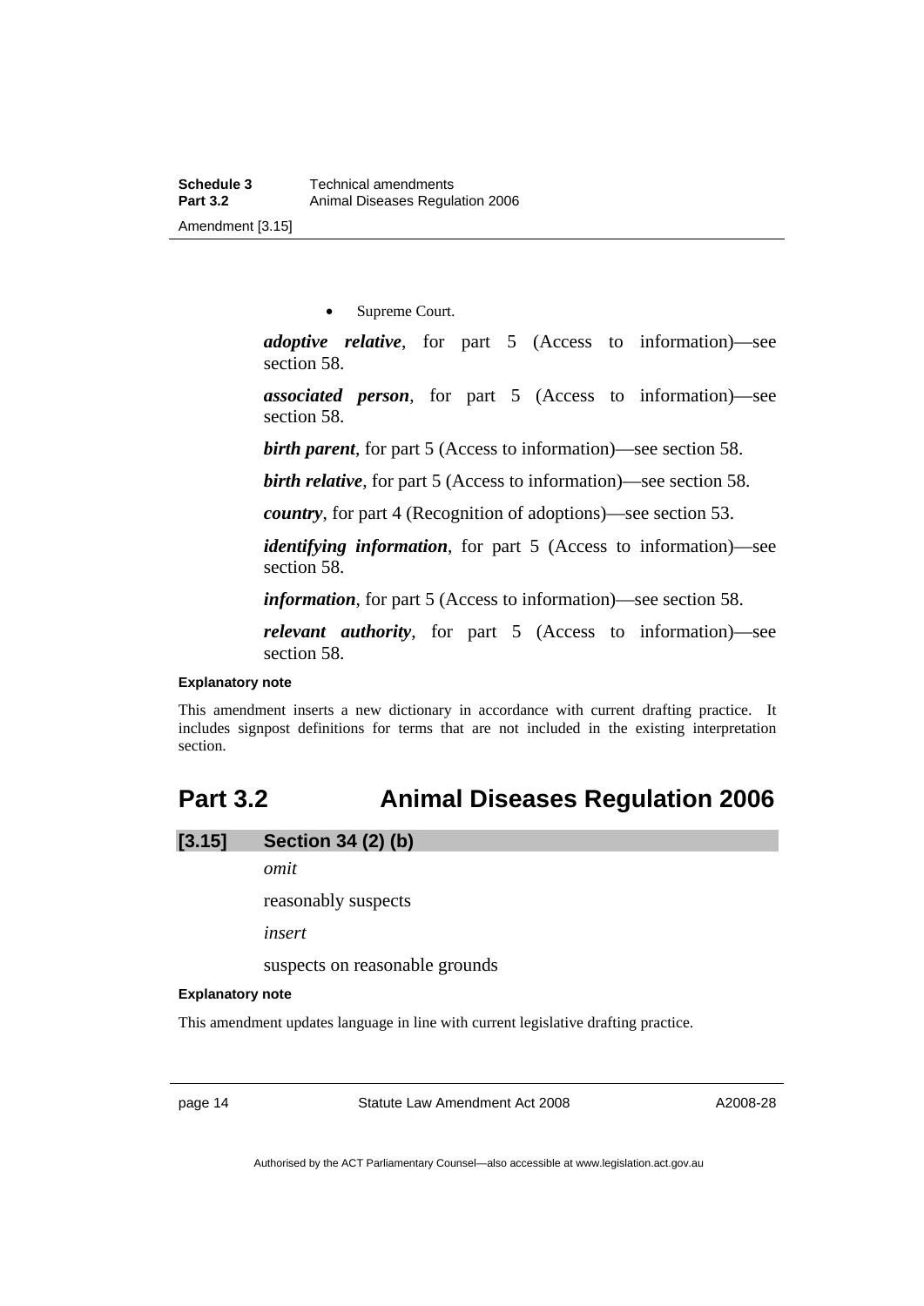- Supreme Court.

***adoptive relative***, for part 5 (Access to information)—see section 58.

***associated person***, for part 5 (Access to information)—see section 58.

***birth parent***, for part 5 (Access to information)—see section 58.

***birth relative***, for part 5 (Access to information)—see section 58.

***country***, for part 4 (Recognition of adoptions)—see section 53.

***identifying information***, for part 5 (Access to information)—see section 58.

***information***, for part 5 (Access to information)—see section 58.

***relevant authority***, for part 5 (Access to information)—see section 58.

**Explanatory note**

This amendment inserts a new dictionary in accordance with current drafting practice. It includes signpost definitions for terms that are not included in the existing interpretation section.

# Part 3.2 Animal Diseases Regulation 2006

### [3.15] Section 34 (2) (b)

*omit*

reasonably suspects

*insert*

suspects on reasonable grounds

**Explanatory note**

This amendment updates language in line with current legislative drafting practice.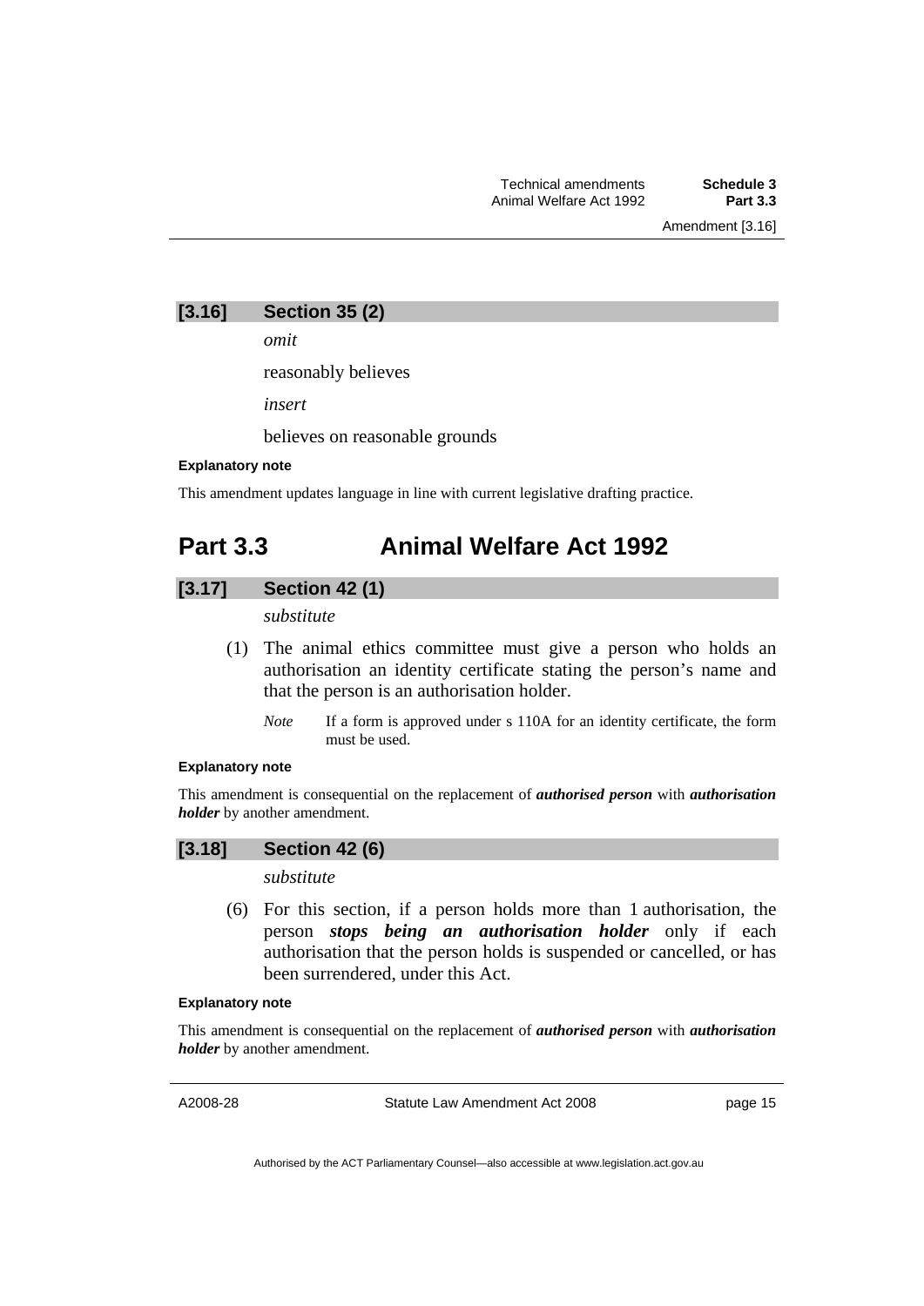### [3.16] Section 35 (2)

*omit*

reasonably believes

*insert*

believes on reasonable grounds

**Explanatory note**

This amendment updates language in line with current legislative drafting practice.

## Part 3.3 Animal Welfare Act 1992

### [3.17] Section 42 (1)

*substitute*

(1) The animal ethics committee must give a person who holds an authorisation an identity certificate stating the person's name and that the person is an authorisation holder.

*Note* If a form is approved under s 110A for an identity certificate, the form must be used.

**Explanatory note**

This amendment is consequential on the replacement of ***authorised person*** with ***authorisation holder*** by another amendment.

### [3.18] Section 42 (6)

*substitute*

(6) For this section, if a person holds more than 1 authorisation, the person ***stops being an authorisation holder*** only if each authorisation that the person holds is suspended or cancelled, or has been surrendered, under this Act.

**Explanatory note**

This amendment is consequential on the replacement of ***authorised person*** with ***authorisation holder*** by another amendment.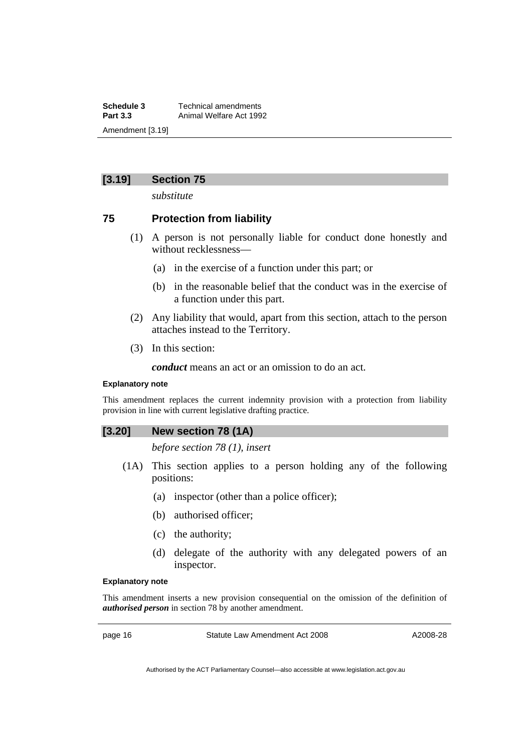## [3.19] Section 75

*substitute*

### 75 Protection from liability

(1) A person is not personally liable for conduct done honestly and without recklessness—

(a) in the exercise of a function under this part; or

(b) in the reasonable belief that the conduct was in the exercise of a function under this part.

(2) Any liability that would, apart from this section, attach to the person attaches instead to the Territory.

(3) In this section:

***conduct*** means an act or an omission to do an act.

**Explanatory note**

This amendment replaces the current indemnity provision with a protection from liability provision in line with current legislative drafting practice.

## [3.20] New section 78 (1A)

*before section 78 (1), insert*

(1A) This section applies to a person holding any of the following positions:

(a) inspector (other than a police officer);

(b) authorised officer;

(c) the authority;

(d) delegate of the authority with any delegated powers of an inspector.

**Explanatory note**

This amendment inserts a new provision consequential on the omission of the definition of ***authorised person*** in section 78 by another amendment.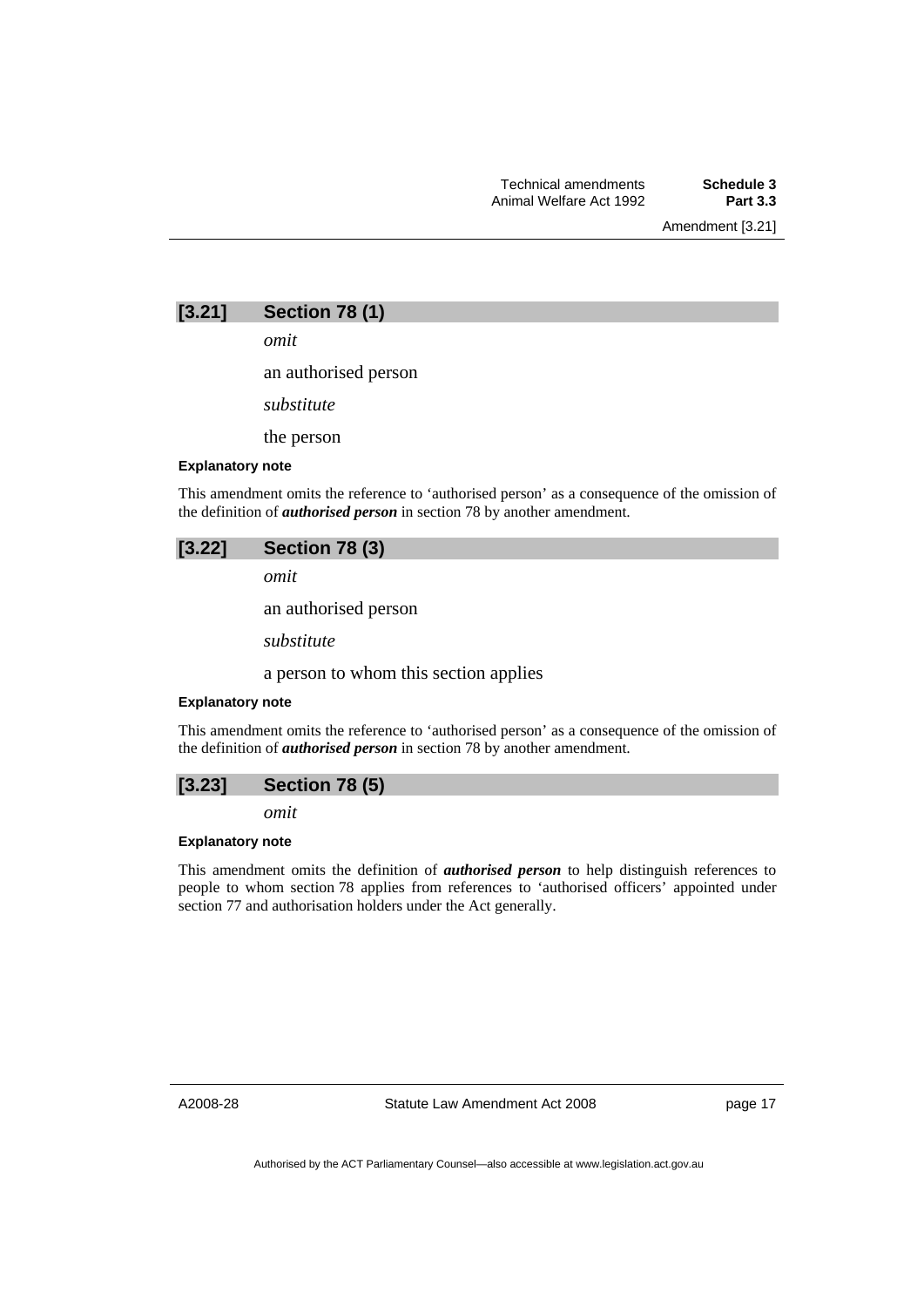## [3.21] Section 78 (1)

*omit*

an authorised person

*substitute*

the person

#### Explanatory note

This amendment omits the reference to 'authorised person' as a consequence of the omission of the definition of ***authorised person*** in section 78 by another amendment.

## [3.22] Section 78 (3)

*omit*

an authorised person

*substitute*

a person to whom this section applies

#### Explanatory note

This amendment omits the reference to 'authorised person' as a consequence of the omission of the definition of ***authorised person*** in section 78 by another amendment.

## [3.23] Section 78 (5)

*omit*

#### Explanatory note

This amendment omits the definition of ***authorised person*** to help distinguish references to people to whom section 78 applies from references to 'authorised officers' appointed under section 77 and authorisation holders under the Act generally.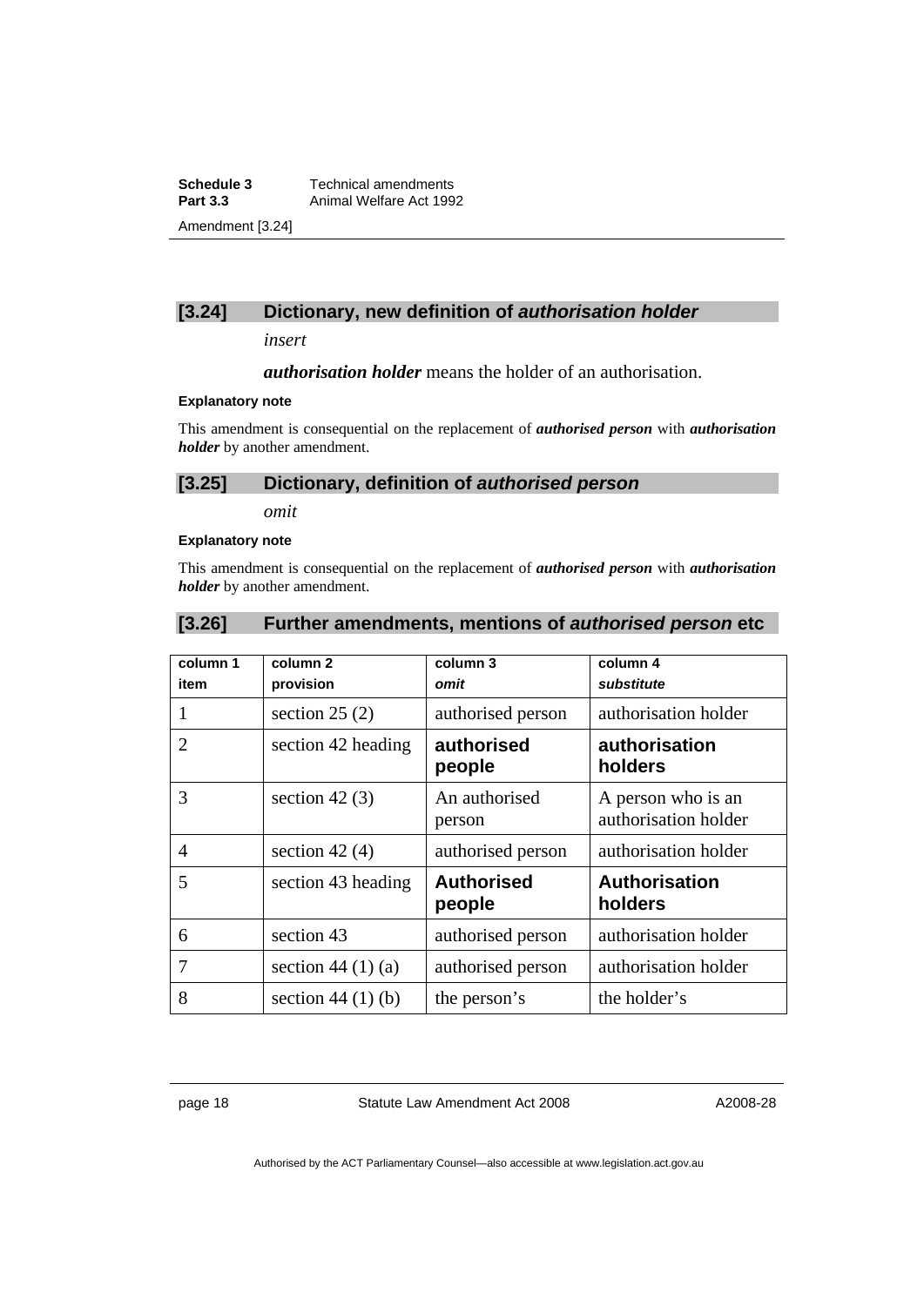## [3.24] Dictionary, new definition of *authorisation holder*

*insert*

***authorisation holder*** means the holder of an authorisation.

**Explanatory note**

This amendment is consequential on the replacement of ***authorised person*** with ***authorisation holder*** by another amendment.

## [3.25] Dictionary, definition of *authorised person*

*omit*

**Explanatory note**

This amendment is consequential on the replacement of ***authorised person*** with ***authorisation holder*** by another amendment.

## [3.26] Further amendments, mentions of *authorised person* etc

| column 1<br>item | column 2<br>provision | column 3<br>*omit* | column 4<br>*substitute* |
|---|---|---|---|
| 1 | section 25 (2) | authorised person | authorisation holder |
| 2 | section 42 heading | **authorised people** | **authorisation holders** |
| 3 | section 42 (3) | An authorised person | A person who is an authorisation holder |
| 4 | section 42 (4) | authorised person | authorisation holder |
| 5 | section 43 heading | **Authorised people** | **Authorisation holders** |
| 6 | section 43 | authorised person | authorisation holder |
| 7 | section 44 (1) (a) | authorised person | authorisation holder |
| 8 | section 44 (1) (b) | the person's | the holder's |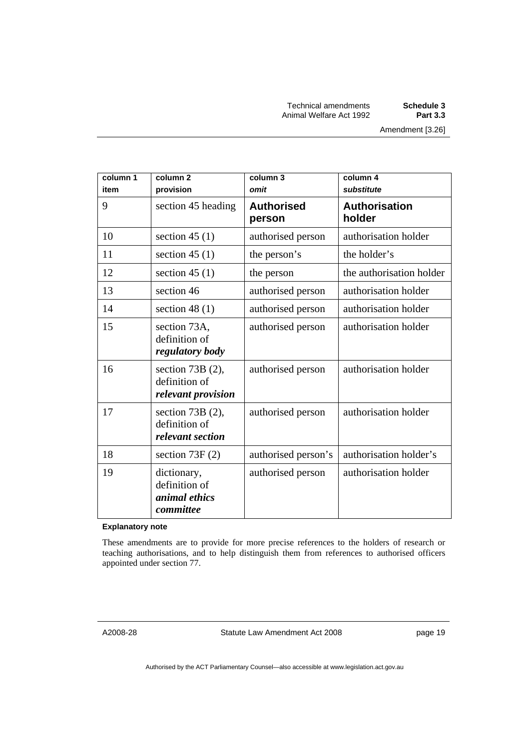| column 1<br>item | column 2<br>provision | column 3<br>*omit* | column 4<br>*substitute* |
|---|---|---|---|
| 9 | section 45 heading | **Authorised person** | **Authorisation holder** |
| 10 | section 45 (1) | authorised person | authorisation holder |
| 11 | section 45 (1) | the person’s | the holder’s |
| 12 | section 45 (1) | the person | the authorisation holder |
| 13 | section 46 | authorised person | authorisation holder |
| 14 | section 48 (1) | authorised person | authorisation holder |
| 15 | section 73A, definition of ***regulatory body*** | authorised person | authorisation holder |
| 16 | section 73B (2), definition of ***relevant provision*** | authorised person | authorisation holder |
| 17 | section 73B (2), definition of ***relevant section*** | authorised person | authorisation holder |
| 18 | section 73F (2) | authorised person’s | authorisation holder’s |
| 19 | dictionary, definition of ***animal ethics committee*** | authorised person | authorisation holder |

**Explanatory note**

These amendments are to provide for more precise references to the holders of research or teaching authorisations, and to help distinguish them from references to authorised officers appointed under section 77.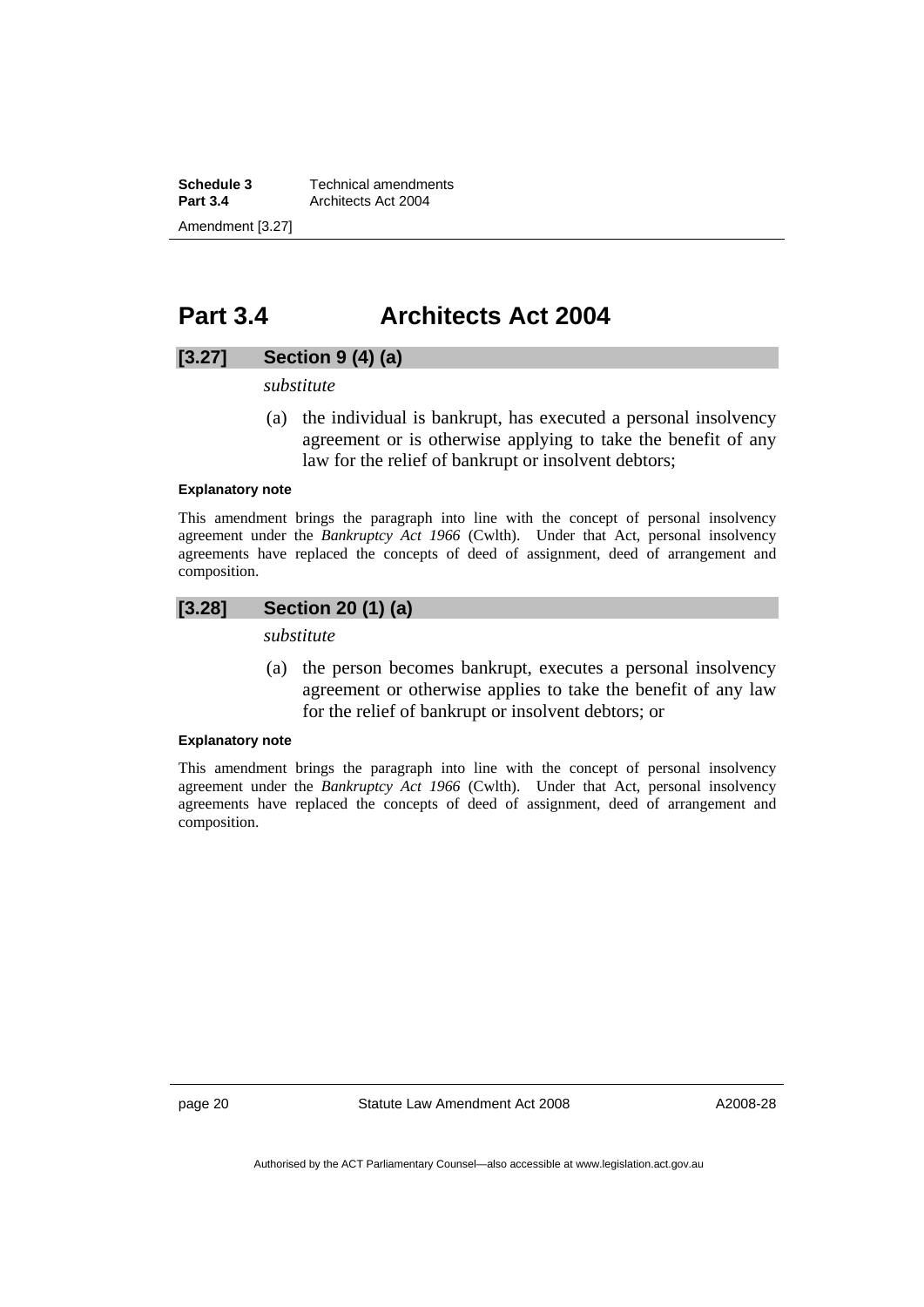## Part 3.4 Architects Act 2004

### [3.27] Section 9 (4) (a)

*substitute*

(a) the individual is bankrupt, has executed a personal insolvency agreement or is otherwise applying to take the benefit of any law for the relief of bankrupt or insolvent debtors;

**Explanatory note**

This amendment brings the paragraph into line with the concept of personal insolvency agreement under the *Bankruptcy Act 1966* (Cwlth). Under that Act, personal insolvency agreements have replaced the concepts of deed of assignment, deed of arrangement and composition.

### [3.28] Section 20 (1) (a)

*substitute*

(a) the person becomes bankrupt, executes a personal insolvency agreement or otherwise applies to take the benefit of any law for the relief of bankrupt or insolvent debtors; or

**Explanatory note**

This amendment brings the paragraph into line with the concept of personal insolvency agreement under the *Bankruptcy Act 1966* (Cwlth). Under that Act, personal insolvency agreements have replaced the concepts of deed of assignment, deed of arrangement and composition.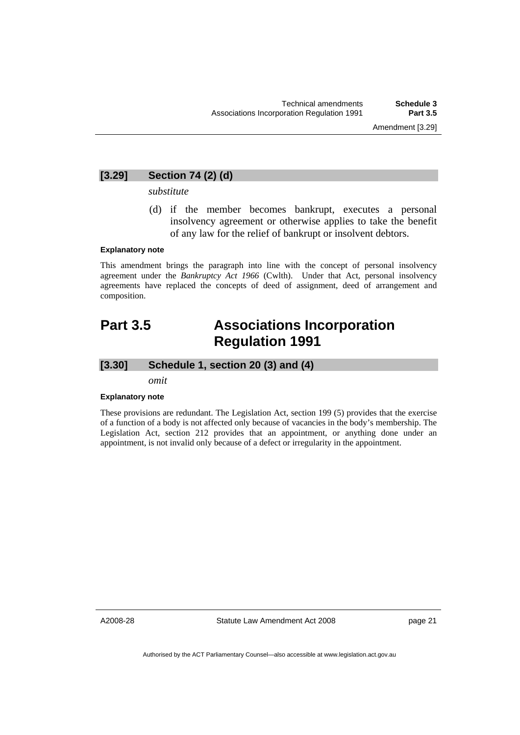### [3.29] Section 74 (2) (d)

*substitute*

(d) if the member becomes bankrupt, executes a personal insolvency agreement or otherwise applies to take the benefit of any law for the relief of bankrupt or insolvent debtors.

**Explanatory note**

This amendment brings the paragraph into line with the concept of personal insolvency agreement under the *Bankruptcy Act 1966* (Cwlth). Under that Act, personal insolvency agreements have replaced the concepts of deed of assignment, deed of arrangement and composition.

# Part 3.5 Associations Incorporation Regulation 1991

### [3.30] Schedule 1, section 20 (3) and (4)

*omit*

**Explanatory note**

These provisions are redundant. The Legislation Act, section 199 (5) provides that the exercise of a function of a body is not affected only because of vacancies in the body's membership. The Legislation Act, section 212 provides that an appointment, or anything done under an appointment, is not invalid only because of a defect or irregularity in the appointment.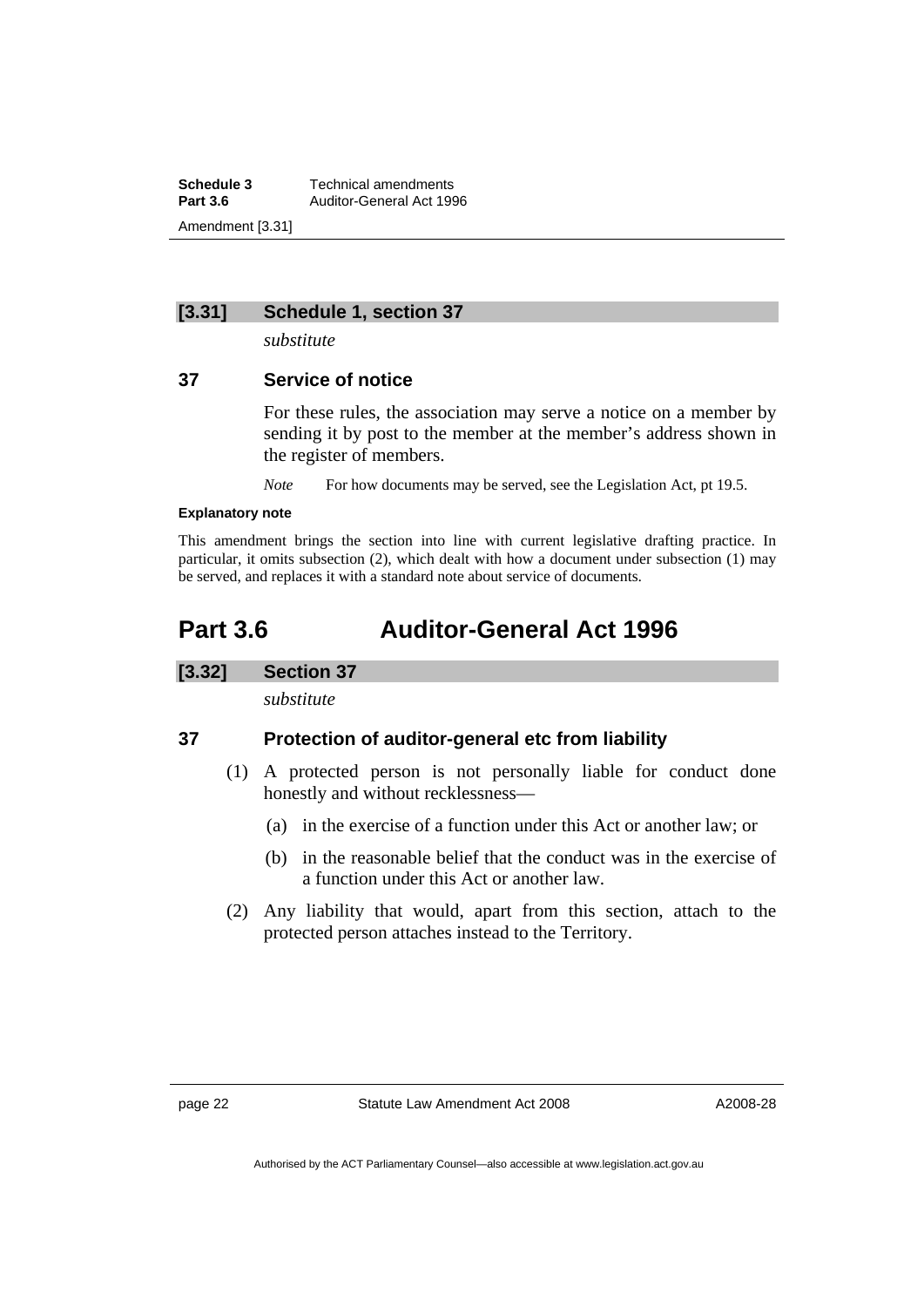### [3.31] Schedule 1, section 37

*substitute*

### 37 Service of notice

For these rules, the association may serve a notice on a member by sending it by post to the member at the member's address shown in the register of members.

*Note* For how documents may be served, see the Legislation Act, pt 19.5.

**Explanatory note**

This amendment brings the section into line with current legislative drafting practice. In particular, it omits subsection (2), which dealt with how a document under subsection (1) may be served, and replaces it with a standard note about service of documents.

# Part 3.6 Auditor-General Act 1996

### [3.32] Section 37

*substitute*

### 37 Protection of auditor-general etc from liability

(1) A protected person is not personally liable for conduct done honestly and without recklessness—

   (a) in the exercise of a function under this Act or another law; or

   (b) in the reasonable belief that the conduct was in the exercise of a function under this Act or another law.

(2) Any liability that would, apart from this section, attach to the protected person attaches instead to the Territory.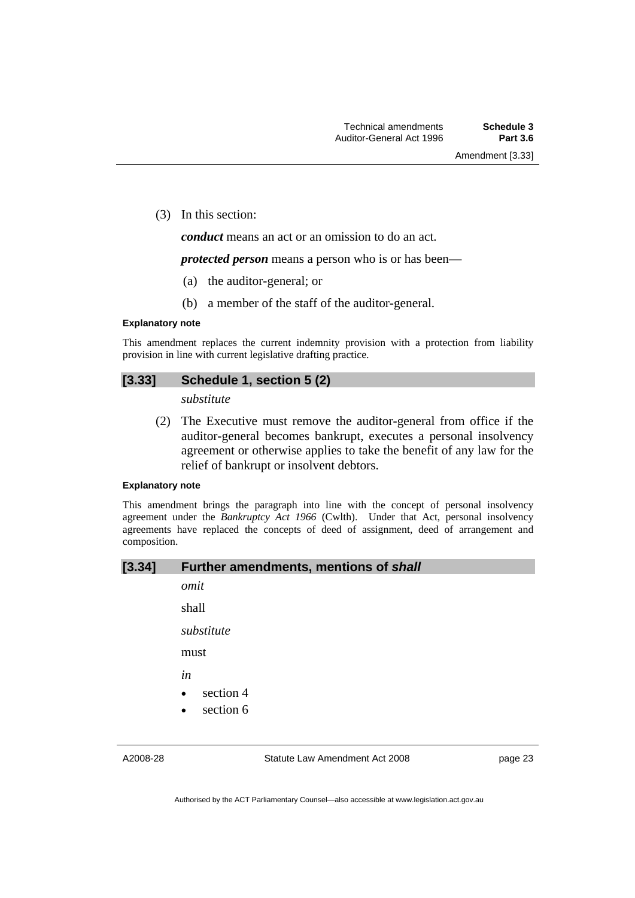(3) In this section:

***conduct*** means an act or an omission to do an act.

***protected person*** means a person who is or has been—

(a) the auditor-general; or

(b) a member of the staff of the auditor-general.

**Explanatory note**

This amendment replaces the current indemnity provision with a protection from liability provision in line with current legislative drafting practice.

## [3.33] Schedule 1, section 5 (2)

*substitute*

(2) The Executive must remove the auditor-general from office if the auditor-general becomes bankrupt, executes a personal insolvency agreement or otherwise applies to take the benefit of any law for the relief of bankrupt or insolvent debtors.

**Explanatory note**

This amendment brings the paragraph into line with the concept of personal insolvency agreement under the *Bankruptcy Act 1966* (Cwlth). Under that Act, personal insolvency agreements have replaced the concepts of deed of assignment, deed of arrangement and composition.

## [3.34] Further amendments, mentions of *shall*

*omit*

shall

*substitute*

must

*in*

- section 4
- section 6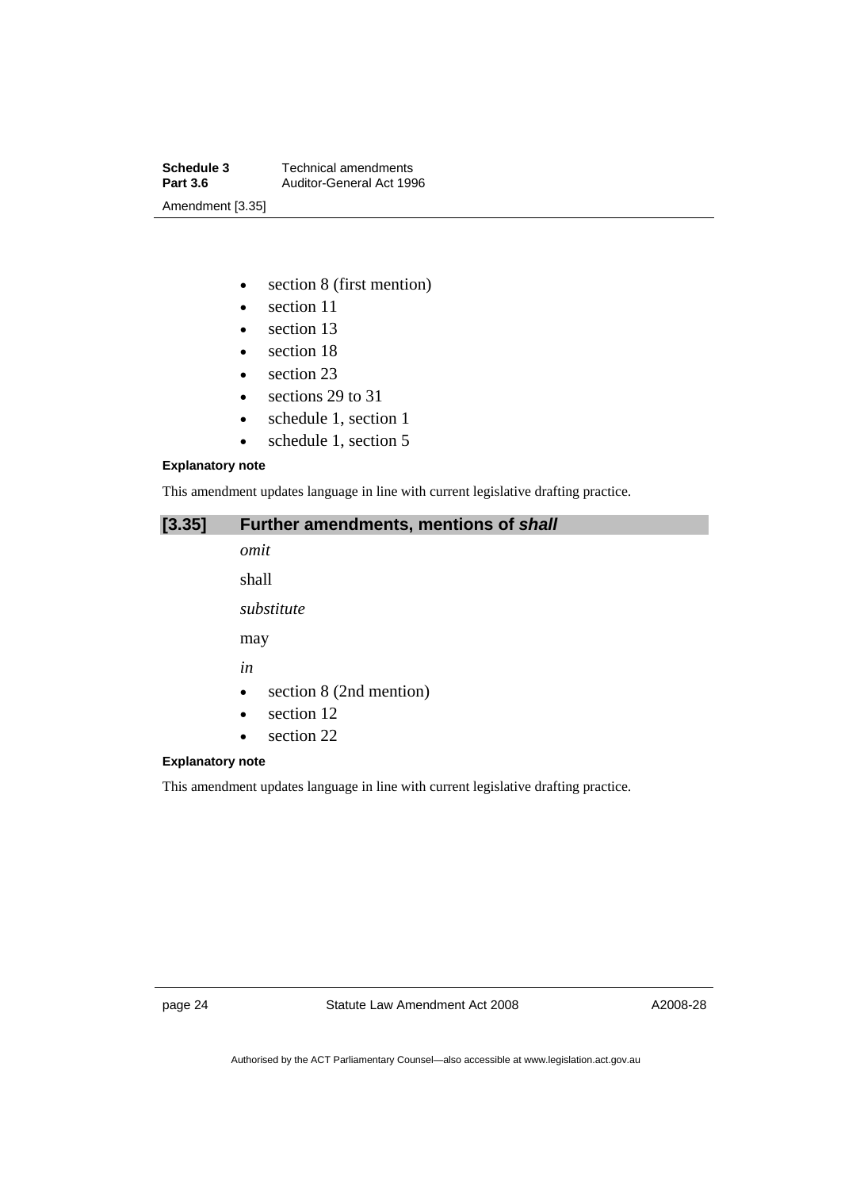- section 8 (first mention)
- section 11
- section 13
- section 18
- section 23
- sections 29 to 31
- schedule 1, section 1
- schedule 1, section 5

**Explanatory note**

This amendment updates language in line with current legislative drafting practice.

## [3.35] Further amendments, mentions of *shall*

*omit*

shall

*substitute*

may

*in*

- section 8 (2nd mention)
- section 12
- section 22

**Explanatory note**

This amendment updates language in line with current legislative drafting practice.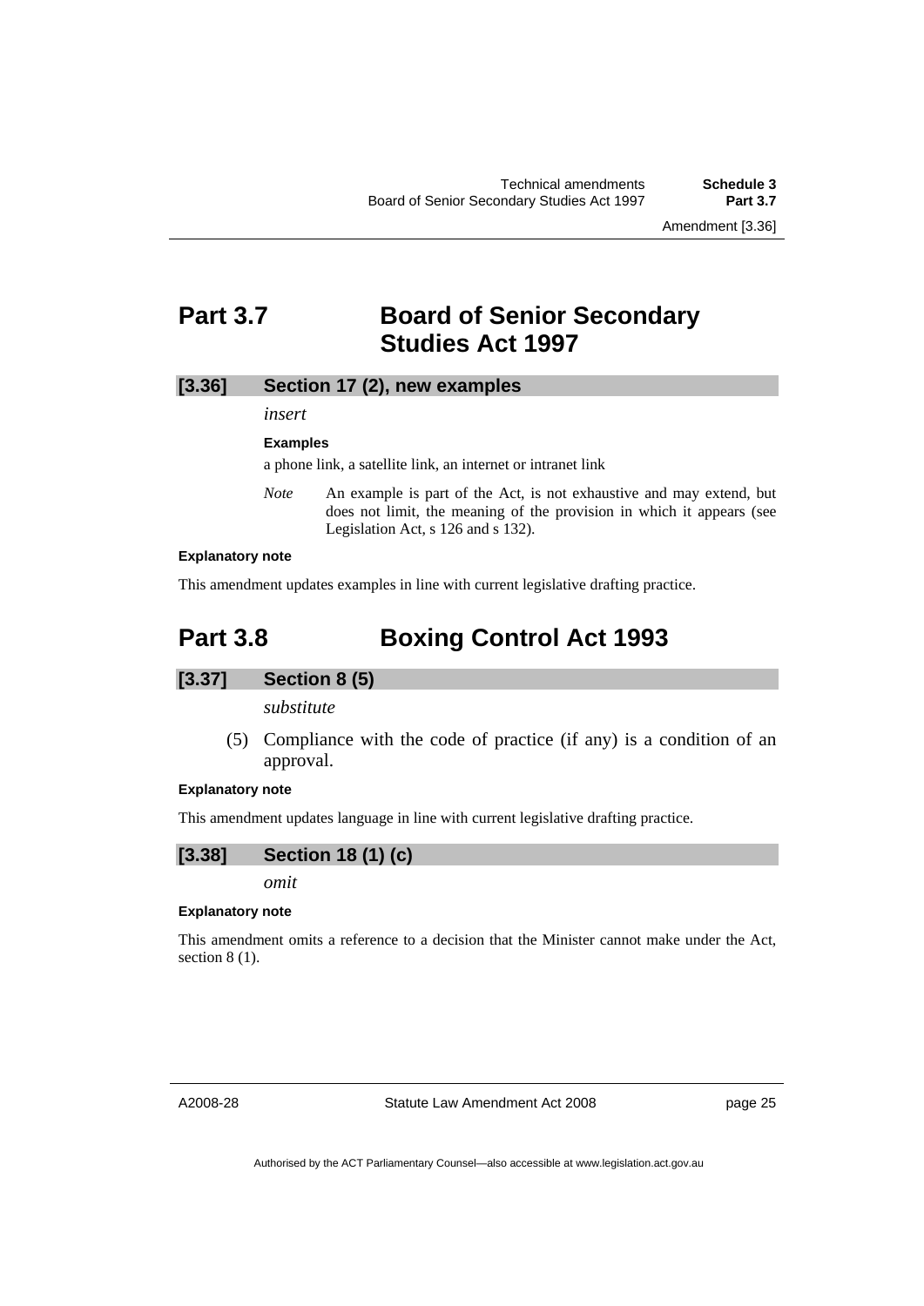# Part 3.7 Board of Senior Secondary Studies Act 1997

### [3.36] Section 17 (2), new examples

*insert*

**Examples**

a phone link, a satellite link, an internet or intranet link

*Note* An example is part of the Act, is not exhaustive and may extend, but does not limit, the meaning of the provision in which it appears (see Legislation Act, s 126 and s 132).

**Explanatory note**

This amendment updates examples in line with current legislative drafting practice.

# Part 3.8 Boxing Control Act 1993

### [3.37] Section 8 (5)

*substitute*

(5) Compliance with the code of practice (if any) is a condition of an approval.

**Explanatory note**

This amendment updates language in line with current legislative drafting practice.

### [3.38] Section 18 (1) (c)

*omit*

**Explanatory note**

This amendment omits a reference to a decision that the Minister cannot make under the Act, section 8 (1).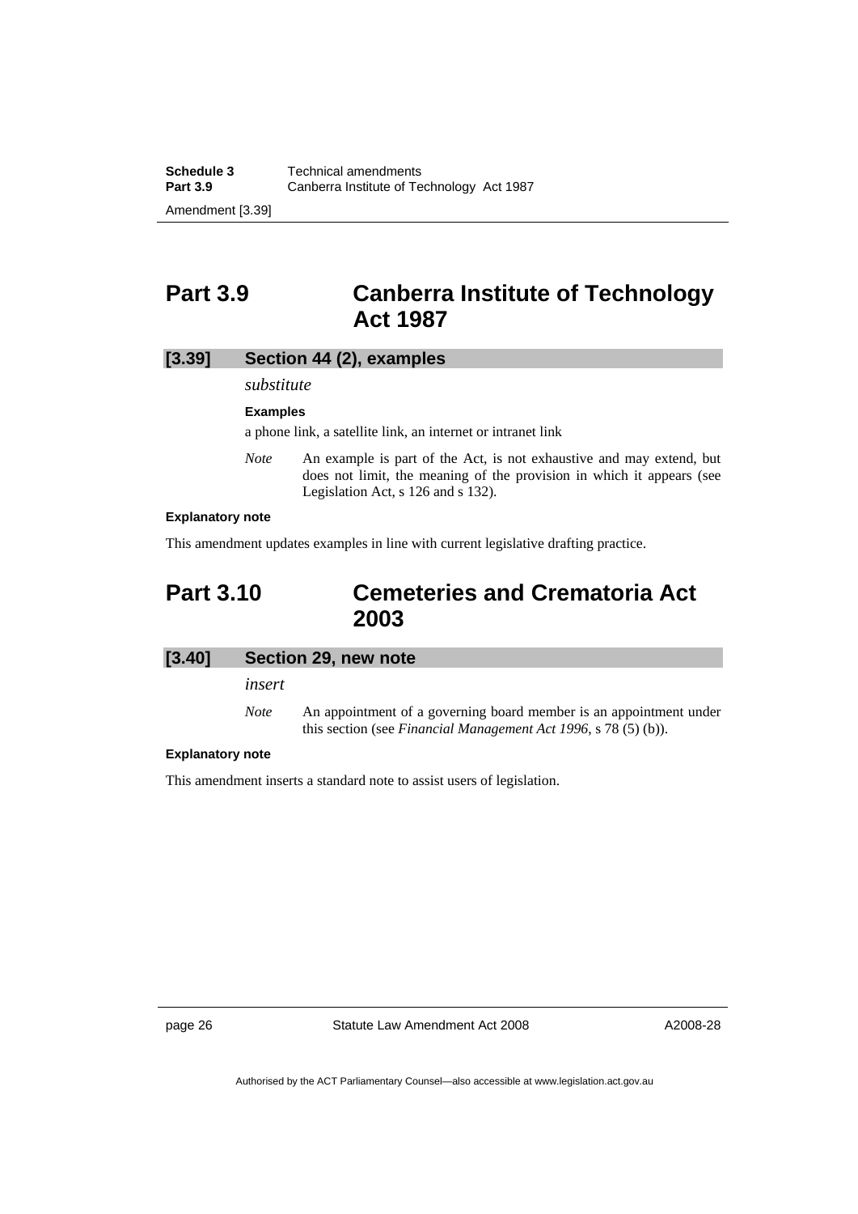# Part 3.9 Canberra Institute of Technology Act 1987

## [3.39] Section 44 (2), examples

*substitute*

**Examples**

a phone link, a satellite link, an internet or intranet link

*Note* An example is part of the Act, is not exhaustive and may extend, but does not limit, the meaning of the provision in which it appears (see Legislation Act, s 126 and s 132).

**Explanatory note**

This amendment updates examples in line with current legislative drafting practice.

# Part 3.10 Cemeteries and Crematoria Act 2003

## [3.40] Section 29, new note

*insert*

*Note* An appointment of a governing board member is an appointment under this section (see *Financial Management Act 1996*, s 78 (5) (b)).

**Explanatory note**

This amendment inserts a standard note to assist users of legislation.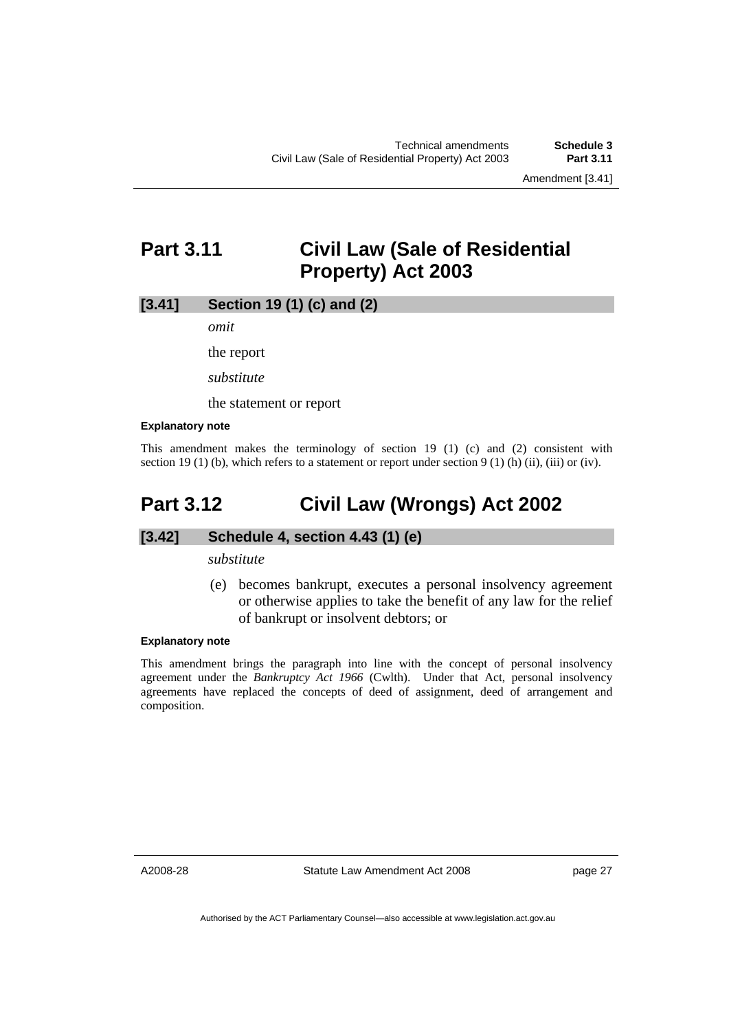# Part 3.11 Civil Law (Sale of Residential Property) Act 2003

## [3.41] Section 19 (1) (c) and (2)

*omit*

the report

*substitute*

the statement or report

#### Explanatory note

This amendment makes the terminology of section 19 (1) (c) and (2) consistent with section 19 (1) (b), which refers to a statement or report under section 9 (1) (h) (ii), (iii) or (iv).

# Part 3.12 Civil Law (Wrongs) Act 2002

## [3.42] Schedule 4, section 4.43 (1) (e)

*substitute*

(e) becomes bankrupt, executes a personal insolvency agreement or otherwise applies to take the benefit of any law for the relief of bankrupt or insolvent debtors; or

#### Explanatory note

This amendment brings the paragraph into line with the concept of personal insolvency agreement under the *Bankruptcy Act 1966* (Cwlth). Under that Act, personal insolvency agreements have replaced the concepts of deed of assignment, deed of arrangement and composition.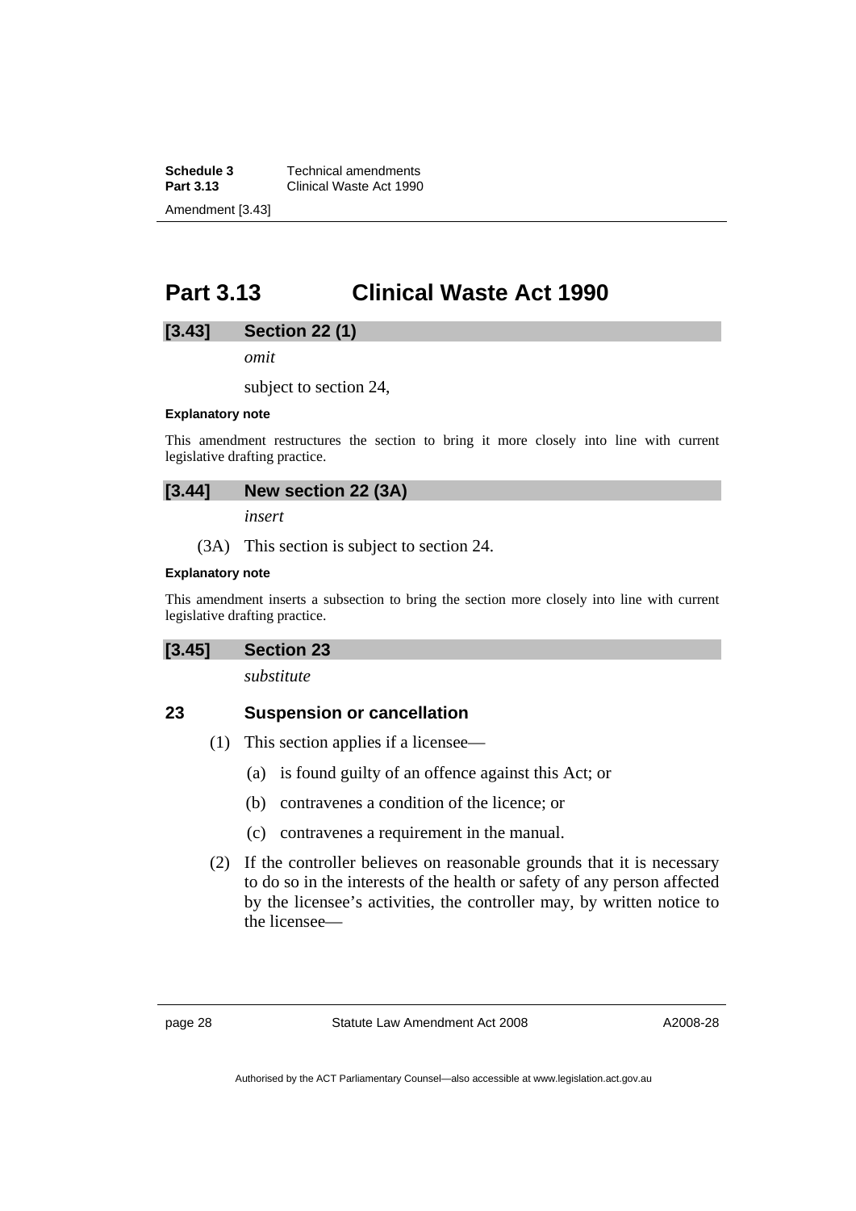## Part 3.13 Clinical Waste Act 1990

### [3.43] Section 22 (1)

*omit*

subject to section 24,

**Explanatory note**

This amendment restructures the section to bring it more closely into line with current legislative drafting practice.

### [3.44] New section 22 (3A)

*insert*

(3A) This section is subject to section 24.

**Explanatory note**

This amendment inserts a subsection to bring the section more closely into line with current legislative drafting practice.

### [3.45] Section 23

*substitute*

**23 Suspension or cancellation**

(1) This section applies if a licensee—

(a) is found guilty of an offence against this Act; or

(b) contravenes a condition of the licence; or

(c) contravenes a requirement in the manual.

(2) If the controller believes on reasonable grounds that it is necessary to do so in the interests of the health or safety of any person affected by the licensee's activities, the controller may, by written notice to the licensee—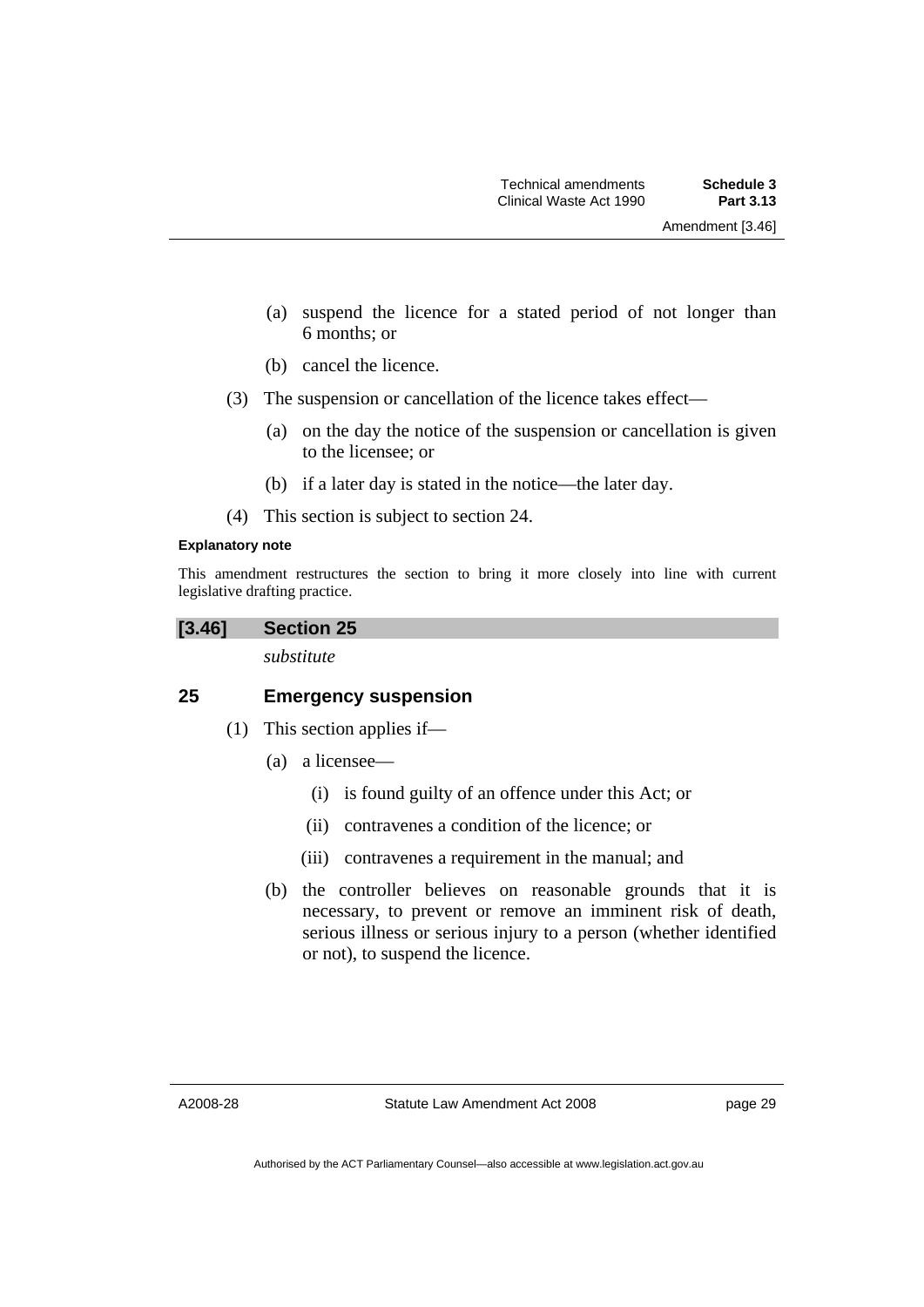(a) suspend the licence for a stated period of not longer than 6 months; or

(b) cancel the licence.

(3) The suspension or cancellation of the licence takes effect—

(a) on the day the notice of the suspension or cancellation is given to the licensee; or

(b) if a later day is stated in the notice—the later day.

(4) This section is subject to section 24.

**Explanatory note**

This amendment restructures the section to bring it more closely into line with current legislative drafting practice.

## [3.46] Section 25

*substitute*

## 25 Emergency suspension

(1) This section applies if—

(a) a licensee—

(i) is found guilty of an offence under this Act; or

(ii) contravenes a condition of the licence; or

(iii) contravenes a requirement in the manual; and

(b) the controller believes on reasonable grounds that it is necessary, to prevent or remove an imminent risk of death, serious illness or serious injury to a person (whether identified or not), to suspend the licence.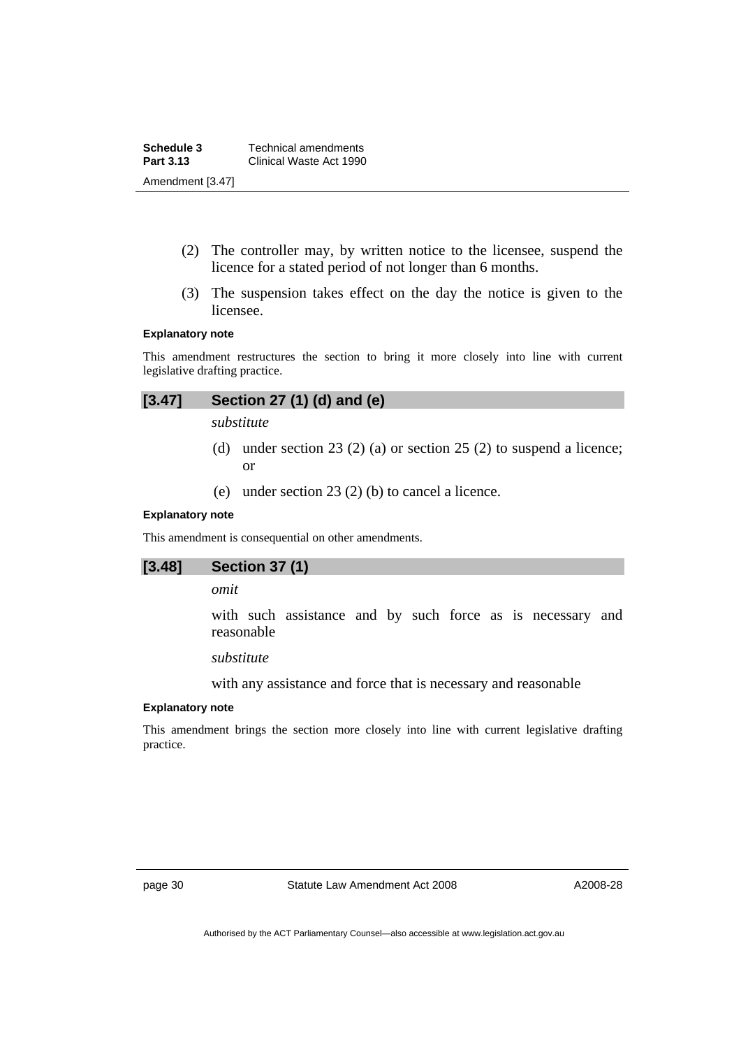(2) The controller may, by written notice to the licensee, suspend the licence for a stated period of not longer than 6 months.

(3) The suspension takes effect on the day the notice is given to the licensee.

**Explanatory note**

This amendment restructures the section to bring it more closely into line with current legislative drafting practice.

## [3.47] Section 27 (1) (d) and (e)

*substitute*

(d) under section 23 (2) (a) or section 25 (2) to suspend a licence; or

(e) under section 23 (2) (b) to cancel a licence.

**Explanatory note**

This amendment is consequential on other amendments.

## [3.48] Section 37 (1)

*omit*

with such assistance and by such force as is necessary and reasonable

*substitute*

with any assistance and force that is necessary and reasonable

**Explanatory note**

This amendment brings the section more closely into line with current legislative drafting practice.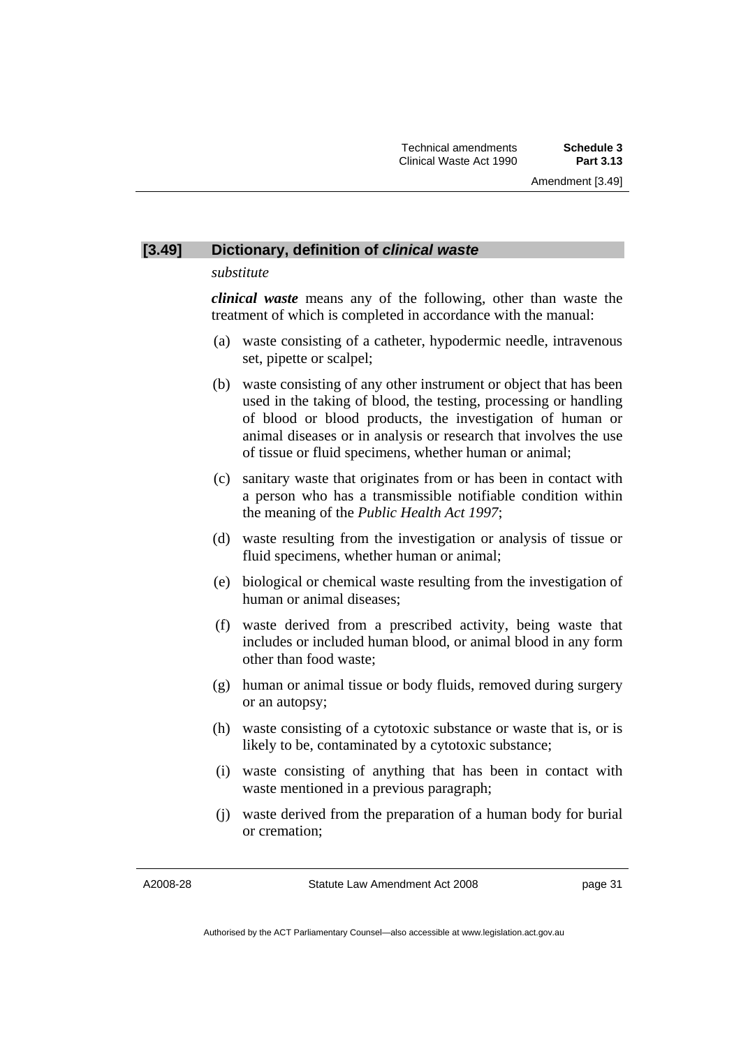### [3.49] Dictionary, definition of *clinical waste*

*substitute*

***clinical waste*** means any of the following, other than waste the treatment of which is completed in accordance with the manual:

(a) waste consisting of a catheter, hypodermic needle, intravenous set, pipette or scalpel;

(b) waste consisting of any other instrument or object that has been used in the taking of blood, the testing, processing or handling of blood or blood products, the investigation of human or animal diseases or in analysis or research that involves the use of tissue or fluid specimens, whether human or animal;

(c) sanitary waste that originates from or has been in contact with a person who has a transmissible notifiable condition within the meaning of the *Public Health Act 1997*;

(d) waste resulting from the investigation or analysis of tissue or fluid specimens, whether human or animal;

(e) biological or chemical waste resulting from the investigation of human or animal diseases;

(f) waste derived from a prescribed activity, being waste that includes or included human blood, or animal blood in any form other than food waste;

(g) human or animal tissue or body fluids, removed during surgery or an autopsy;

(h) waste consisting of a cytotoxic substance or waste that is, or is likely to be, contaminated by a cytotoxic substance;

(i) waste consisting of anything that has been in contact with waste mentioned in a previous paragraph;

(j) waste derived from the preparation of a human body for burial or cremation;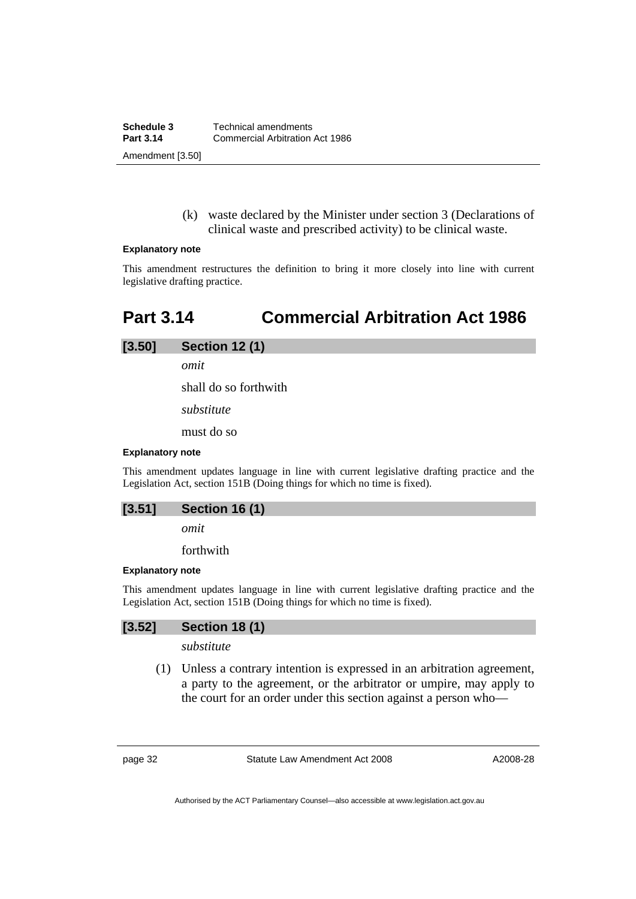(k) waste declared by the Minister under section 3 (Declarations of clinical waste and prescribed activity) to be clinical waste.

**Explanatory note**

This amendment restructures the definition to bring it more closely into line with current legislative drafting practice.

# Part 3.14 Commercial Arbitration Act 1986

### [3.50] Section 12 (1)

*omit*

shall do so forthwith

*substitute*

must do so

**Explanatory note**

This amendment updates language in line with current legislative drafting practice and the Legislation Act, section 151B (Doing things for which no time is fixed).

### [3.51] Section 16 (1)

*omit*

forthwith

**Explanatory note**

This amendment updates language in line with current legislative drafting practice and the Legislation Act, section 151B (Doing things for which no time is fixed).

### [3.52] Section 18 (1)

*substitute*

(1) Unless a contrary intention is expressed in an arbitration agreement, a party to the agreement, or the arbitrator or umpire, may apply to the court for an order under this section against a person who—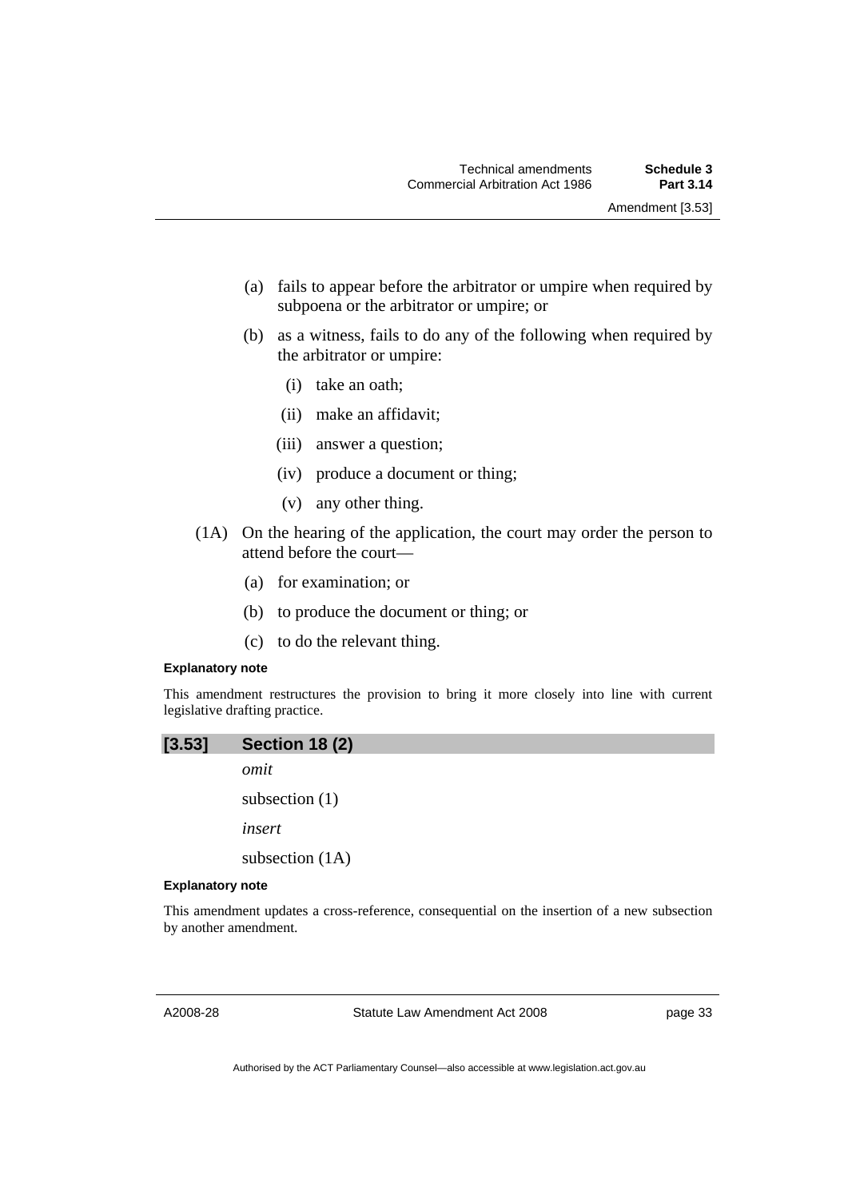(a) fails to appear before the arbitrator or umpire when required by subpoena or the arbitrator or umpire; or

(b) as a witness, fails to do any of the following when required by the arbitrator or umpire:

(i) take an oath;

(ii) make an affidavit;

(iii) answer a question;

(iv) produce a document or thing;

(v) any other thing.

(1A) On the hearing of the application, the court may order the person to attend before the court—

(a) for examination; or

(b) to produce the document or thing; or

(c) to do the relevant thing.

**Explanatory note**

This amendment restructures the provision to bring it more closely into line with current legislative drafting practice.

## [3.53] Section 18 (2)

*omit*

subsection (1)

*insert*

subsection (1A)

**Explanatory note**

This amendment updates a cross-reference, consequential on the insertion of a new subsection by another amendment.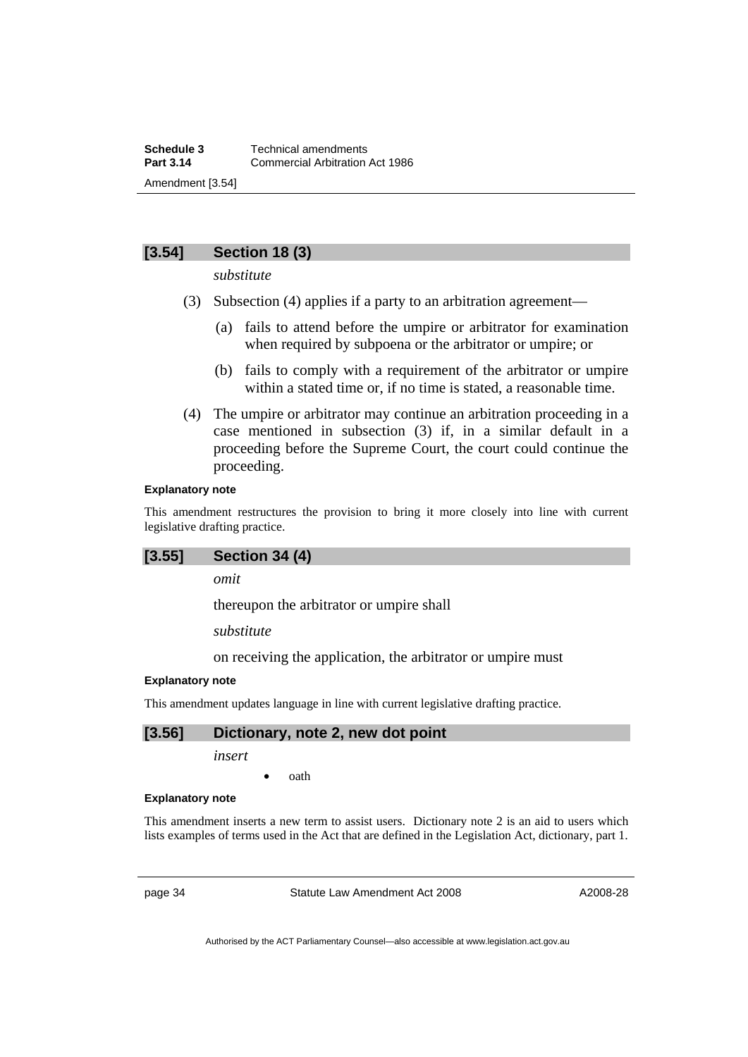## [3.54] Section 18 (3)

*substitute*

(3) Subsection (4) applies if a party to an arbitration agreement—

(a) fails to attend before the umpire or arbitrator for examination when required by subpoena or the arbitrator or umpire; or

(b) fails to comply with a requirement of the arbitrator or umpire within a stated time or, if no time is stated, a reasonable time.

(4) The umpire or arbitrator may continue an arbitration proceeding in a case mentioned in subsection (3) if, in a similar default in a proceeding before the Supreme Court, the court could continue the proceeding.

**Explanatory note**

This amendment restructures the provision to bring it more closely into line with current legislative drafting practice.

## [3.55] Section 34 (4)

*omit*

thereupon the arbitrator or umpire shall

*substitute*

on receiving the application, the arbitrator or umpire must

**Explanatory note**

This amendment updates language in line with current legislative drafting practice.

## [3.56] Dictionary, note 2, new dot point

*insert*

- oath

**Explanatory note**

This amendment inserts a new term to assist users. Dictionary note 2 is an aid to users which lists examples of terms used in the Act that are defined in the Legislation Act, dictionary, part 1.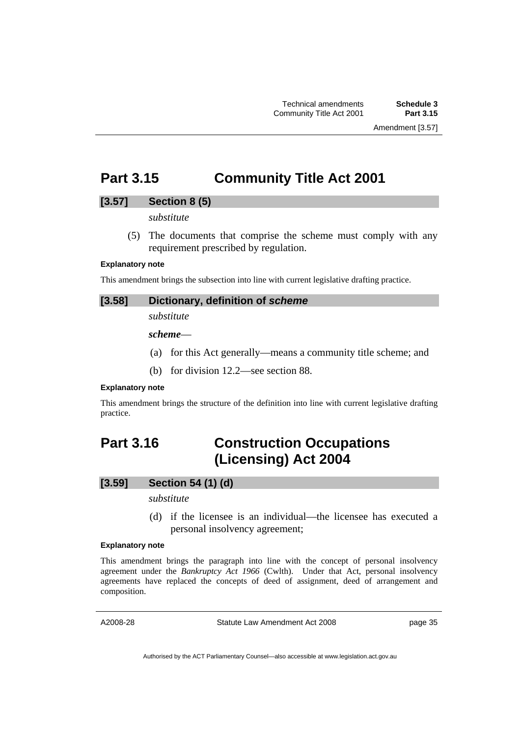## Part 3.15 Community Title Act 2001

### [3.57] Section 8 (5)

*substitute*

(5) The documents that comprise the scheme must comply with any requirement prescribed by regulation.

**Explanatory note**

This amendment brings the subsection into line with current legislative drafting practice.

### [3.58] Dictionary, definition of *scheme*

*substitute*

***scheme***—

(a) for this Act generally—means a community title scheme; and

(b) for division 12.2—see section 88.

**Explanatory note**

This amendment brings the structure of the definition into line with current legislative drafting practice.

## Part 3.16 Construction Occupations (Licensing) Act 2004

### [3.59] Section 54 (1) (d)

*substitute*

(d) if the licensee is an individual—the licensee has executed a personal insolvency agreement;

**Explanatory note**

This amendment brings the paragraph into line with the concept of personal insolvency agreement under the *Bankruptcy Act 1966* (Cwlth). Under that Act, personal insolvency agreements have replaced the concepts of deed of assignment, deed of arrangement and composition.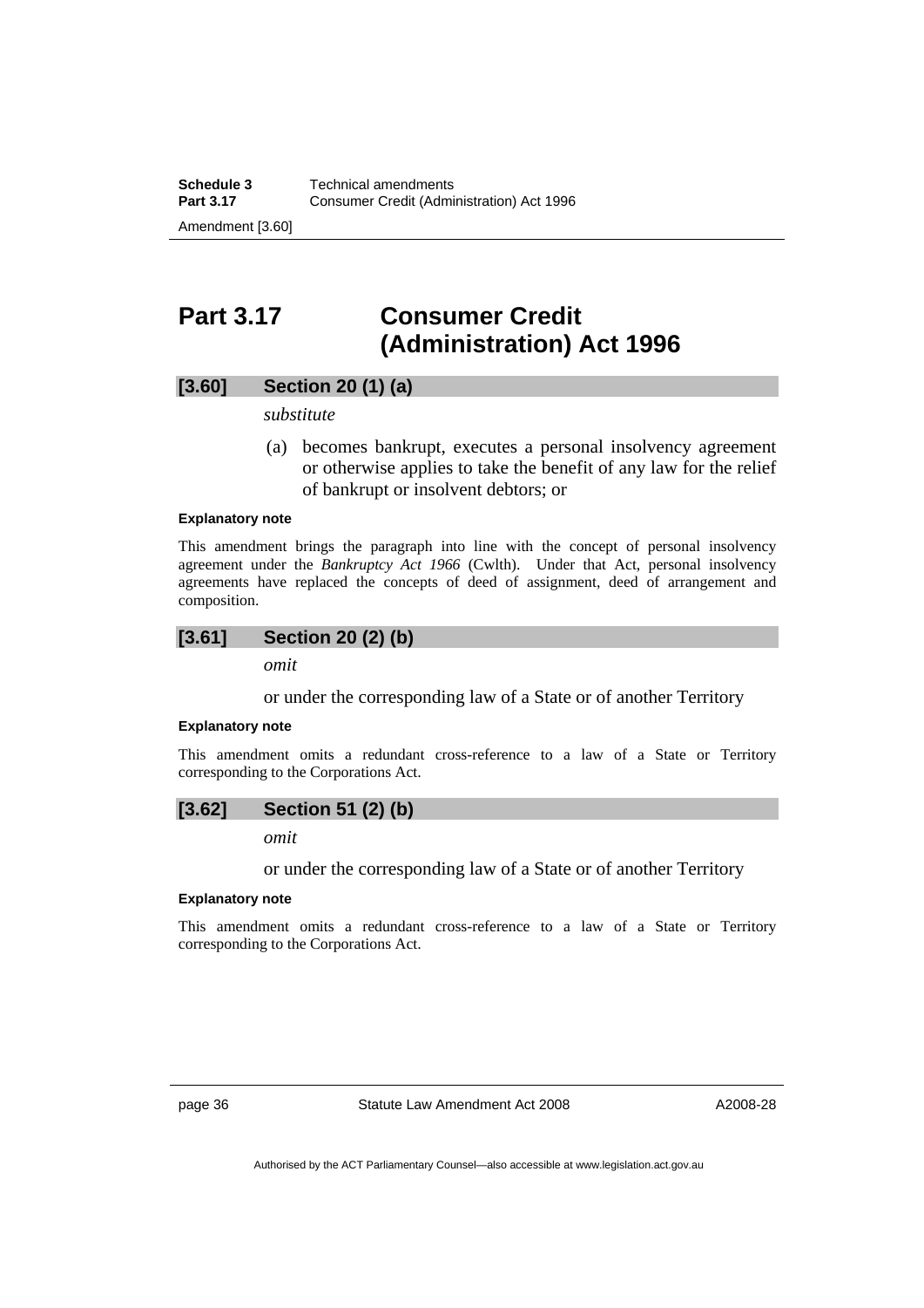# Part 3.17 Consumer Credit (Administration) Act 1996

### [3.60] Section 20 (1) (a)

*substitute*

(a) becomes bankrupt, executes a personal insolvency agreement or otherwise applies to take the benefit of any law for the relief of bankrupt or insolvent debtors; or

**Explanatory note**

This amendment brings the paragraph into line with the concept of personal insolvency agreement under the *Bankruptcy Act 1966* (Cwlth). Under that Act, personal insolvency agreements have replaced the concepts of deed of assignment, deed of arrangement and composition.

### [3.61] Section 20 (2) (b)

*omit*

or under the corresponding law of a State or of another Territory

**Explanatory note**

This amendment omits a redundant cross-reference to a law of a State or Territory corresponding to the Corporations Act.

### [3.62] Section 51 (2) (b)

*omit*

or under the corresponding law of a State or of another Territory

**Explanatory note**

This amendment omits a redundant cross-reference to a law of a State or Territory corresponding to the Corporations Act.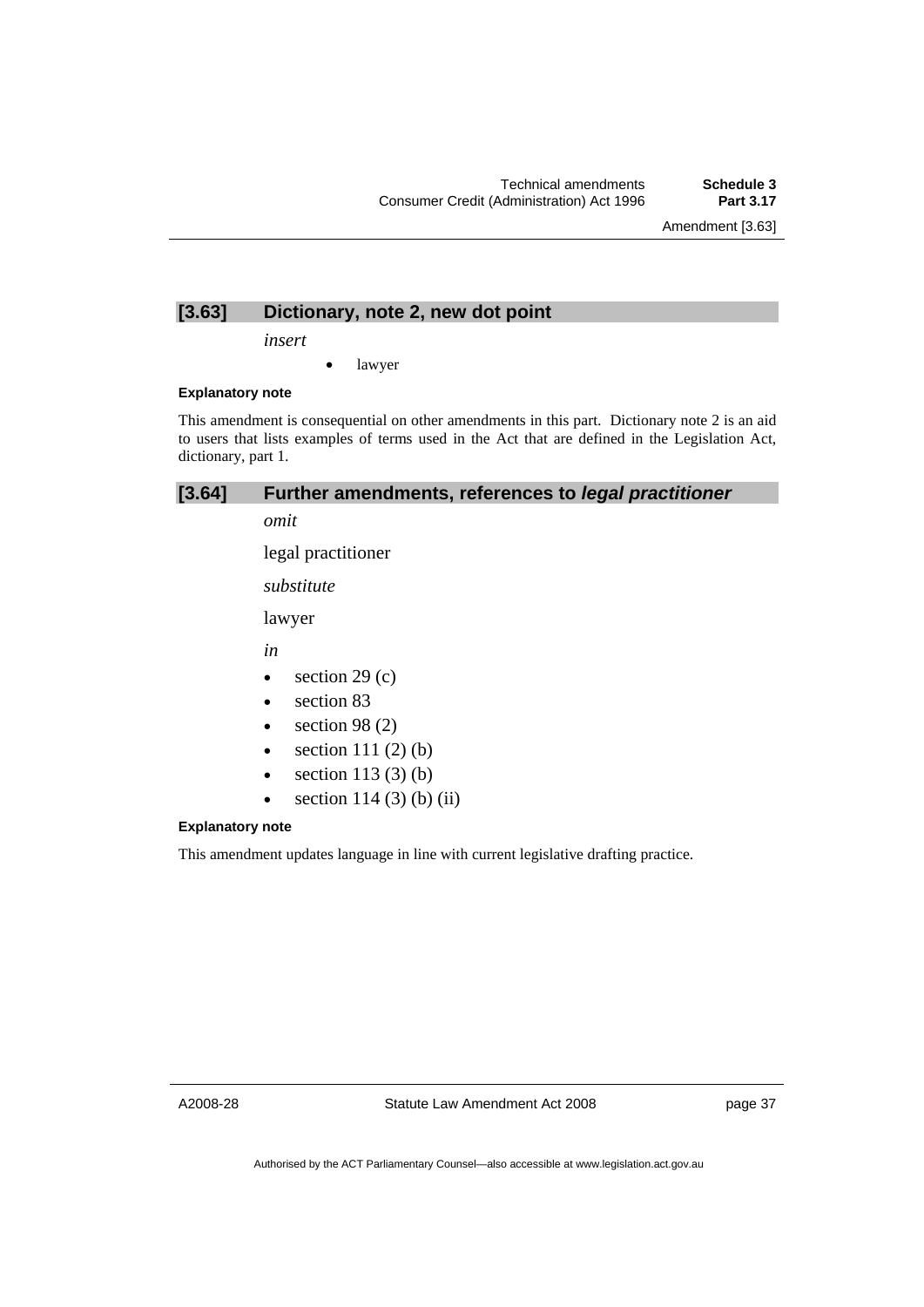## [3.63] Dictionary, note 2, new dot point

*insert*

- lawyer

**Explanatory note**

This amendment is consequential on other amendments in this part. Dictionary note 2 is an aid to users that lists examples of terms used in the Act that are defined in the Legislation Act, dictionary, part 1.

## [3.64] Further amendments, references to *legal practitioner*

*omit*

legal practitioner

*substitute*

lawyer

*in*

- section 29 (c)
- section 83
- section 98 (2)
- section 111 (2) (b)
- section 113 (3) (b)
- section 114 (3) (b) (ii)

**Explanatory note**

This amendment updates language in line with current legislative drafting practice.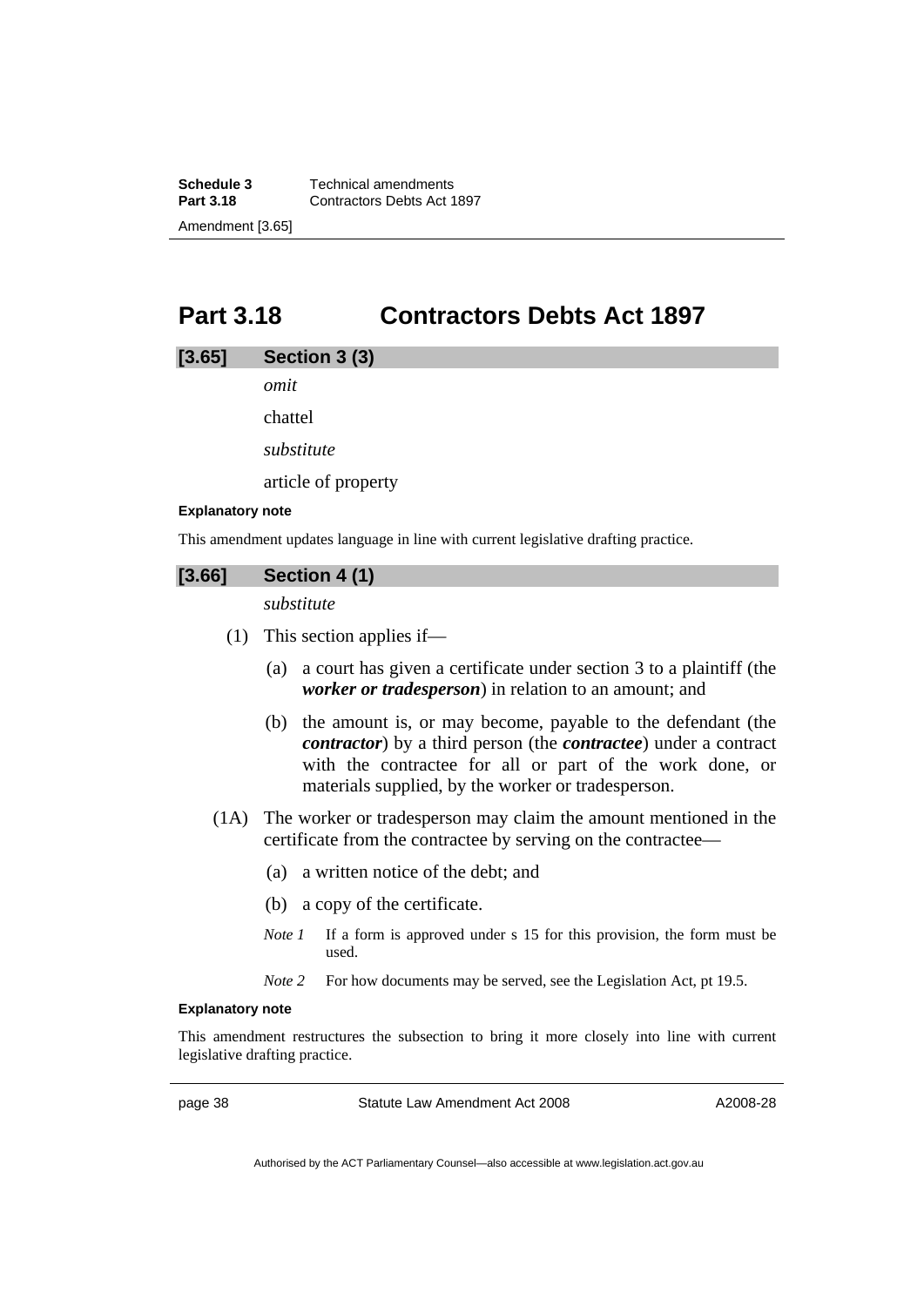# Part 3.18 Contractors Debts Act 1897

### [3.65] Section 3 (3)

*omit*

chattel

*substitute*

article of property

**Explanatory note**

This amendment updates language in line with current legislative drafting practice.

### [3.66] Section 4 (1)

*substitute*

(1) This section applies if—

(a) a court has given a certificate under section 3 to a plaintiff (the ***worker or tradesperson***) in relation to an amount; and

(b) the amount is, or may become, payable to the defendant (the ***contractor***) by a third person (the ***contractee***) under a contract with the contractee for all or part of the work done, or materials supplied, by the worker or tradesperson.

(1A) The worker or tradesperson may claim the amount mentioned in the certificate from the contractee by serving on the contractee—

(a) a written notice of the debt; and

(b) a copy of the certificate.

*Note 1* If a form is approved under s 15 for this provision, the form must be used.

*Note 2* For how documents may be served, see the Legislation Act, pt 19.5.

**Explanatory note**

This amendment restructures the subsection to bring it more closely into line with current legislative drafting practice.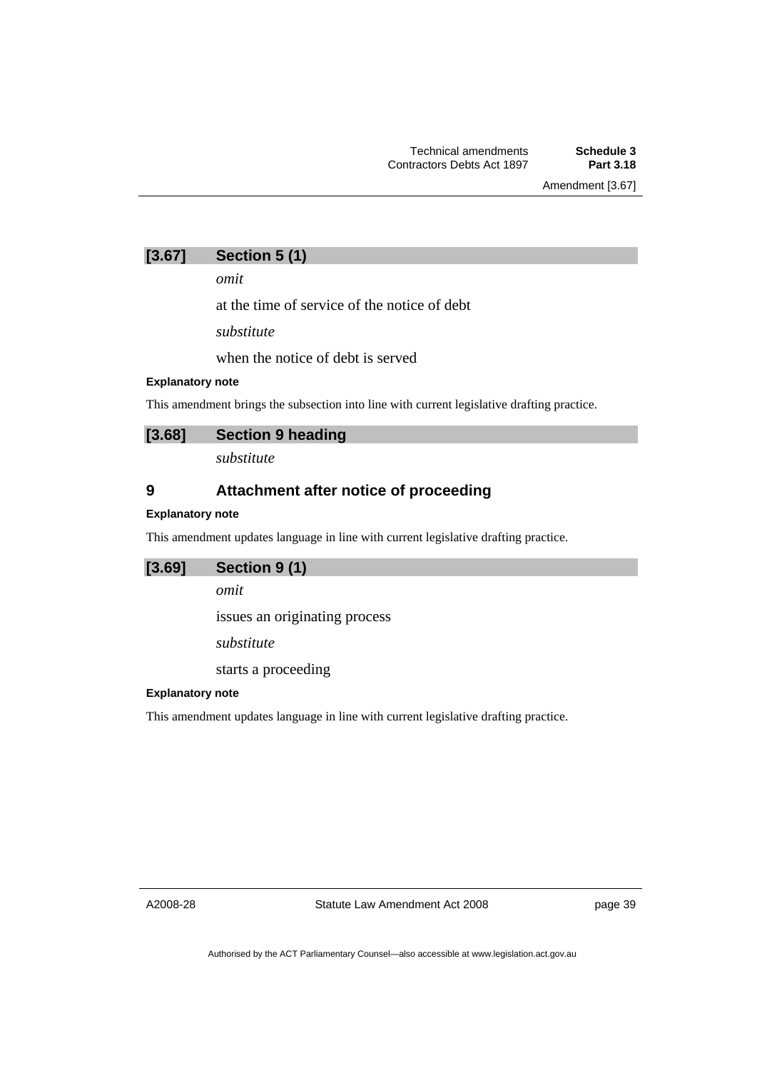## [3.67] Section 5 (1)

*omit*

at the time of service of the notice of debt

*substitute*

when the notice of debt is served

**Explanatory note**

This amendment brings the subsection into line with current legislative drafting practice.

## [3.68] Section 9 heading

*substitute*

### 9 Attachment after notice of proceeding

**Explanatory note**

This amendment updates language in line with current legislative drafting practice.

## [3.69] Section 9 (1)

*omit*

issues an originating process

*substitute*

starts a proceeding

**Explanatory note**

This amendment updates language in line with current legislative drafting practice.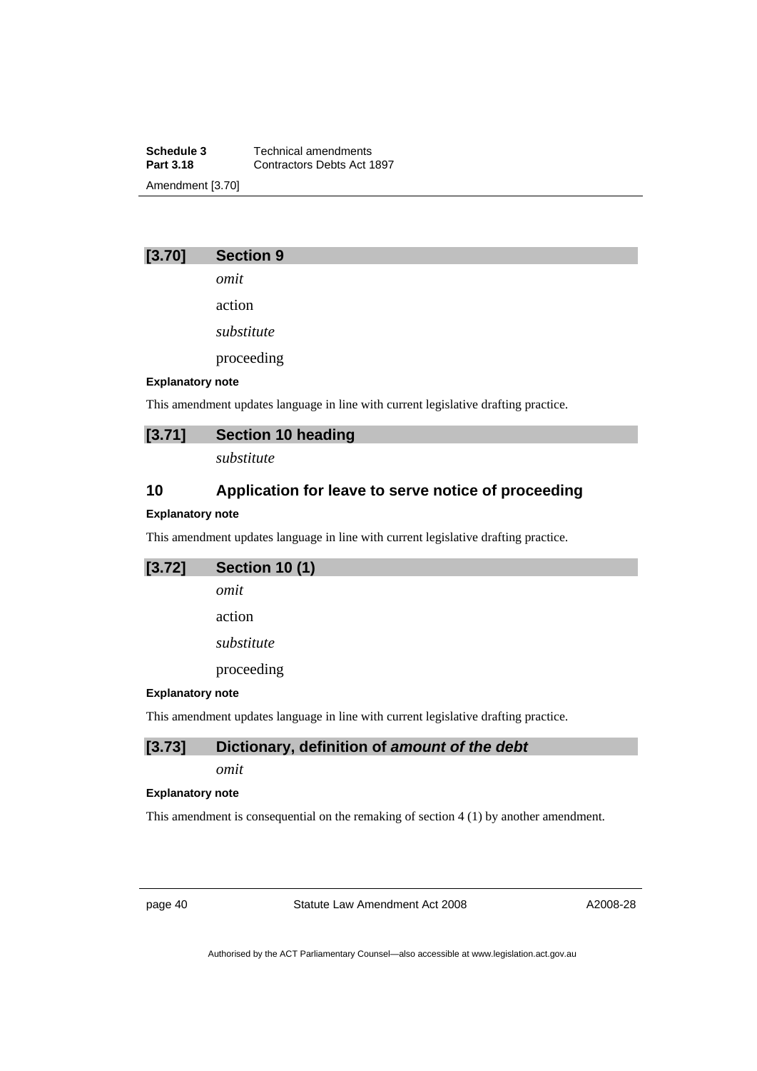## [3.70] Section 9

*omit*

action

*substitute*

proceeding

**Explanatory note**

This amendment updates language in line with current legislative drafting practice.

## [3.71] Section 10 heading

*substitute*

### 10 Application for leave to serve notice of proceeding

**Explanatory note**

This amendment updates language in line with current legislative drafting practice.

## [3.72] Section 10 (1)

*omit*

action

*substitute*

proceeding

**Explanatory note**

This amendment updates language in line with current legislative drafting practice.

## [3.73] Dictionary, definition of *amount of the debt*

*omit*

**Explanatory note**

This amendment is consequential on the remaking of section 4 (1) by another amendment.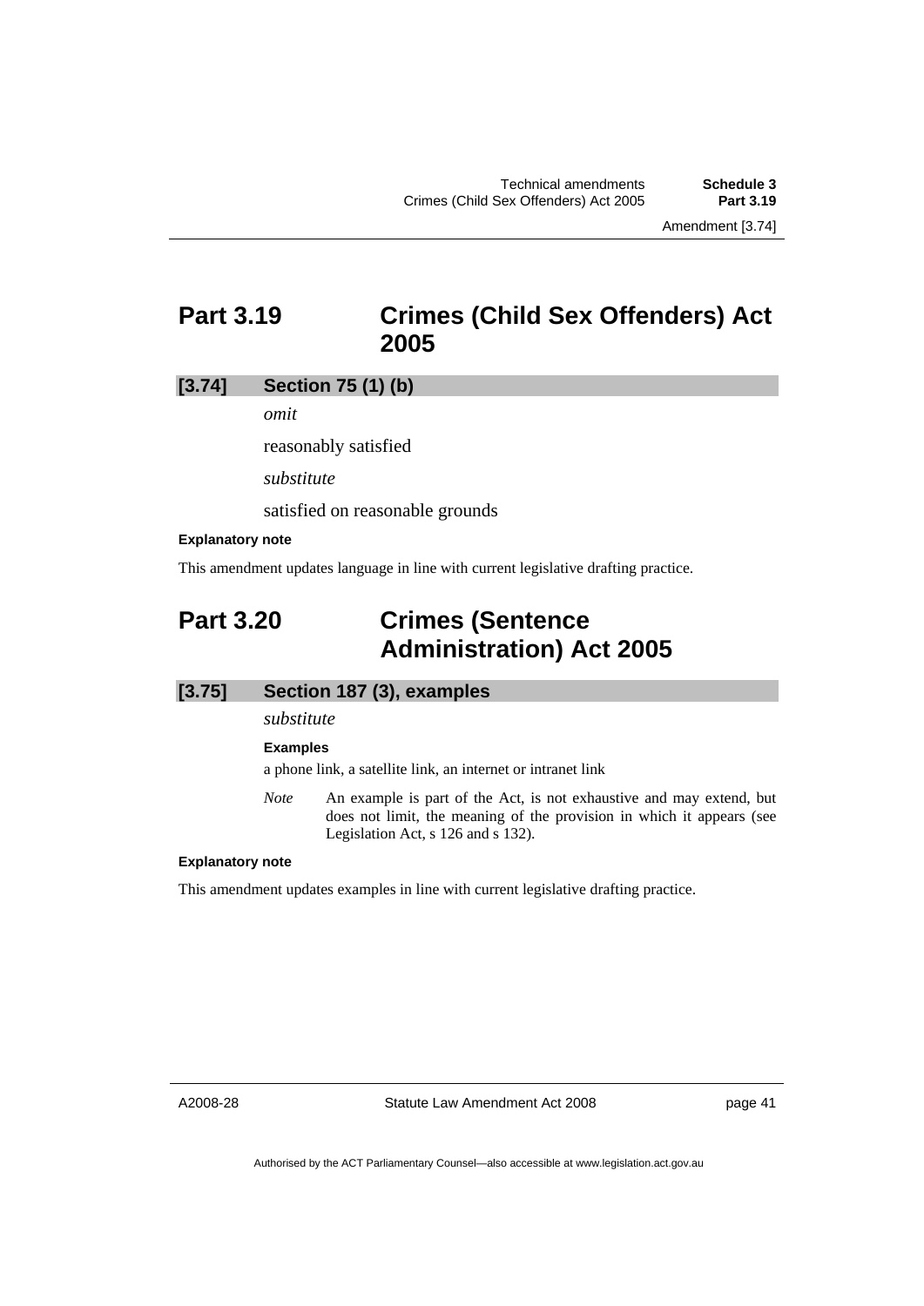## Part 3.19 Crimes (Child Sex Offenders) Act 2005

### [3.74] Section 75 (1) (b)

*omit*

reasonably satisfied

*substitute*

satisfied on reasonable grounds

**Explanatory note**

This amendment updates language in line with current legislative drafting practice.

## Part 3.20 Crimes (Sentence Administration) Act 2005

### [3.75] Section 187 (3), examples

*substitute*

**Examples**

a phone link, a satellite link, an internet or intranet link

*Note* An example is part of the Act, is not exhaustive and may extend, but does not limit, the meaning of the provision in which it appears (see Legislation Act, s 126 and s 132).

**Explanatory note**

This amendment updates examples in line with current legislative drafting practice.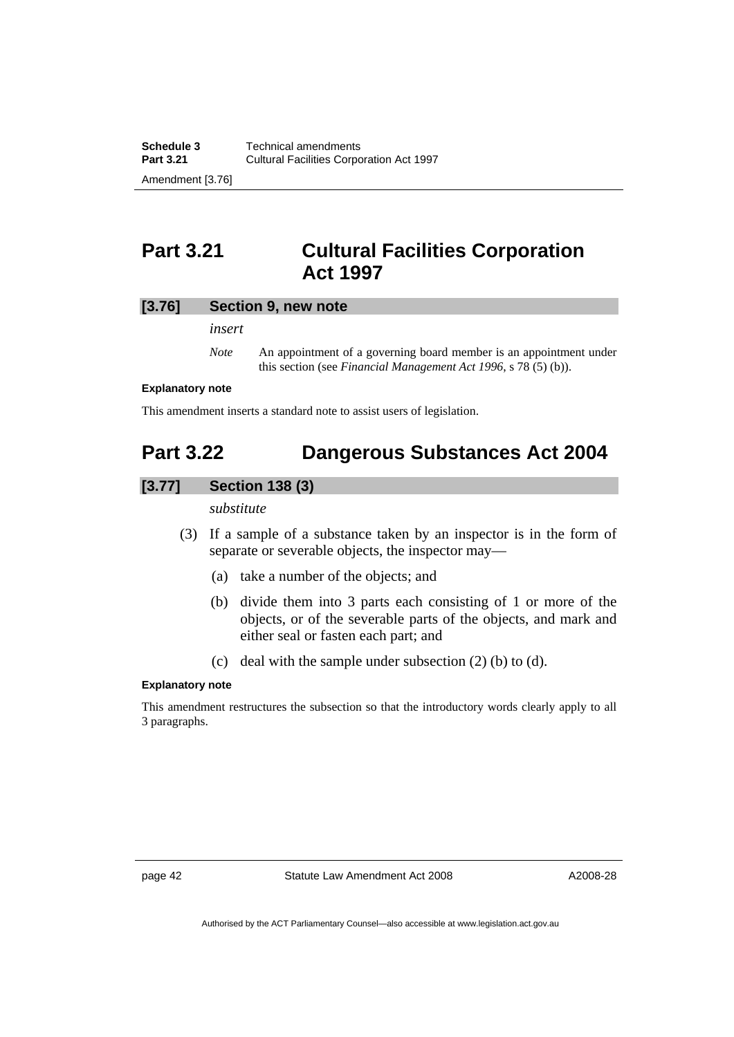## Part 3.21 Cultural Facilities Corporation Act 1997

### [3.76] Section 9, new note

*insert*

*Note* An appointment of a governing board member is an appointment under this section (see *Financial Management Act 1996*, s 78 (5) (b)).

**Explanatory note**

This amendment inserts a standard note to assist users of legislation.

## Part 3.22 Dangerous Substances Act 2004

### [3.77] Section 138 (3)

*substitute*

(3) If a sample of a substance taken by an inspector is in the form of separate or severable objects, the inspector may—

(a) take a number of the objects; and

(b) divide them into 3 parts each consisting of 1 or more of the objects, or of the severable parts of the objects, and mark and either seal or fasten each part; and

(c) deal with the sample under subsection (2) (b) to (d).

**Explanatory note**

This amendment restructures the subsection so that the introductory words clearly apply to all 3 paragraphs.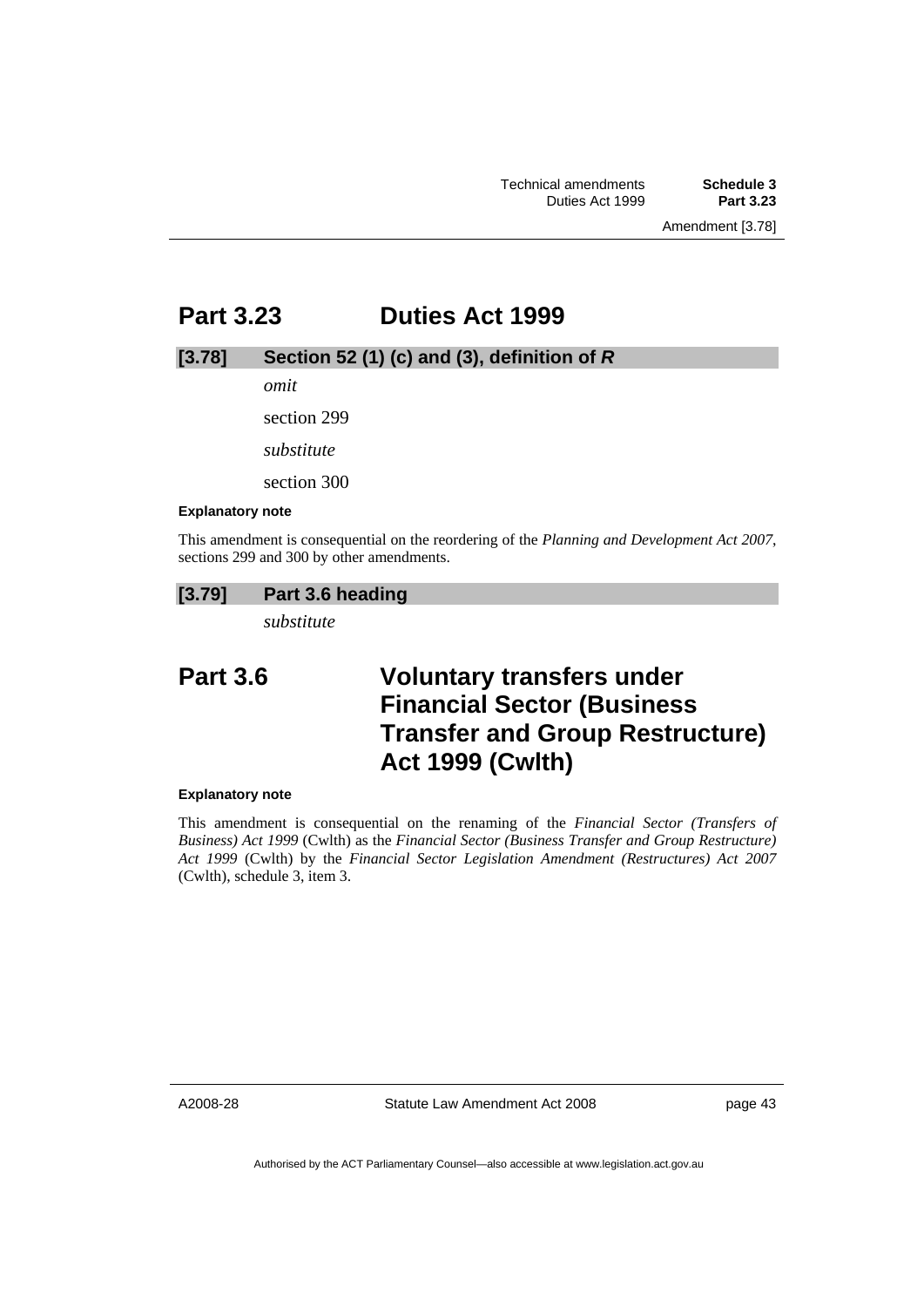## Part 3.23 Duties Act 1999

### [3.78] Section 52 (1) (c) and (3), definition of *R*

*omit*

section 299

*substitute*

section 300

**Explanatory note**

This amendment is consequential on the reordering of the *Planning and Development Act 2007*, sections 299 and 300 by other amendments.

### [3.79] Part 3.6 heading

*substitute*

## Part 3.6 Voluntary transfers under Financial Sector (Business Transfer and Group Restructure) Act 1999 (Cwlth)

**Explanatory note**

This amendment is consequential on the renaming of the *Financial Sector (Transfers of Business) Act 1999* (Cwlth) as the *Financial Sector (Business Transfer and Group Restructure) Act 1999* (Cwlth) by the *Financial Sector Legislation Amendment (Restructures) Act 2007* (Cwlth), schedule 3, item 3.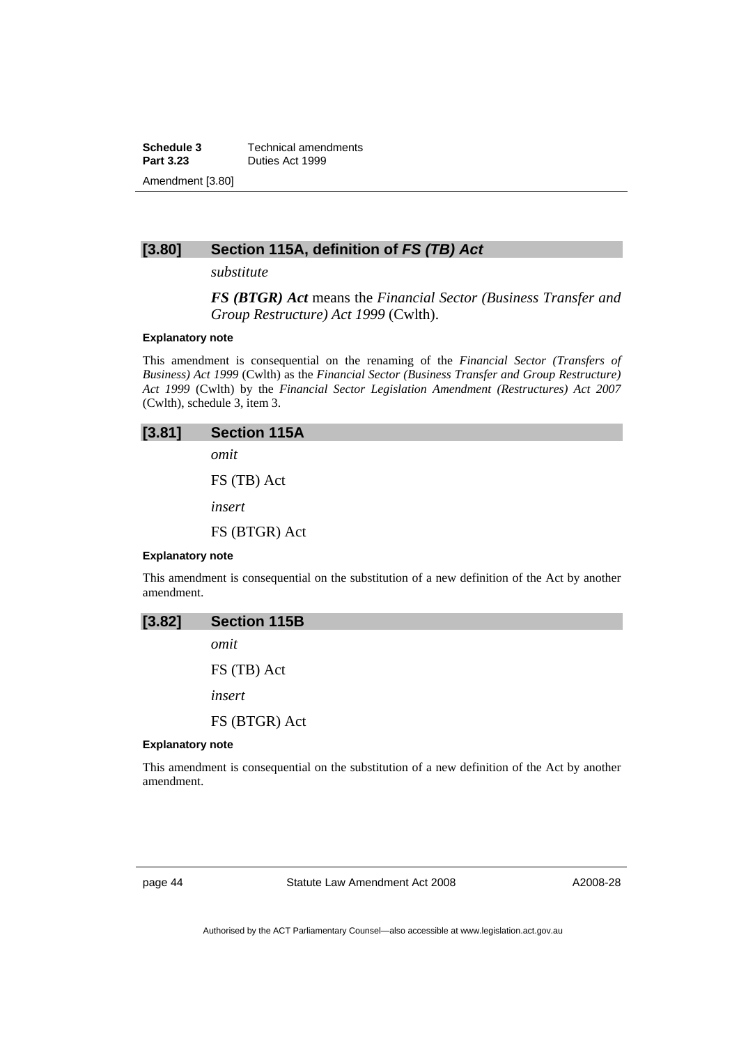## [3.80] Section 115A, definition of *FS (TB) Act*

*substitute*

***FS (BTGR) Act*** means the *Financial Sector (Business Transfer and Group Restructure) Act 1999* (Cwlth).

**Explanatory note**

This amendment is consequential on the renaming of the *Financial Sector (Transfers of Business) Act 1999* (Cwlth) as the *Financial Sector (Business Transfer and Group Restructure) Act 1999* (Cwlth) by the *Financial Sector Legislation Amendment (Restructures) Act 2007* (Cwlth), schedule 3, item 3.

## [3.81] Section 115A

*omit*

FS (TB) Act

*insert*

FS (BTGR) Act

**Explanatory note**

This amendment is consequential on the substitution of a new definition of the Act by another amendment.

## [3.82] Section 115B

*omit*

FS (TB) Act

*insert*

FS (BTGR) Act

**Explanatory note**

This amendment is consequential on the substitution of a new definition of the Act by another amendment.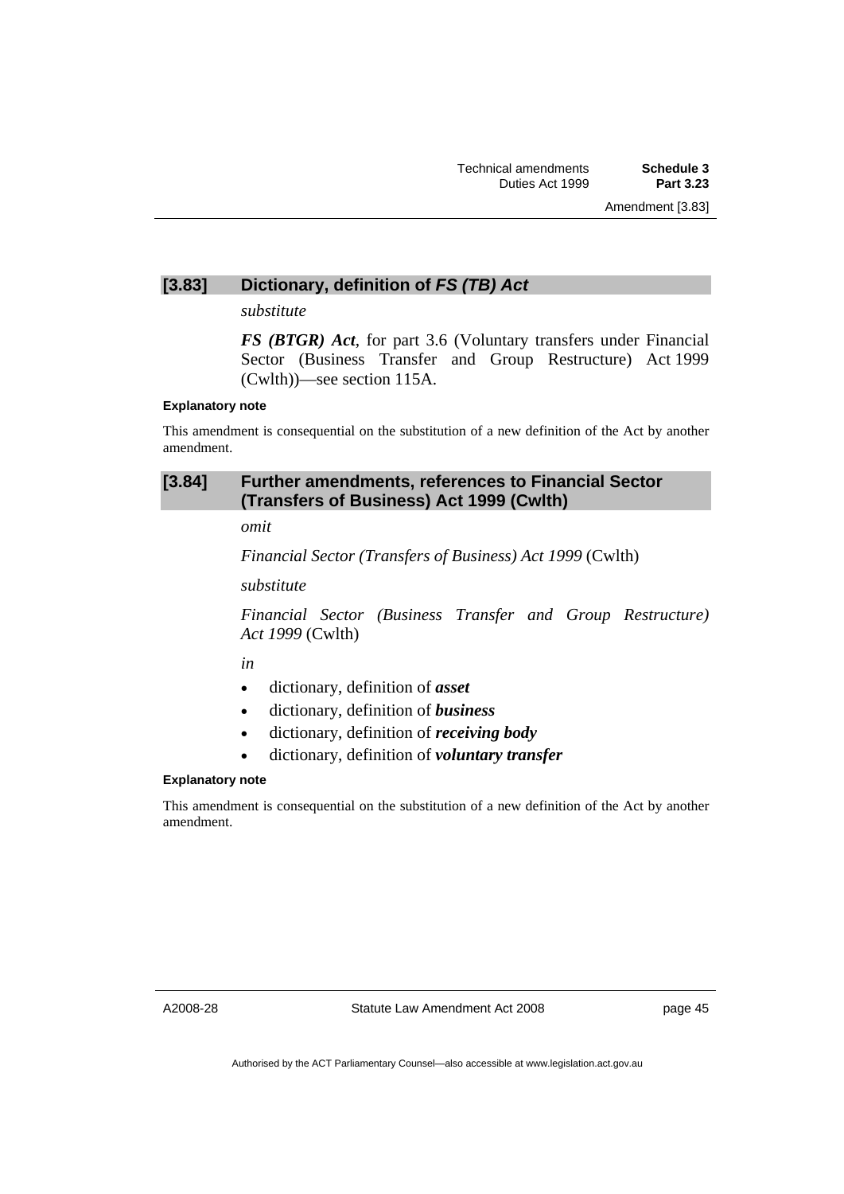### [3.83] Dictionary, definition of *FS (TB) Act*

*substitute*

***FS (BTGR) Act***, for part 3.6 (Voluntary transfers under Financial Sector (Business Transfer and Group Restructure) Act 1999 (Cwlth))—see section 115A.

**Explanatory note**

This amendment is consequential on the substitution of a new definition of the Act by another amendment.

### [3.84] Further amendments, references to Financial Sector (Transfers of Business) Act 1999 (Cwlth)

*omit*

*Financial Sector (Transfers of Business) Act 1999* (Cwlth)

*substitute*

*Financial Sector (Business Transfer and Group Restructure) Act 1999* (Cwlth)

*in*

- dictionary, definition of ***asset***
- dictionary, definition of ***business***
- dictionary, definition of ***receiving body***
- dictionary, definition of ***voluntary transfer***

**Explanatory note**

This amendment is consequential on the substitution of a new definition of the Act by another amendment.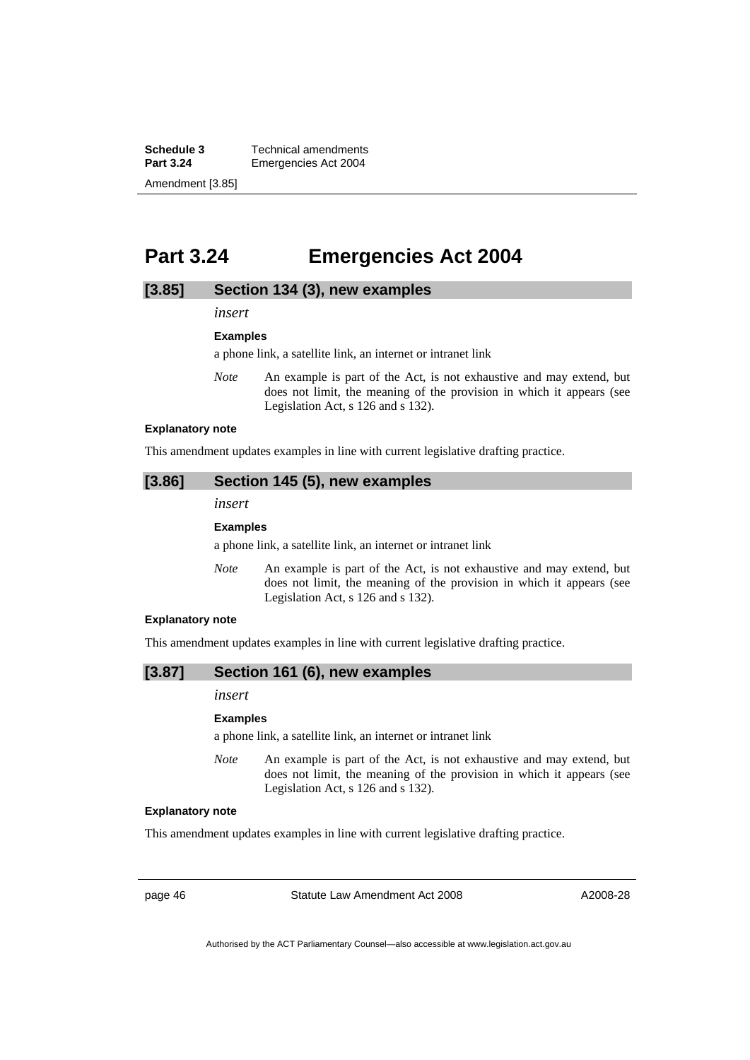# Part 3.24 Emergencies Act 2004

## [3.85] Section 134 (3), new examples

*insert*

**Examples**

a phone link, a satellite link, an internet or intranet link

*Note* An example is part of the Act, is not exhaustive and may extend, but does not limit, the meaning of the provision in which it appears (see Legislation Act, s 126 and s 132).

**Explanatory note**

This amendment updates examples in line with current legislative drafting practice.

## [3.86] Section 145 (5), new examples

*insert*

**Examples**

a phone link, a satellite link, an internet or intranet link

*Note* An example is part of the Act, is not exhaustive and may extend, but does not limit, the meaning of the provision in which it appears (see Legislation Act, s 126 and s 132).

**Explanatory note**

This amendment updates examples in line with current legislative drafting practice.

## [3.87] Section 161 (6), new examples

*insert*

**Examples**

a phone link, a satellite link, an internet or intranet link

*Note* An example is part of the Act, is not exhaustive and may extend, but does not limit, the meaning of the provision in which it appears (see Legislation Act, s 126 and s 132).

**Explanatory note**

This amendment updates examples in line with current legislative drafting practice.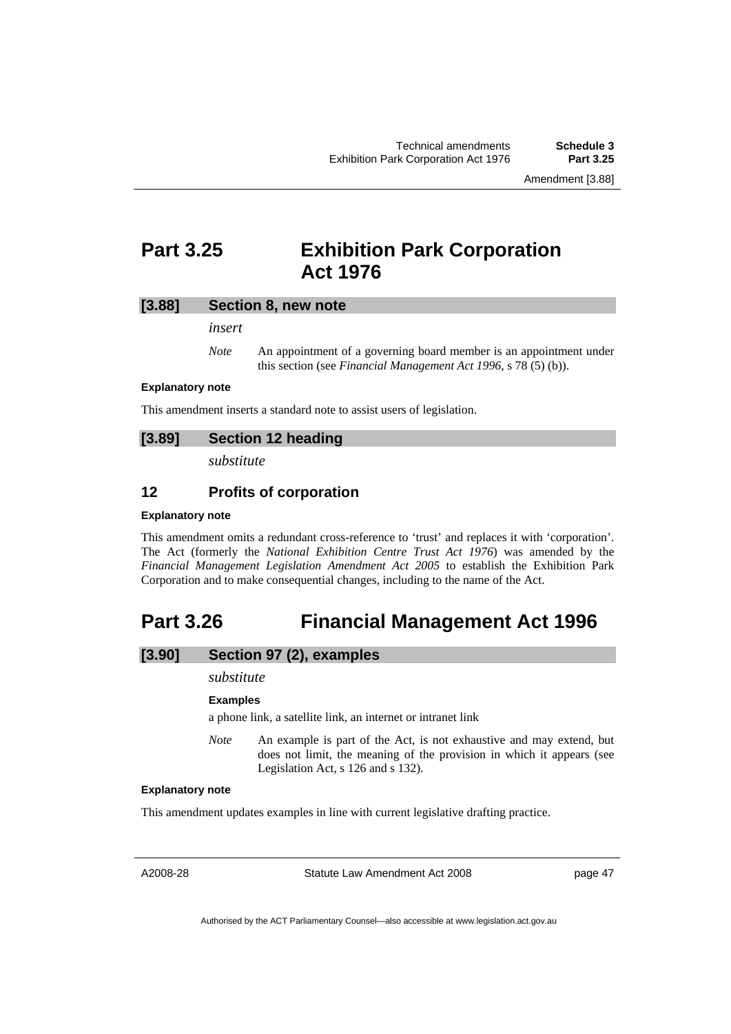# Part 3.25 Exhibition Park Corporation Act 1976

## [3.88] Section 8, new note

*insert*

*Note* An appointment of a governing board member is an appointment under this section (see *Financial Management Act 1996*, s 78 (5) (b)).

**Explanatory note**

This amendment inserts a standard note to assist users of legislation.

## [3.89] Section 12 heading

*substitute*

### 12 Profits of corporation

**Explanatory note**

This amendment omits a redundant cross-reference to 'trust' and replaces it with 'corporation'. The Act (formerly the *National Exhibition Centre Trust Act 1976*) was amended by the *Financial Management Legislation Amendment Act 2005* to establish the Exhibition Park Corporation and to make consequential changes, including to the name of the Act.

# Part 3.26 Financial Management Act 1996

## [3.90] Section 97 (2), examples

*substitute*

**Examples**

a phone link, a satellite link, an internet or intranet link

*Note* An example is part of the Act, is not exhaustive and may extend, but does not limit, the meaning of the provision in which it appears (see Legislation Act, s 126 and s 132).

**Explanatory note**

This amendment updates examples in line with current legislative drafting practice.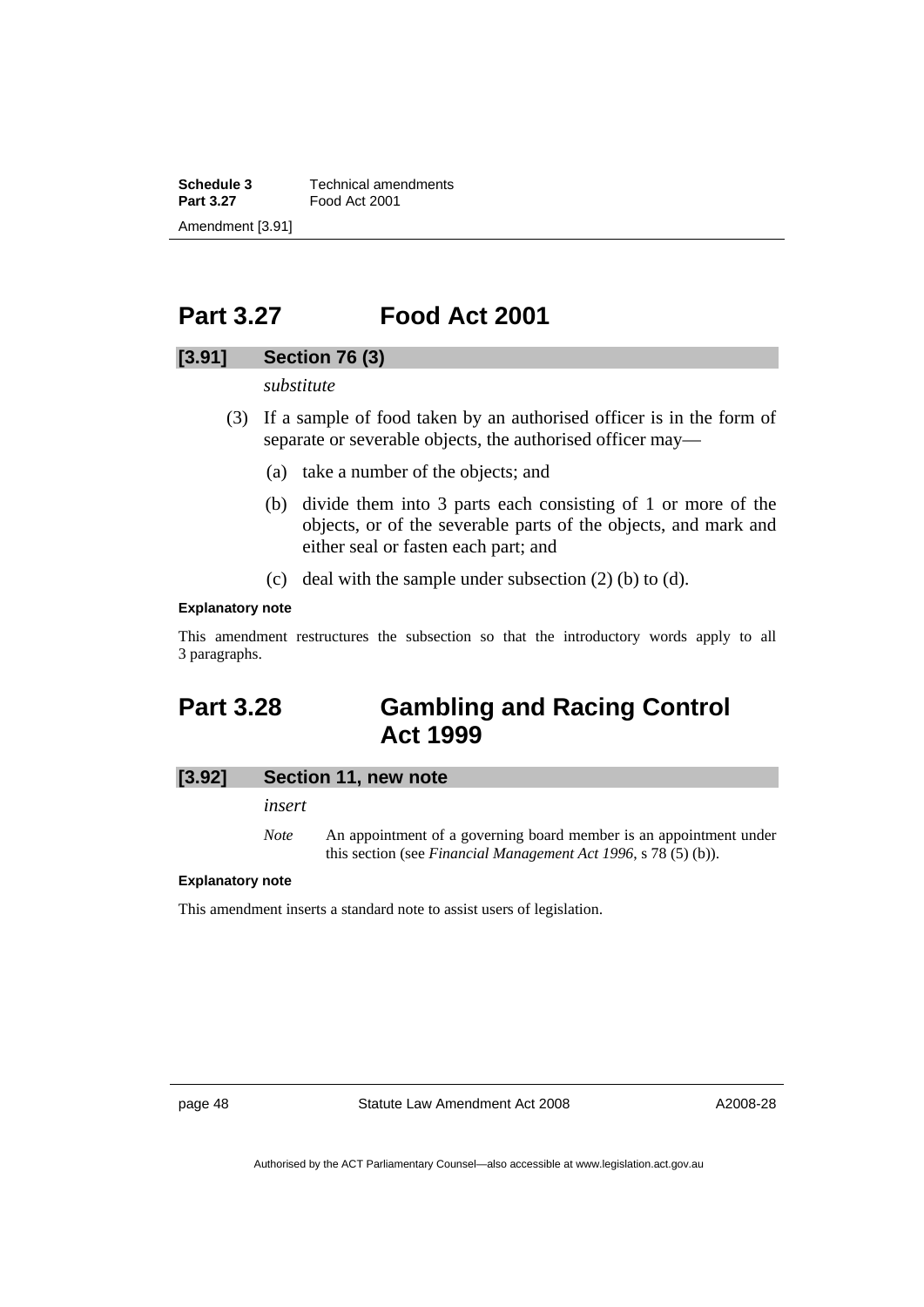## Part 3.27 Food Act 2001

### [3.91] Section 76 (3)

*substitute*

(3) If a sample of food taken by an authorised officer is in the form of separate or severable objects, the authorised officer may—

(a) take a number of the objects; and

(b) divide them into 3 parts each consisting of 1 or more of the objects, or of the severable parts of the objects, and mark and either seal or fasten each part; and

(c) deal with the sample under subsection (2) (b) to (d).

**Explanatory note**

This amendment restructures the subsection so that the introductory words apply to all 3 paragraphs.

## Part 3.28 Gambling and Racing Control Act 1999

### [3.92] Section 11, new note

*insert*

*Note* An appointment of a governing board member is an appointment under this section (see *Financial Management Act 1996*, s 78 (5) (b)).

**Explanatory note**

This amendment inserts a standard note to assist users of legislation.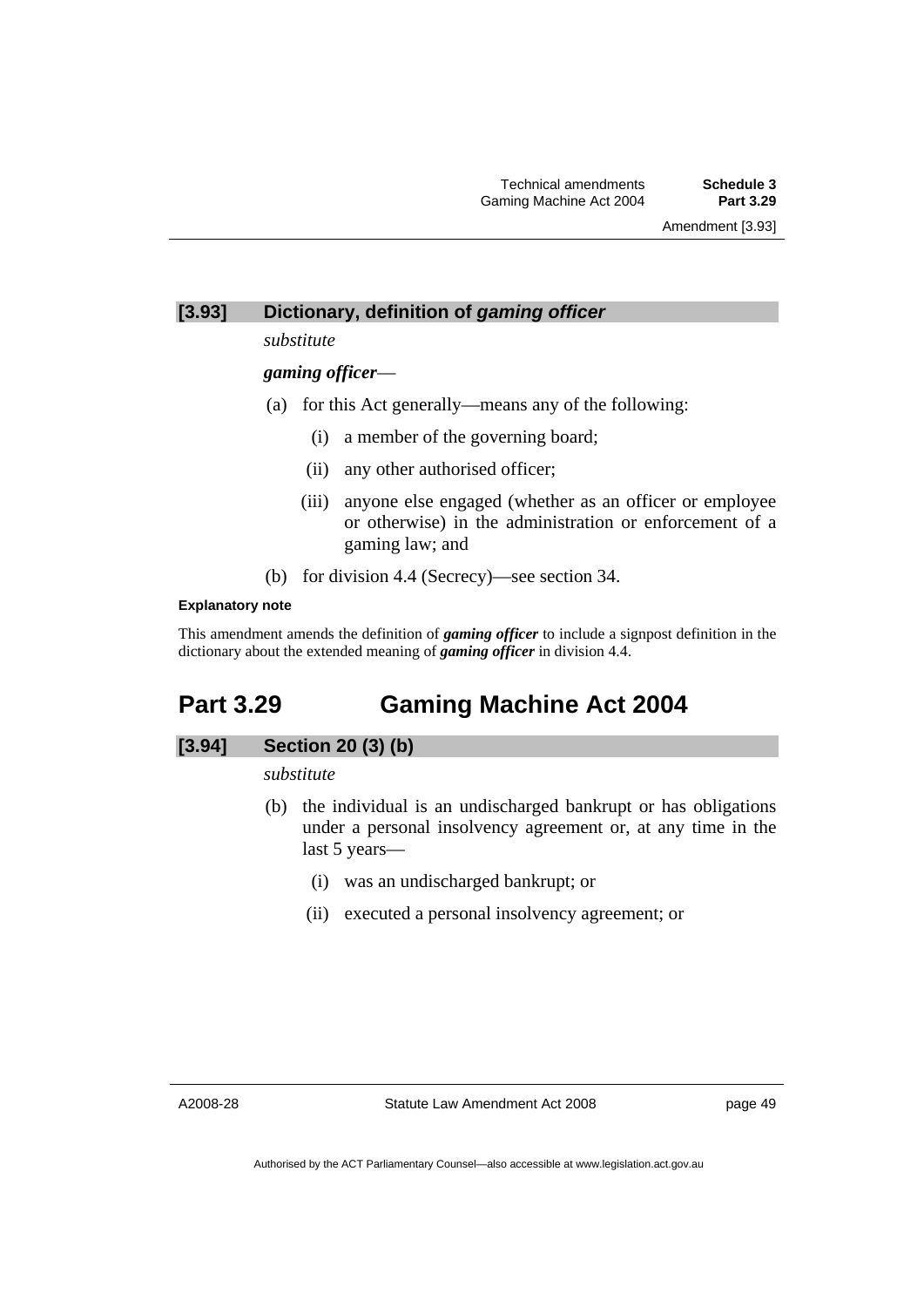### [3.93] Dictionary, definition of *gaming officer*

*substitute*

***gaming officer***—

(a) for this Act generally—means any of the following:

 (i) a member of the governing board;

 (ii) any other authorised officer;

 (iii) anyone else engaged (whether as an officer or employee or otherwise) in the administration or enforcement of a gaming law; and

(b) for division 4.4 (Secrecy)—see section 34.

**Explanatory note**

This amendment amends the definition of ***gaming officer*** to include a signpost definition in the dictionary about the extended meaning of ***gaming officer*** in division 4.4.

## Part 3.29 Gaming Machine Act 2004

### [3.94] Section 20 (3) (b)

*substitute*

(b) the individual is an undischarged bankrupt or has obligations under a personal insolvency agreement or, at any time in the last 5 years—

 (i) was an undischarged bankrupt; or

 (ii) executed a personal insolvency agreement; or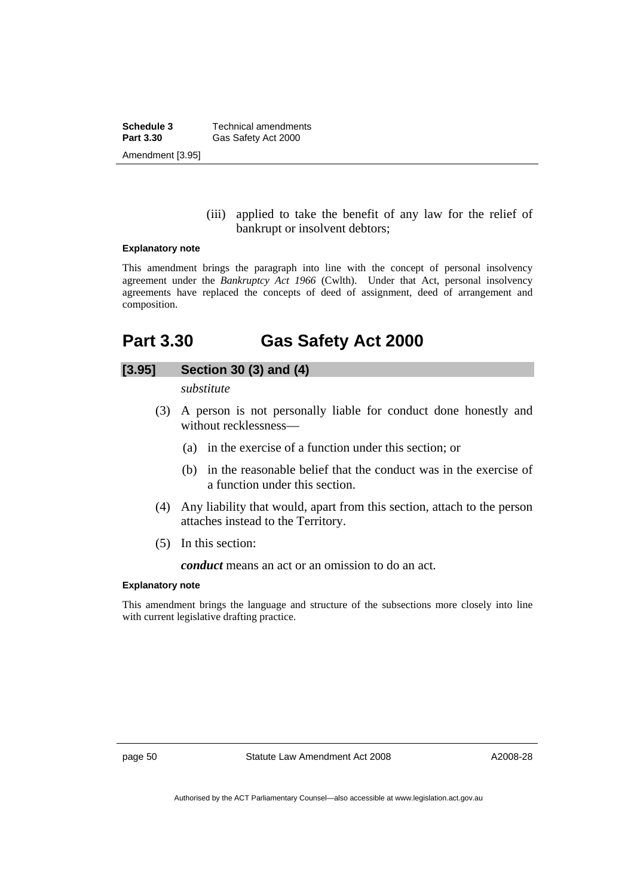(iii) applied to take the benefit of any law for the relief of bankrupt or insolvent debtors;

**Explanatory note**

This amendment brings the paragraph into line with the concept of personal insolvency agreement under the *Bankruptcy Act 1966* (Cwlth). Under that Act, personal insolvency agreements have replaced the concepts of deed of assignment, deed of arrangement and composition.

# Part 3.30 Gas Safety Act 2000

## [3.95] Section 30 (3) and (4)

*substitute*

(3) A person is not personally liable for conduct done honestly and without recklessness—

(a) in the exercise of a function under this section; or

(b) in the reasonable belief that the conduct was in the exercise of a function under this section.

(4) Any liability that would, apart from this section, attach to the person attaches instead to the Territory.

(5) In this section:

***conduct*** means an act or an omission to do an act.

**Explanatory note**

This amendment brings the language and structure of the subsections more closely into line with current legislative drafting practice.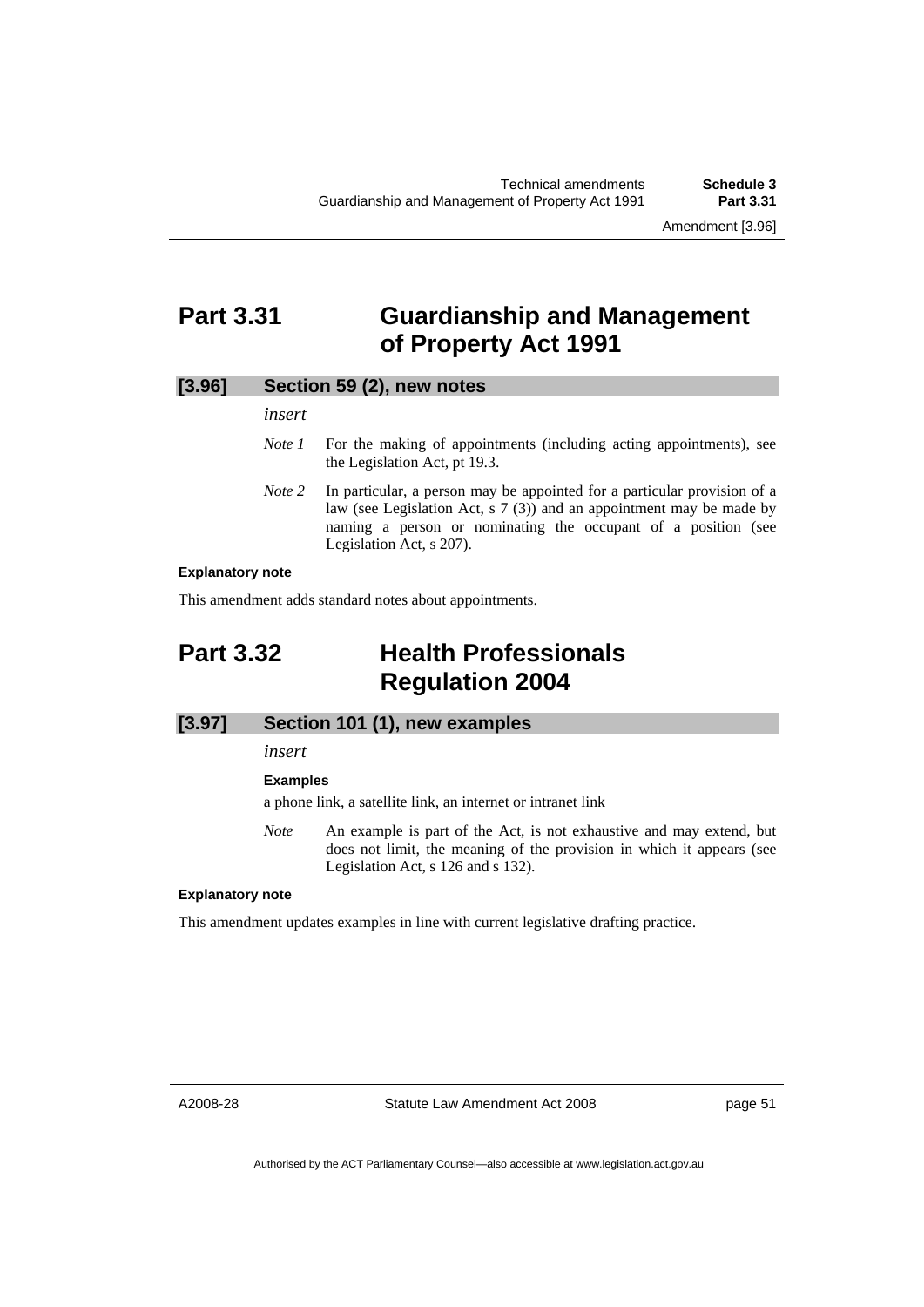# Part 3.31 Guardianship and Management of Property Act 1991

## [3.96] Section 59 (2), new notes

*insert*

*Note 1* For the making of appointments (including acting appointments), see the Legislation Act, pt 19.3.

*Note 2* In particular, a person may be appointed for a particular provision of a law (see Legislation Act, s 7 (3)) and an appointment may be made by naming a person or nominating the occupant of a position (see Legislation Act, s 207).

**Explanatory note**

This amendment adds standard notes about appointments.

# Part 3.32 Health Professionals Regulation 2004

## [3.97] Section 101 (1), new examples

*insert*

**Examples**

a phone link, a satellite link, an internet or intranet link

*Note* An example is part of the Act, is not exhaustive and may extend, but does not limit, the meaning of the provision in which it appears (see Legislation Act, s 126 and s 132).

**Explanatory note**

This amendment updates examples in line with current legislative drafting practice.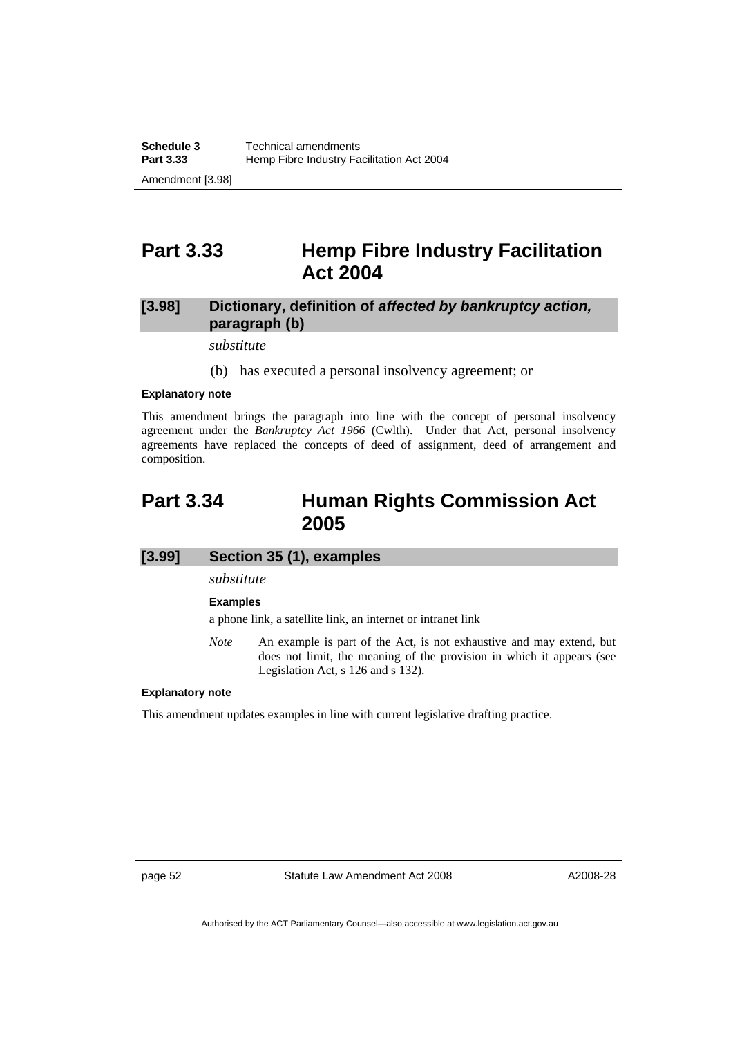## Part 3.33 Hemp Fibre Industry Facilitation Act 2004

### [3.98] Dictionary, definition of ***affected by bankruptcy action,*** paragraph (b)

*substitute*

(b) has executed a personal insolvency agreement; or

**Explanatory note**

This amendment brings the paragraph into line with the concept of personal insolvency agreement under the *Bankruptcy Act 1966* (Cwlth). Under that Act, personal insolvency agreements have replaced the concepts of deed of assignment, deed of arrangement and composition.

## Part 3.34 Human Rights Commission Act 2005

### [3.99] Section 35 (1), examples

*substitute*

**Examples**

a phone link, a satellite link, an internet or intranet link

*Note* An example is part of the Act, is not exhaustive and may extend, but does not limit, the meaning of the provision in which it appears (see Legislation Act, s 126 and s 132).

**Explanatory note**

This amendment updates examples in line with current legislative drafting practice.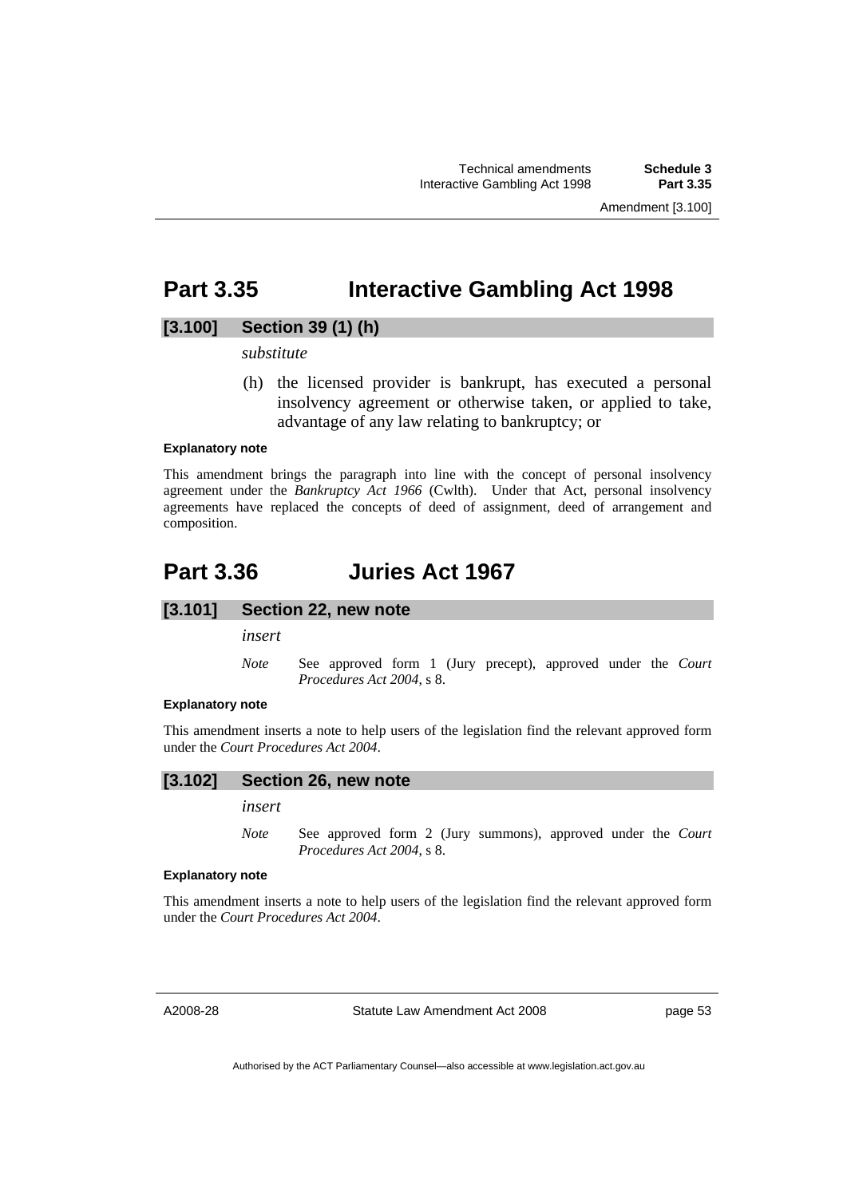## Part 3.35 Interactive Gambling Act 1998

### [3.100] Section 39 (1) (h)

*substitute*

(h) the licensed provider is bankrupt, has executed a personal insolvency agreement or otherwise taken, or applied to take, advantage of any law relating to bankruptcy; or

**Explanatory note**

This amendment brings the paragraph into line with the concept of personal insolvency agreement under the *Bankruptcy Act 1966* (Cwlth). Under that Act, personal insolvency agreements have replaced the concepts of deed of assignment, deed of arrangement and composition.

## Part 3.36 Juries Act 1967

### [3.101] Section 22, new note

*insert*

*Note* See approved form 1 (Jury precept), approved under the *Court Procedures Act 2004*, s 8.

**Explanatory note**

This amendment inserts a note to help users of the legislation find the relevant approved form under the *Court Procedures Act 2004*.

### [3.102] Section 26, new note

*insert*

*Note* See approved form 2 (Jury summons), approved under the *Court Procedures Act 2004*, s 8.

**Explanatory note**

This amendment inserts a note to help users of the legislation find the relevant approved form under the *Court Procedures Act 2004*.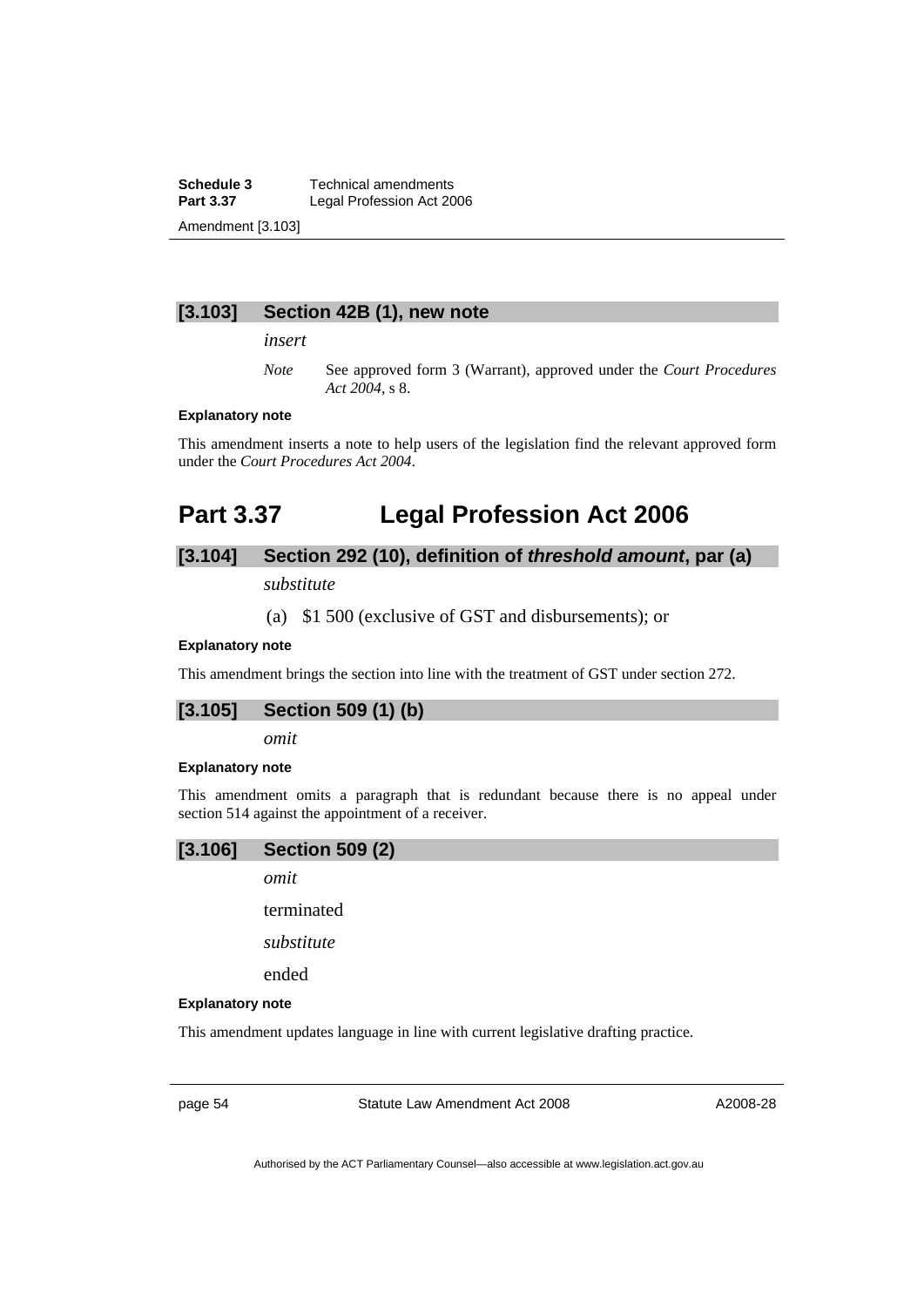### [3.103] Section 42B (1), new note

*insert*

*Note* See approved form 3 (Warrant), approved under the *Court Procedures Act 2004*, s 8.

**Explanatory note**

This amendment inserts a note to help users of the legislation find the relevant approved form under the *Court Procedures Act 2004*.

## Part 3.37 Legal Profession Act 2006

### [3.104] Section 292 (10), definition of *threshold amount*, par (a)

*substitute*

(a) $1 500 (exclusive of GST and disbursements); or

**Explanatory note**

This amendment brings the section into line with the treatment of GST under section 272.

### [3.105] Section 509 (1) (b)

*omit*

**Explanatory note**

This amendment omits a paragraph that is redundant because there is no appeal under section 514 against the appointment of a receiver.

### [3.106] Section 509 (2)

*omit*

terminated

*substitute*

ended

**Explanatory note**

This amendment updates language in line with current legislative drafting practice.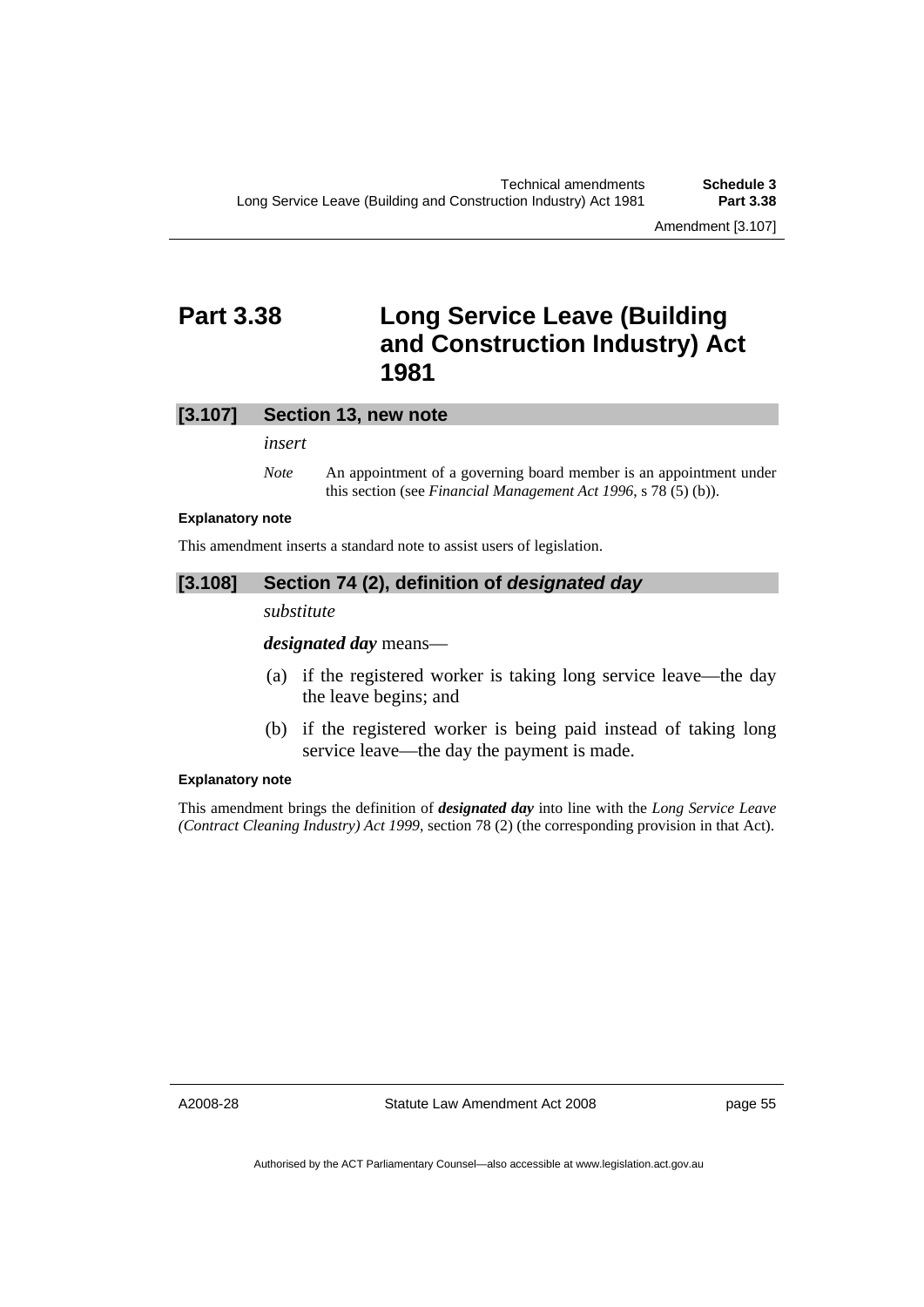# Part 3.38 Long Service Leave (Building and Construction Industry) Act 1981

## [3.107] Section 13, new note

*insert*

*Note* An appointment of a governing board member is an appointment under this section (see *Financial Management Act 1996*, s 78 (5) (b)).

**Explanatory note**

This amendment inserts a standard note to assist users of legislation.

## [3.108] Section 74 (2), definition of *designated day*

*substitute*

***designated day*** means—

(a) if the registered worker is taking long service leave—the day the leave begins; and

(b) if the registered worker is being paid instead of taking long service leave—the day the payment is made.

**Explanatory note**

This amendment brings the definition of ***designated day*** into line with the *Long Service Leave (Contract Cleaning Industry) Act 1999*, section 78 (2) (the corresponding provision in that Act).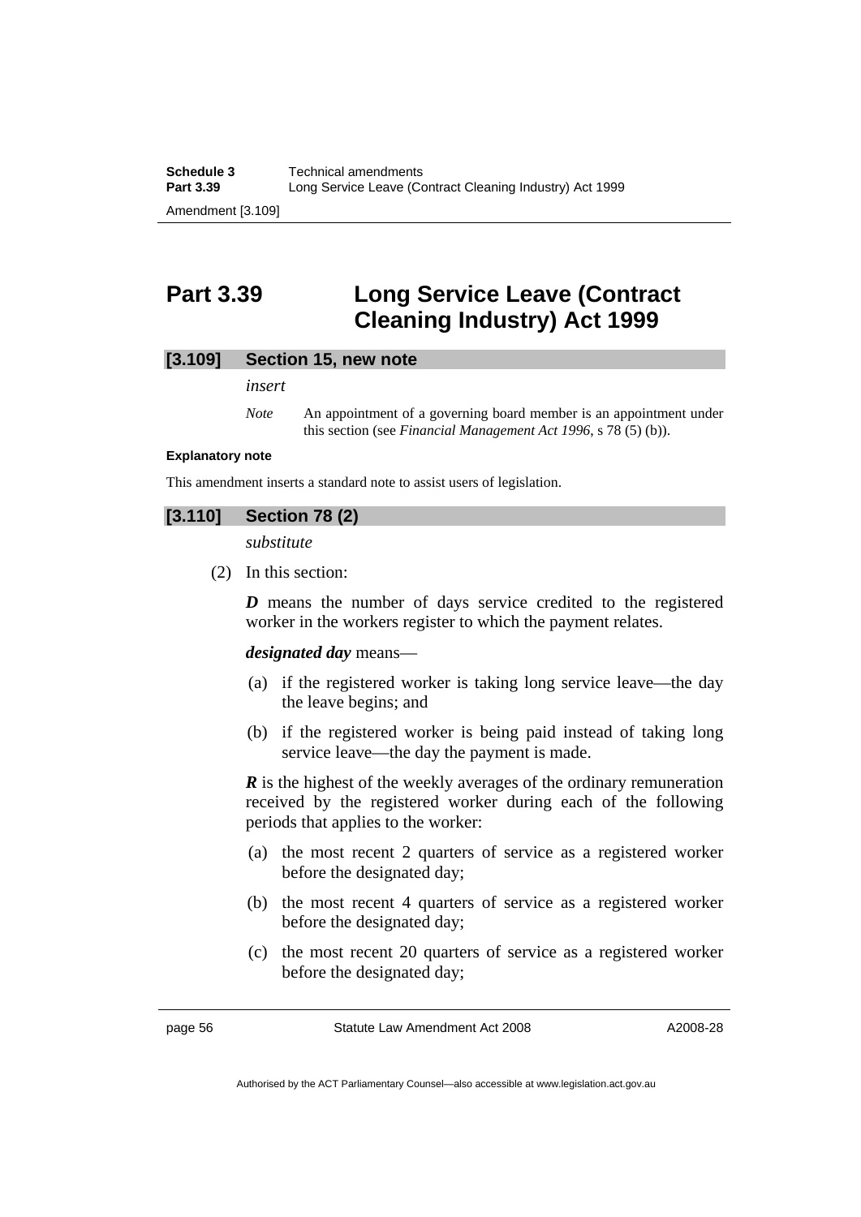# Part 3.39 Long Service Leave (Contract Cleaning Industry) Act 1999

## [3.109] Section 15, new note

*insert*

*Note* An appointment of a governing board member is an appointment under this section (see *Financial Management Act 1996*, s 78 (5) (b)).

#### Explanatory note

This amendment inserts a standard note to assist users of legislation.

## [3.110] Section 78 (2)

*substitute*

(2) In this section:

***D*** means the number of days service credited to the registered worker in the workers register to which the payment relates.

***designated day*** means—

(a) if the registered worker is taking long service leave—the day the leave begins; and

(b) if the registered worker is being paid instead of taking long service leave—the day the payment is made.

***R*** is the highest of the weekly averages of the ordinary remuneration received by the registered worker during each of the following periods that applies to the worker:

(a) the most recent 2 quarters of service as a registered worker before the designated day;

(b) the most recent 4 quarters of service as a registered worker before the designated day;

(c) the most recent 20 quarters of service as a registered worker before the designated day;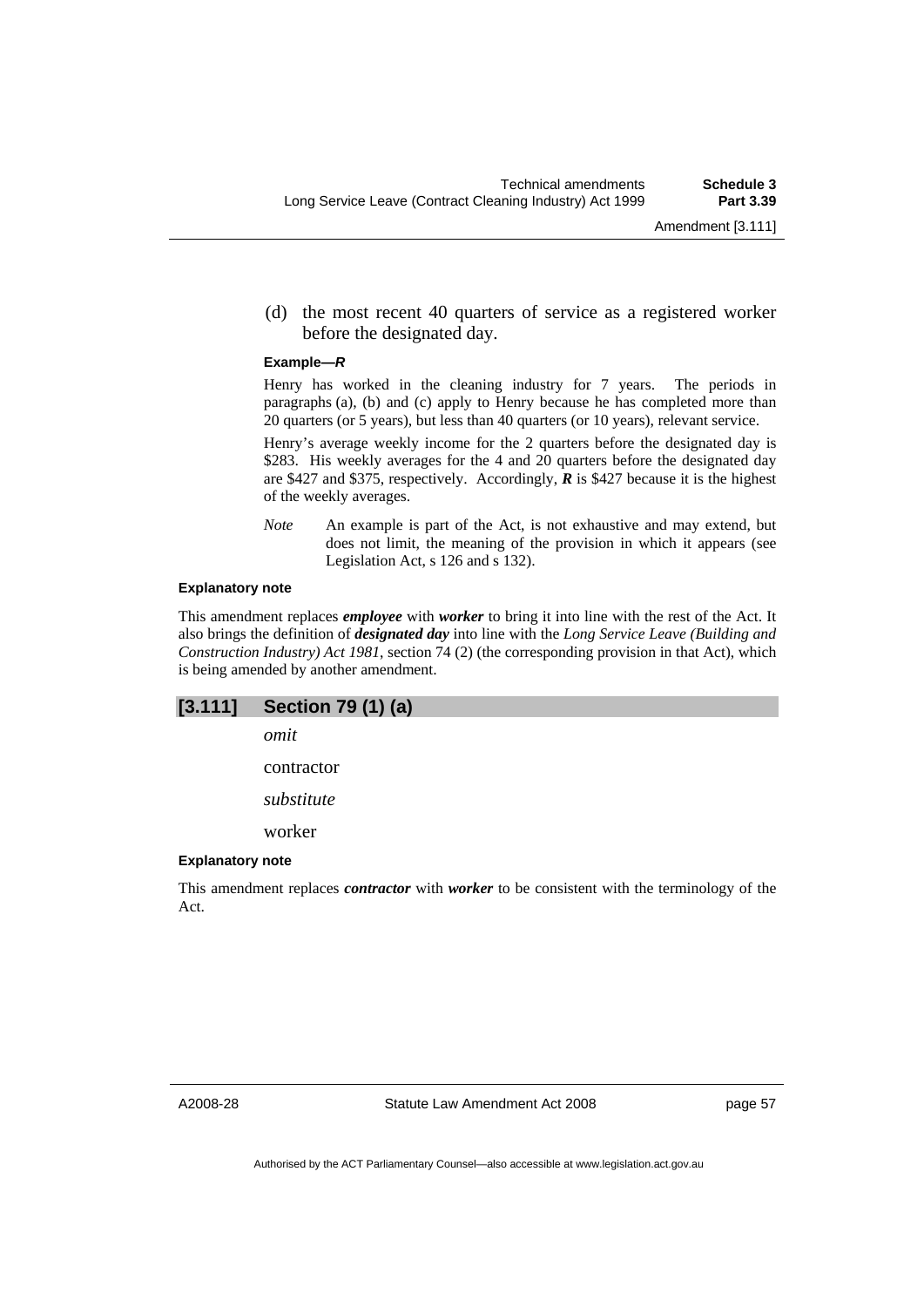(d) the most recent 40 quarters of service as a registered worker before the designated day.

**Example—*R***

Henry has worked in the cleaning industry for 7 years. The periods in paragraphs (a), (b) and (c) apply to Henry because he has completed more than 20 quarters (or 5 years), but less than 40 quarters (or 10 years), relevant service.

Henry's average weekly income for the 2 quarters before the designated day is $283. His weekly averages for the 4 and 20 quarters before the designated day are $427 and $375, respectively. Accordingly, ***R*** is $427 because it is the highest of the weekly averages.

*Note* An example is part of the Act, is not exhaustive and may extend, but does not limit, the meaning of the provision in which it appears (see Legislation Act, s 126 and s 132).

**Explanatory note**

This amendment replaces ***employee*** with ***worker*** to bring it into line with the rest of the Act. It also brings the definition of ***designated day*** into line with the *Long Service Leave (Building and Construction Industry) Act 1981*, section 74 (2) (the corresponding provision in that Act), which is being amended by another amendment.

## [3.111] Section 79 (1) (a)

*omit*

contractor

*substitute*

worker

**Explanatory note**

This amendment replaces ***contractor*** with ***worker*** to be consistent with the terminology of the Act.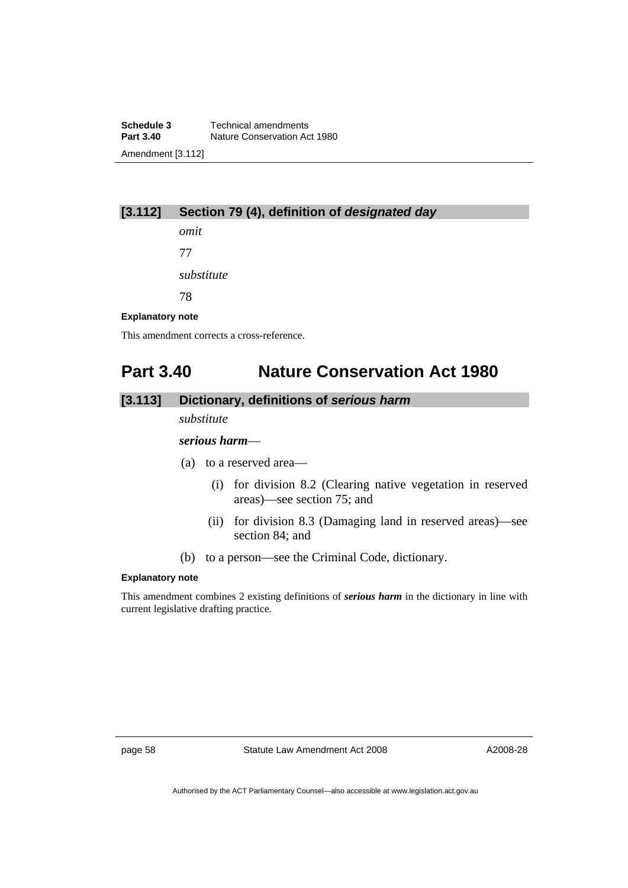### [3.112] Section 79 (4), definition of ***designated day***

*omit*

77

*substitute*

78

**Explanatory note**

This amendment corrects a cross-reference.

## Part 3.40 Nature Conservation Act 1980

### [3.113] Dictionary, definitions of ***serious harm***

*substitute*

***serious harm***—

(a) to a reserved area—

(i) for division 8.2 (Clearing native vegetation in reserved areas)—see section 75; and

(ii) for division 8.3 (Damaging land in reserved areas)—see section 84; and

(b) to a person—see the Criminal Code, dictionary.

**Explanatory note**

This amendment combines 2 existing definitions of ***serious harm*** in the dictionary in line with current legislative drafting practice.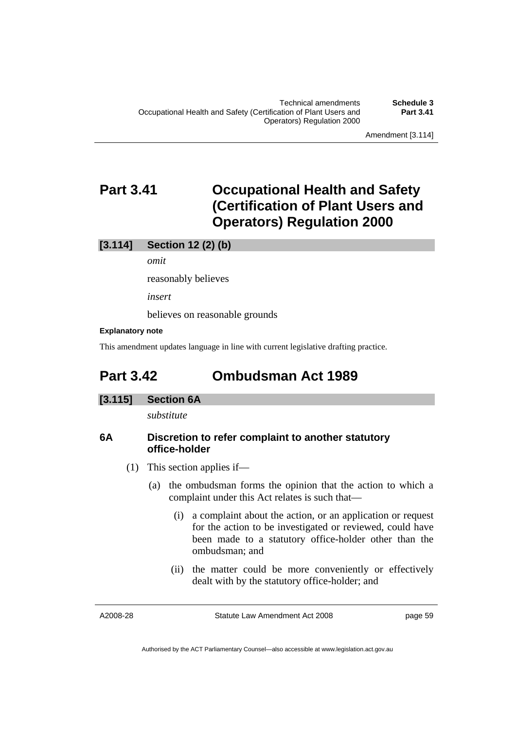# Part 3.41 Occupational Health and Safety (Certification of Plant Users and Operators) Regulation 2000

## [3.114] Section 12 (2) (b)

*omit*

reasonably believes

*insert*

believes on reasonable grounds

**Explanatory note**

This amendment updates language in line with current legislative drafting practice.

# Part 3.42 Ombudsman Act 1989

## [3.115] Section 6A

*substitute*

### 6A Discretion to refer complaint to another statutory office-holder

(1) This section applies if—

(a) the ombudsman forms the opinion that the action to which a complaint under this Act relates is such that—

(i) a complaint about the action, or an application or request for the action to be investigated or reviewed, could have been made to a statutory office-holder other than the ombudsman; and

(ii) the matter could be more conveniently or effectively dealt with by the statutory office-holder; and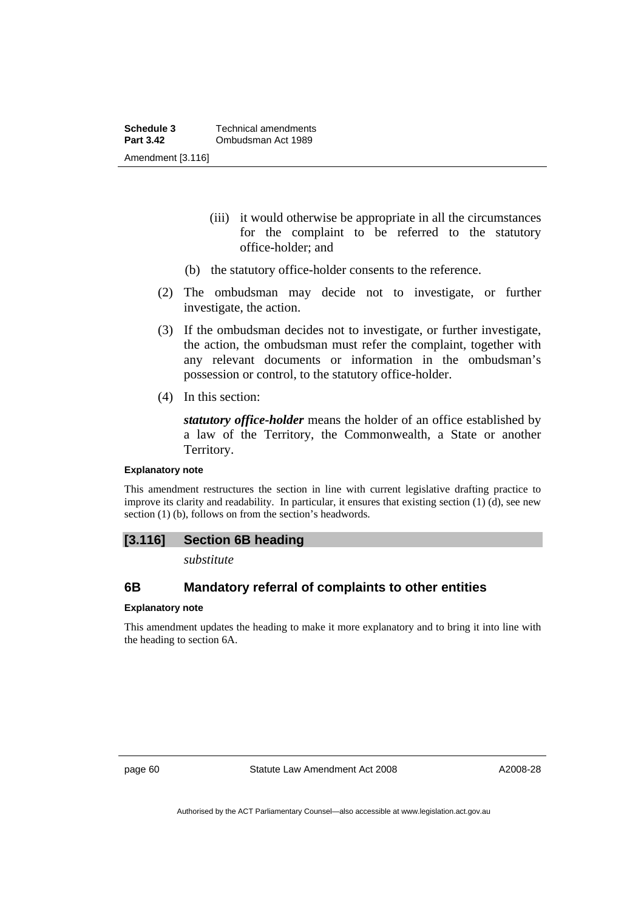(iii) it would otherwise be appropriate in all the circumstances for the complaint to be referred to the statutory office-holder; and

(b) the statutory office-holder consents to the reference.

(2) The ombudsman may decide not to investigate, or further investigate, the action.

(3) If the ombudsman decides not to investigate, or further investigate, the action, the ombudsman must refer the complaint, together with any relevant documents or information in the ombudsman's possession or control, to the statutory office-holder.

(4) In this section:

***statutory office-holder*** means the holder of an office established by a law of the Territory, the Commonwealth, a State or another Territory.

**Explanatory note**

This amendment restructures the section in line with current legislative drafting practice to improve its clarity and readability. In particular, it ensures that existing section (1) (d), see new section (1) (b), follows on from the section's headwords.

### [3.116] Section 6B heading

*substitute*

### 6B Mandatory referral of complaints to other entities

**Explanatory note**

This amendment updates the heading to make it more explanatory and to bring it into line with the heading to section 6A.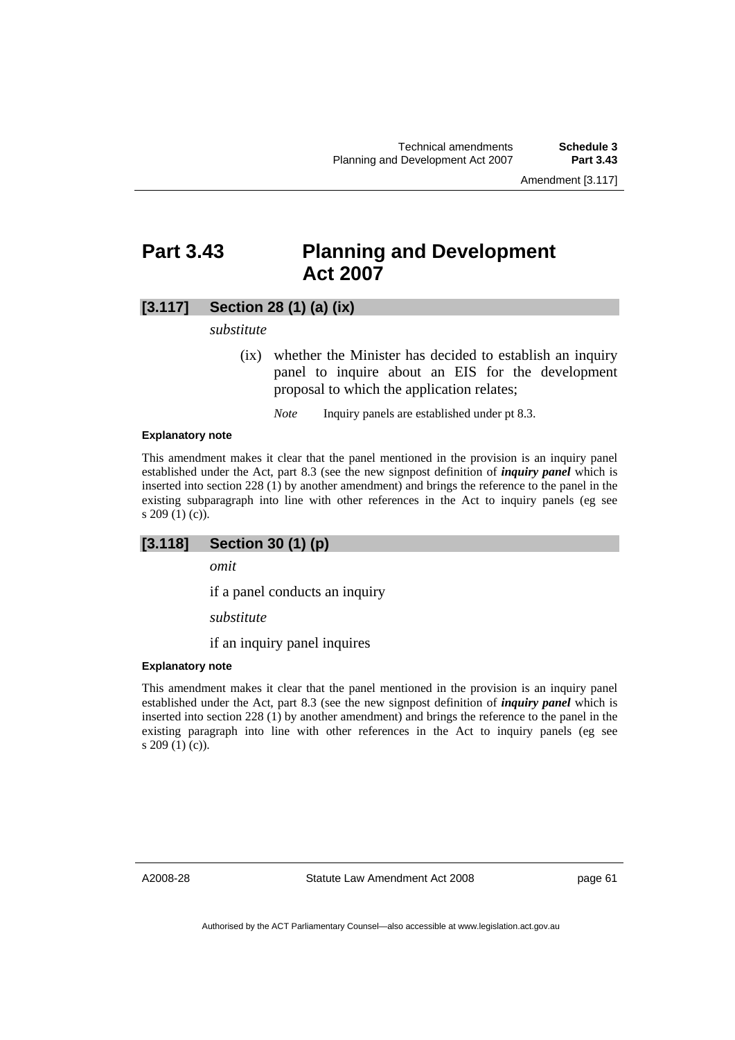# Part 3.43 Planning and Development Act 2007

## [3.117] Section 28 (1) (a) (ix)

*substitute*

(ix) whether the Minister has decided to establish an inquiry panel to inquire about an EIS for the development proposal to which the application relates;

*Note* Inquiry panels are established under pt 8.3.

#### Explanatory note

This amendment makes it clear that the panel mentioned in the provision is an inquiry panel established under the Act, part 8.3 (see the new signpost definition of ***inquiry panel*** which is inserted into section 228 (1) by another amendment) and brings the reference to the panel in the existing subparagraph into line with other references in the Act to inquiry panels (eg see s 209 (1) (c)).

## [3.118] Section 30 (1) (p)

*omit*

if a panel conducts an inquiry

*substitute*

if an inquiry panel inquires

#### Explanatory note

This amendment makes it clear that the panel mentioned in the provision is an inquiry panel established under the Act, part 8.3 (see the new signpost definition of ***inquiry panel*** which is inserted into section 228 (1) by another amendment) and brings the reference to the panel in the existing paragraph into line with other references in the Act to inquiry panels (eg see s 209 (1) (c)).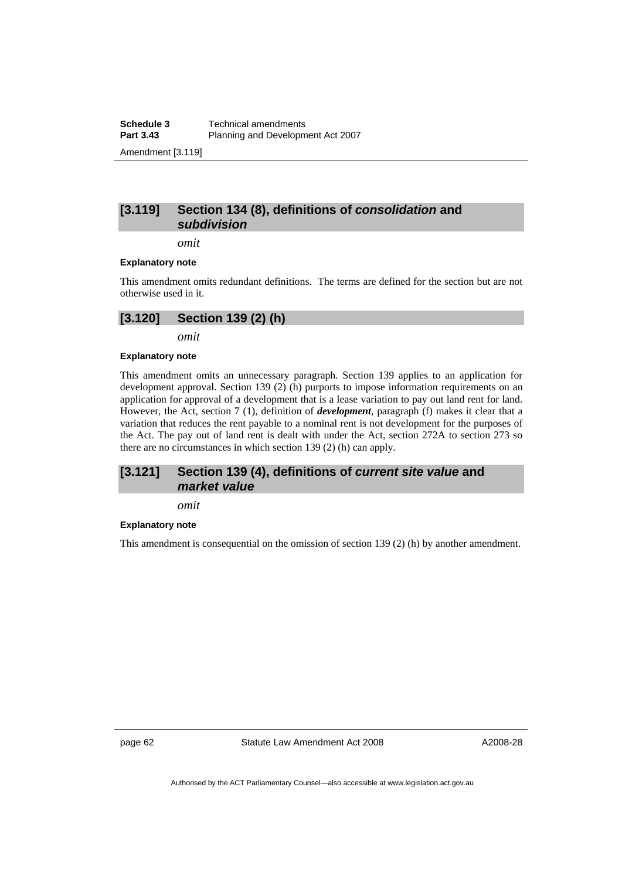## [3.119] Section 134 (8), definitions of *consolidation* and *subdivision*

*omit*

#### Explanatory note

This amendment omits redundant definitions. The terms are defined for the section but are not otherwise used in it.

## [3.120] Section 139 (2) (h)

*omit*

#### Explanatory note

This amendment omits an unnecessary paragraph. Section 139 applies to an application for development approval. Section 139 (2) (h) purports to impose information requirements on an application for approval of a development that is a lease variation to pay out land rent for land. However, the Act, section 7 (1), definition of ***development***, paragraph (f) makes it clear that a variation that reduces the rent payable to a nominal rent is not development for the purposes of the Act. The pay out of land rent is dealt with under the Act, section 272A to section 273 so there are no circumstances in which section 139 (2) (h) can apply.

## [3.121] Section 139 (4), definitions of *current site value* and *market value*

*omit*

#### Explanatory note

This amendment is consequential on the omission of section 139 (2) (h) by another amendment.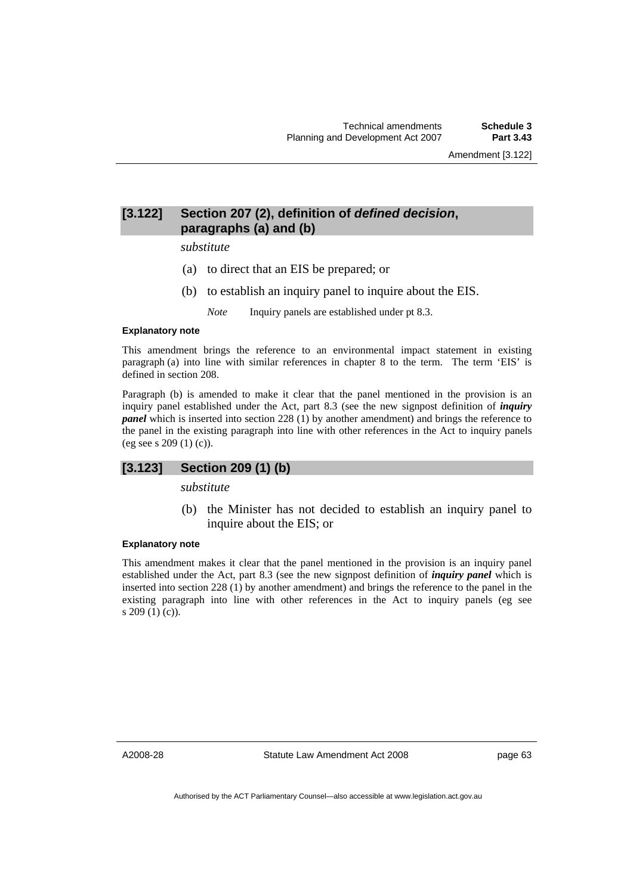## [3.122] Section 207 (2), definition of *defined decision*, paragraphs (a) and (b)

*substitute*

(a) to direct that an EIS be prepared; or

(b) to establish an inquiry panel to inquire about the EIS.

*Note* Inquiry panels are established under pt 8.3.

#### Explanatory note

This amendment brings the reference to an environmental impact statement in existing paragraph (a) into line with similar references in chapter 8 to the term. The term 'EIS' is defined in section 208.

Paragraph (b) is amended to make it clear that the panel mentioned in the provision is an inquiry panel established under the Act, part 8.3 (see the new signpost definition of ***inquiry panel*** which is inserted into section 228 (1) by another amendment) and brings the reference to the panel in the existing paragraph into line with other references in the Act to inquiry panels (eg see s 209 (1) (c)).

## [3.123] Section 209 (1) (b)

*substitute*

(b) the Minister has not decided to establish an inquiry panel to inquire about the EIS; or

#### Explanatory note

This amendment makes it clear that the panel mentioned in the provision is an inquiry panel established under the Act, part 8.3 (see the new signpost definition of ***inquiry panel*** which is inserted into section 228 (1) by another amendment) and brings the reference to the panel in the existing paragraph into line with other references in the Act to inquiry panels (eg see s 209 (1) (c)).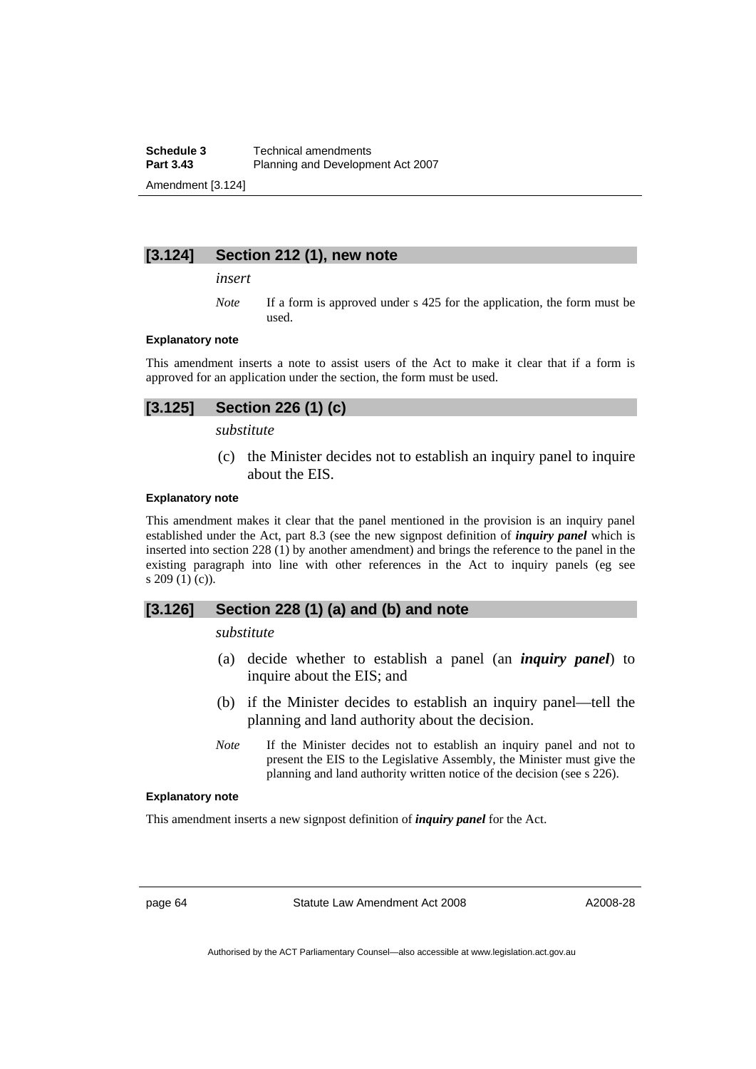## [3.124] Section 212 (1), new note

*insert*

*Note* If a form is approved under s 425 for the application, the form must be used.

**Explanatory note**

This amendment inserts a note to assist users of the Act to make it clear that if a form is approved for an application under the section, the form must be used.

## [3.125] Section 226 (1) (c)

*substitute*

(c) the Minister decides not to establish an inquiry panel to inquire about the EIS.

**Explanatory note**

This amendment makes it clear that the panel mentioned in the provision is an inquiry panel established under the Act, part 8.3 (see the new signpost definition of ***inquiry panel*** which is inserted into section 228 (1) by another amendment) and brings the reference to the panel in the existing paragraph into line with other references in the Act to inquiry panels (eg see s 209 (1) (c)).

## [3.126] Section 228 (1) (a) and (b) and note

*substitute*

(a) decide whether to establish a panel (an ***inquiry panel***) to inquire about the EIS; and

(b) if the Minister decides to establish an inquiry panel—tell the planning and land authority about the decision.

*Note* If the Minister decides not to establish an inquiry panel and not to present the EIS to the Legislative Assembly, the Minister must give the planning and land authority written notice of the decision (see s 226).

**Explanatory note**

This amendment inserts a new signpost definition of ***inquiry panel*** for the Act.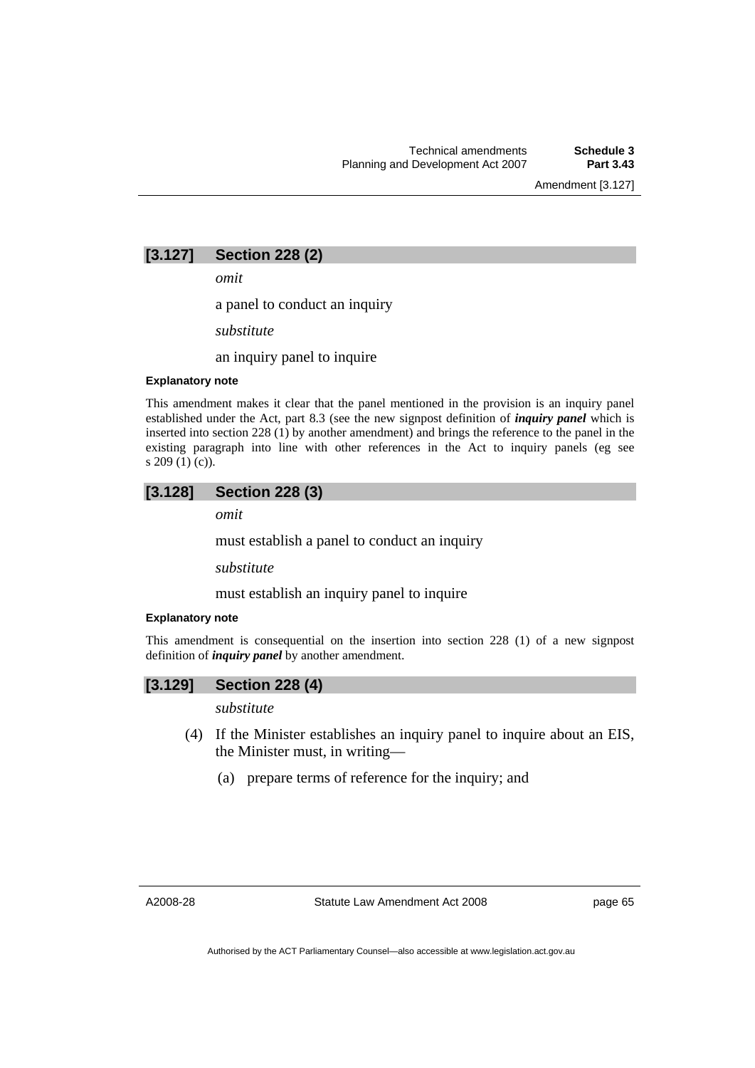### [3.127] Section 228 (2)

*omit*

a panel to conduct an inquiry

*substitute*

an inquiry panel to inquire

**Explanatory note**

This amendment makes it clear that the panel mentioned in the provision is an inquiry panel established under the Act, part 8.3 (see the new signpost definition of ***inquiry panel*** which is inserted into section 228 (1) by another amendment) and brings the reference to the panel in the existing paragraph into line with other references in the Act to inquiry panels (eg see s 209 (1) (c)).

### [3.128] Section 228 (3)

*omit*

must establish a panel to conduct an inquiry

*substitute*

must establish an inquiry panel to inquire

**Explanatory note**

This amendment is consequential on the insertion into section 228 (1) of a new signpost definition of ***inquiry panel*** by another amendment.

### [3.129] Section 228 (4)

*substitute*

(4) If the Minister establishes an inquiry panel to inquire about an EIS, the Minister must, in writing—

(a) prepare terms of reference for the inquiry; and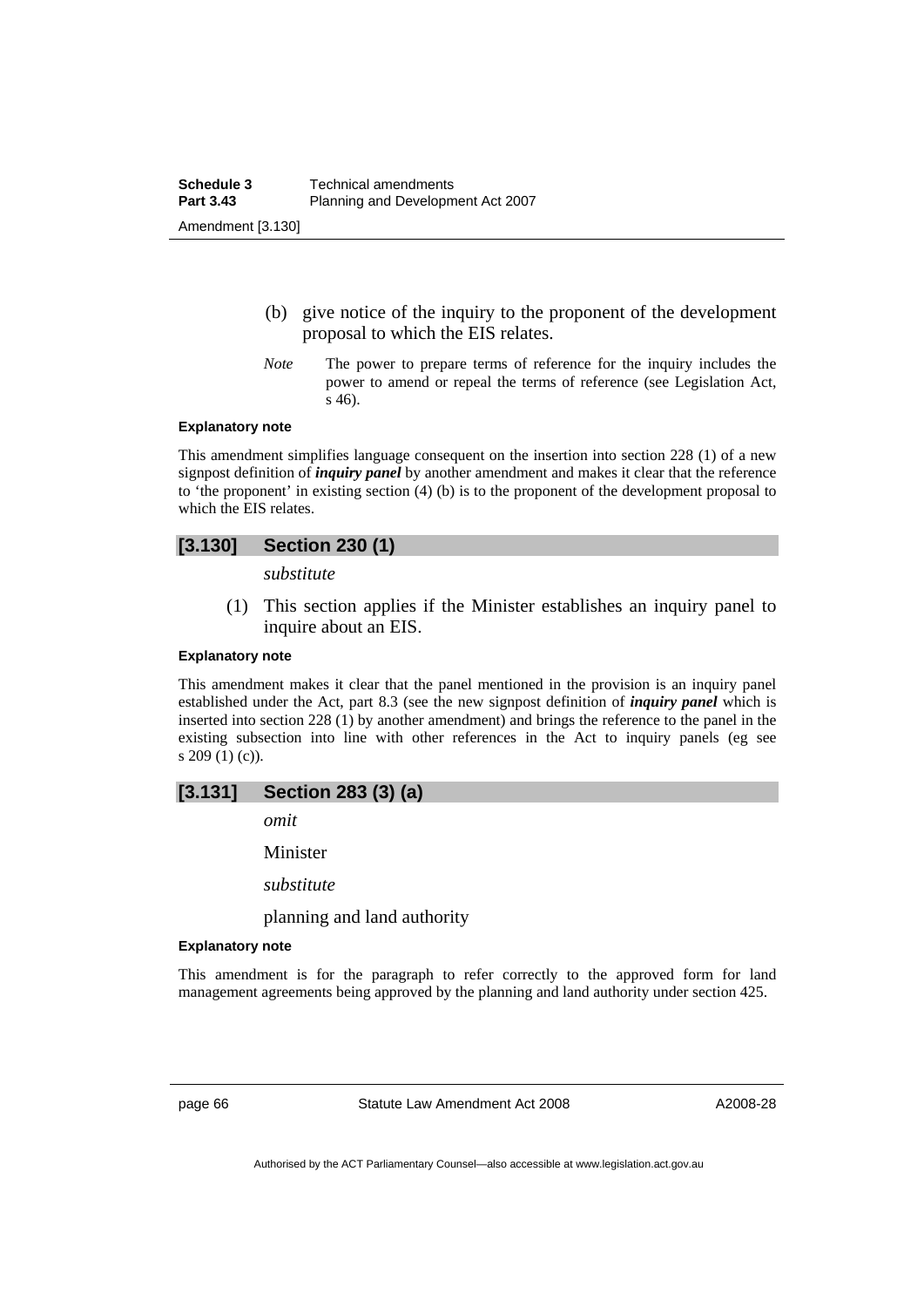(b) give notice of the inquiry to the proponent of the development proposal to which the EIS relates.

*Note* The power to prepare terms of reference for the inquiry includes the power to amend or repeal the terms of reference (see Legislation Act, s 46).

**Explanatory note**

This amendment simplifies language consequent on the insertion into section 228 (1) of a new signpost definition of ***inquiry panel*** by another amendment and makes it clear that the reference to 'the proponent' in existing section (4) (b) is to the proponent of the development proposal to which the EIS relates.

## [3.130] Section 230 (1)

*substitute*

(1) This section applies if the Minister establishes an inquiry panel to inquire about an EIS.

**Explanatory note**

This amendment makes it clear that the panel mentioned in the provision is an inquiry panel established under the Act, part 8.3 (see the new signpost definition of ***inquiry panel*** which is inserted into section 228 (1) by another amendment) and brings the reference to the panel in the existing subsection into line with other references in the Act to inquiry panels (eg see s 209 (1) (c)).

## [3.131] Section 283 (3) (a)

*omit*

Minister

*substitute*

planning and land authority

**Explanatory note**

This amendment is for the paragraph to refer correctly to the approved form for land management agreements being approved by the planning and land authority under section 425.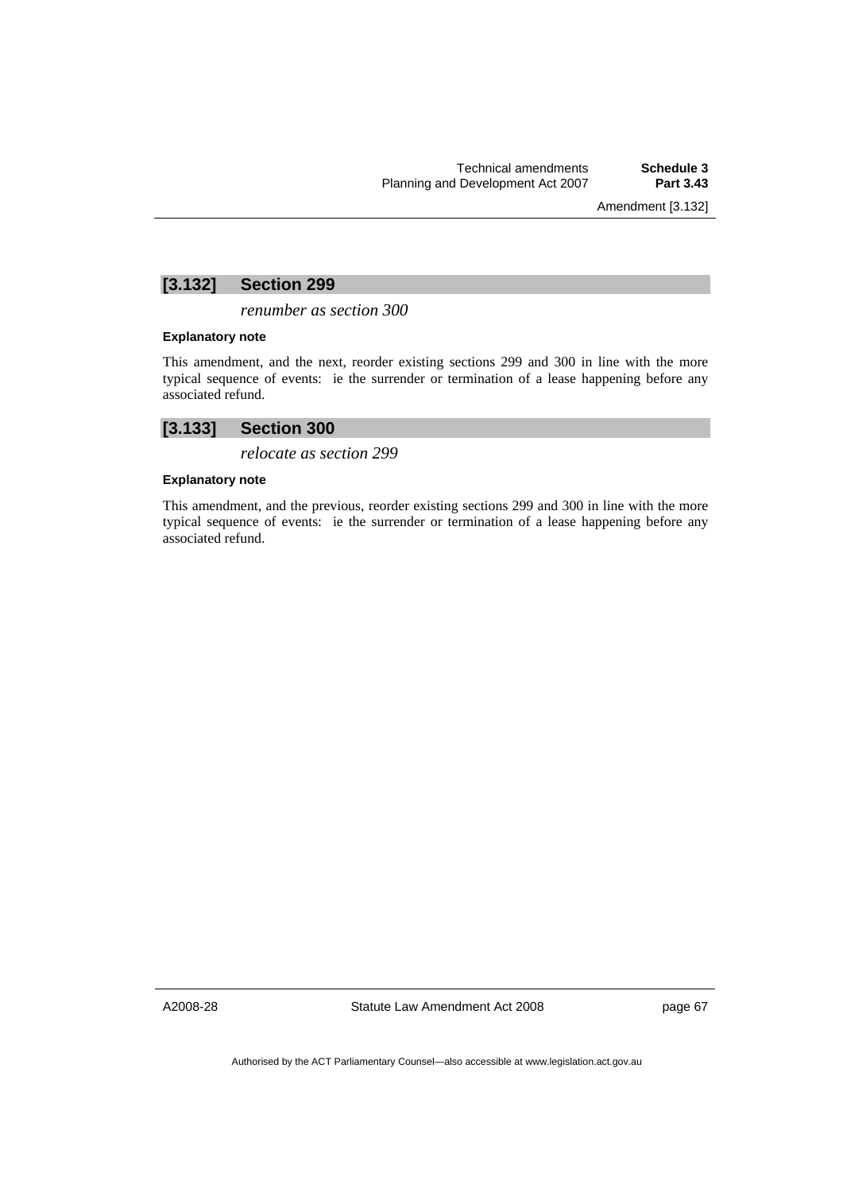## [3.132] Section 299

*renumber as section 300*

**Explanatory note**

This amendment, and the next, reorder existing sections 299 and 300 in line with the more typical sequence of events: ie the surrender or termination of a lease happening before any associated refund.

## [3.133] Section 300

*relocate as section 299*

**Explanatory note**

This amendment, and the previous, reorder existing sections 299 and 300 in line with the more typical sequence of events: ie the surrender or termination of a lease happening before any associated refund.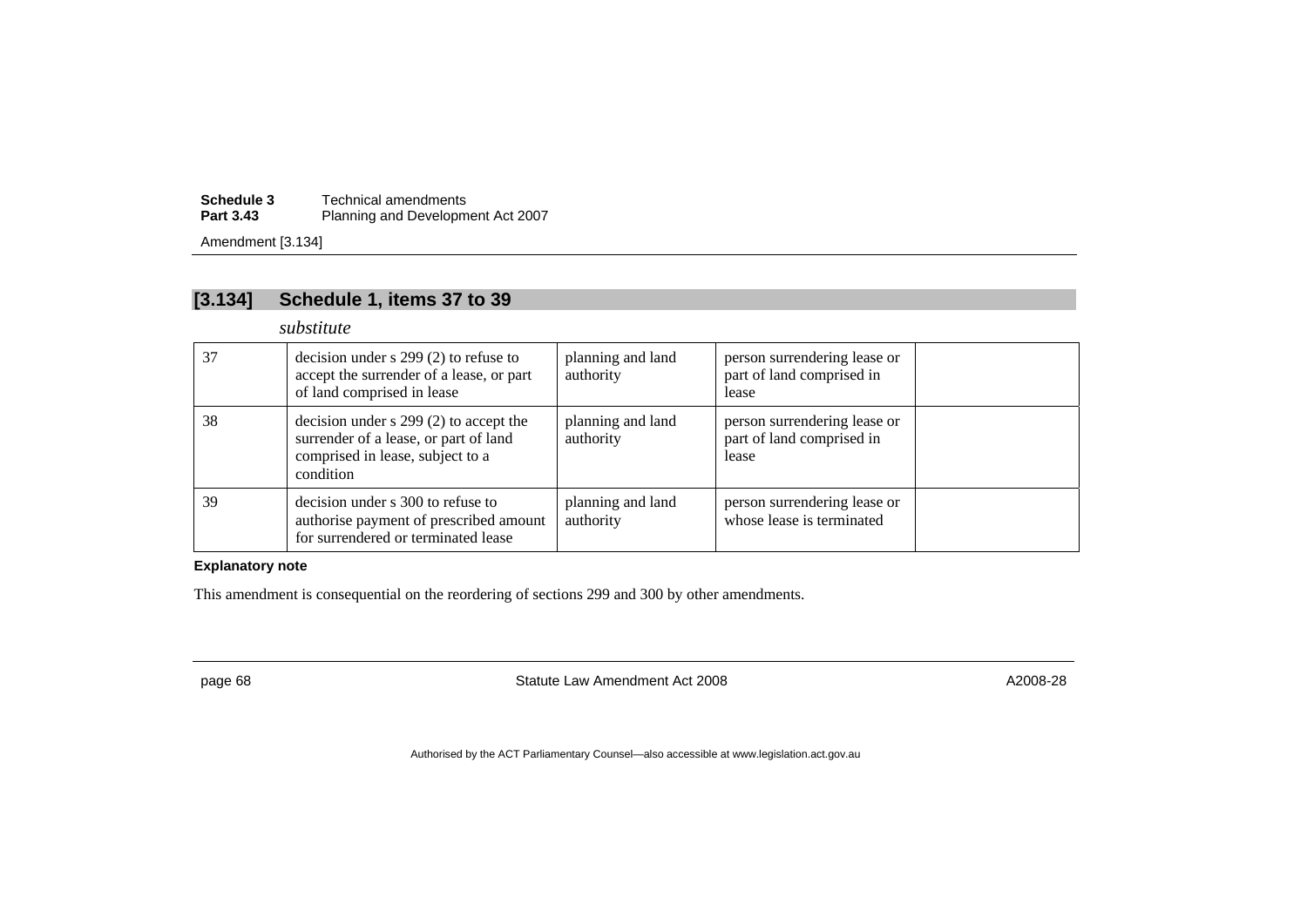## [3.134] Schedule 1, items 37 to 39

*substitute*

| | | | | |
|---|---|---|---|---|
| 37 | decision under s 299 (2) to refuse to accept the surrender of a lease, or part of land comprised in lease | planning and land authority | person surrendering lease or part of land comprised in lease | |
| 38 | decision under s 299 (2) to accept the surrender of a lease, or part of land comprised in lease, subject to a condition | planning and land authority | person surrendering lease or part of land comprised in lease | |
| 39 | decision under s 300 to refuse to authorise payment of prescribed amount for surrendered or terminated lease | planning and land authority | person surrendering lease or whose lease is terminated | |

**Explanatory note**

This amendment is consequential on the reordering of sections 299 and 300 by other amendments.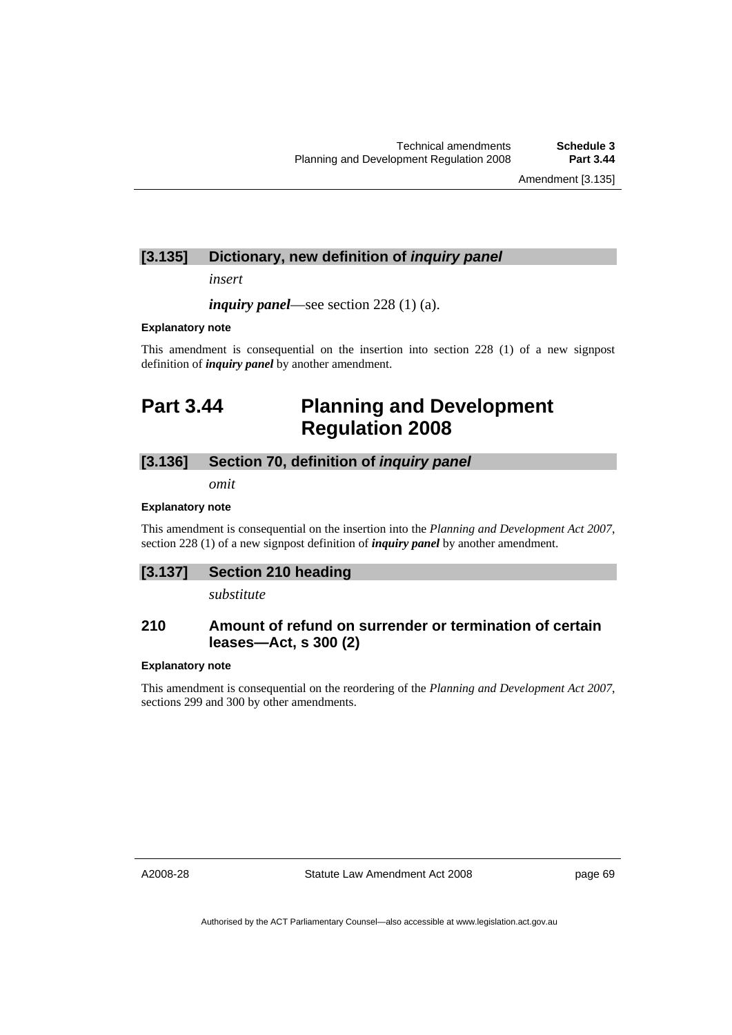### [3.135] Dictionary, new definition of *inquiry panel*

*insert*

***inquiry panel***—see section 228 (1) (a).

**Explanatory note**

This amendment is consequential on the insertion into section 228 (1) of a new signpost definition of ***inquiry panel*** by another amendment.

# Part 3.44 Planning and Development Regulation 2008

### [3.136] Section 70, definition of *inquiry panel*

*omit*

**Explanatory note**

This amendment is consequential on the insertion into the *Planning and Development Act 2007*, section 228 (1) of a new signpost definition of ***inquiry panel*** by another amendment.

### [3.137] Section 210 heading

*substitute*

### 210 Amount of refund on surrender or termination of certain leases—Act, s 300 (2)

**Explanatory note**

This amendment is consequential on the reordering of the *Planning and Development Act 2007*, sections 299 and 300 by other amendments.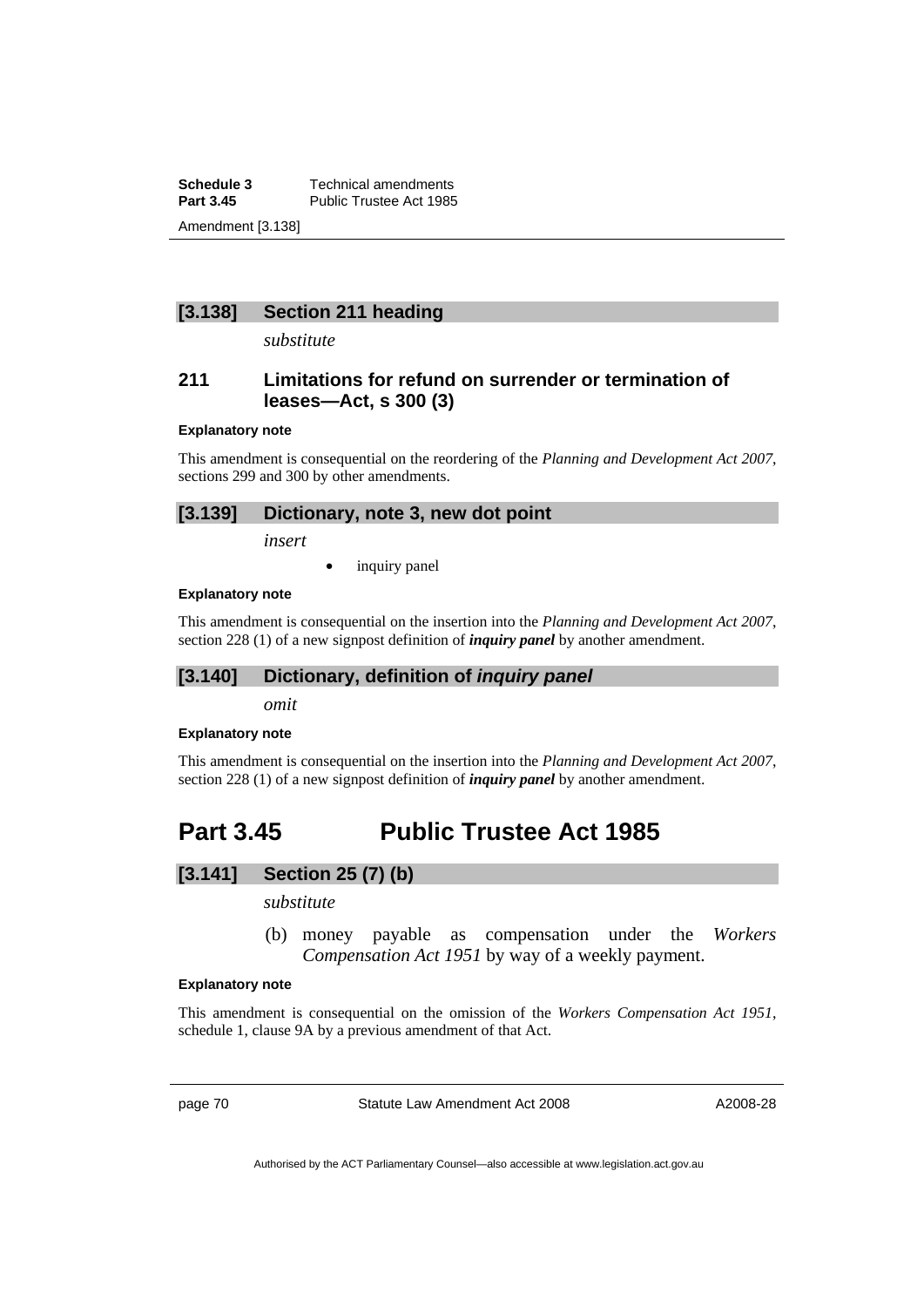### [3.138] Section 211 heading

*substitute*

### 211 Limitations for refund on surrender or termination of leases—Act, s 300 (3)

**Explanatory note**

This amendment is consequential on the reordering of the *Planning and Development Act 2007*, sections 299 and 300 by other amendments.

### [3.139] Dictionary, note 3, new dot point

*insert*

- inquiry panel

**Explanatory note**

This amendment is consequential on the insertion into the *Planning and Development Act 2007*, section 228 (1) of a new signpost definition of ***inquiry panel*** by another amendment.

### [3.140] Dictionary, definition of *inquiry panel*

*omit*

**Explanatory note**

This amendment is consequential on the insertion into the *Planning and Development Act 2007*, section 228 (1) of a new signpost definition of ***inquiry panel*** by another amendment.

## Part 3.45 Public Trustee Act 1985

### [3.141] Section 25 (7) (b)

*substitute*

(b) money payable as compensation under the *Workers Compensation Act 1951* by way of a weekly payment.

**Explanatory note**

This amendment is consequential on the omission of the *Workers Compensation Act 1951*, schedule 1, clause 9A by a previous amendment of that Act.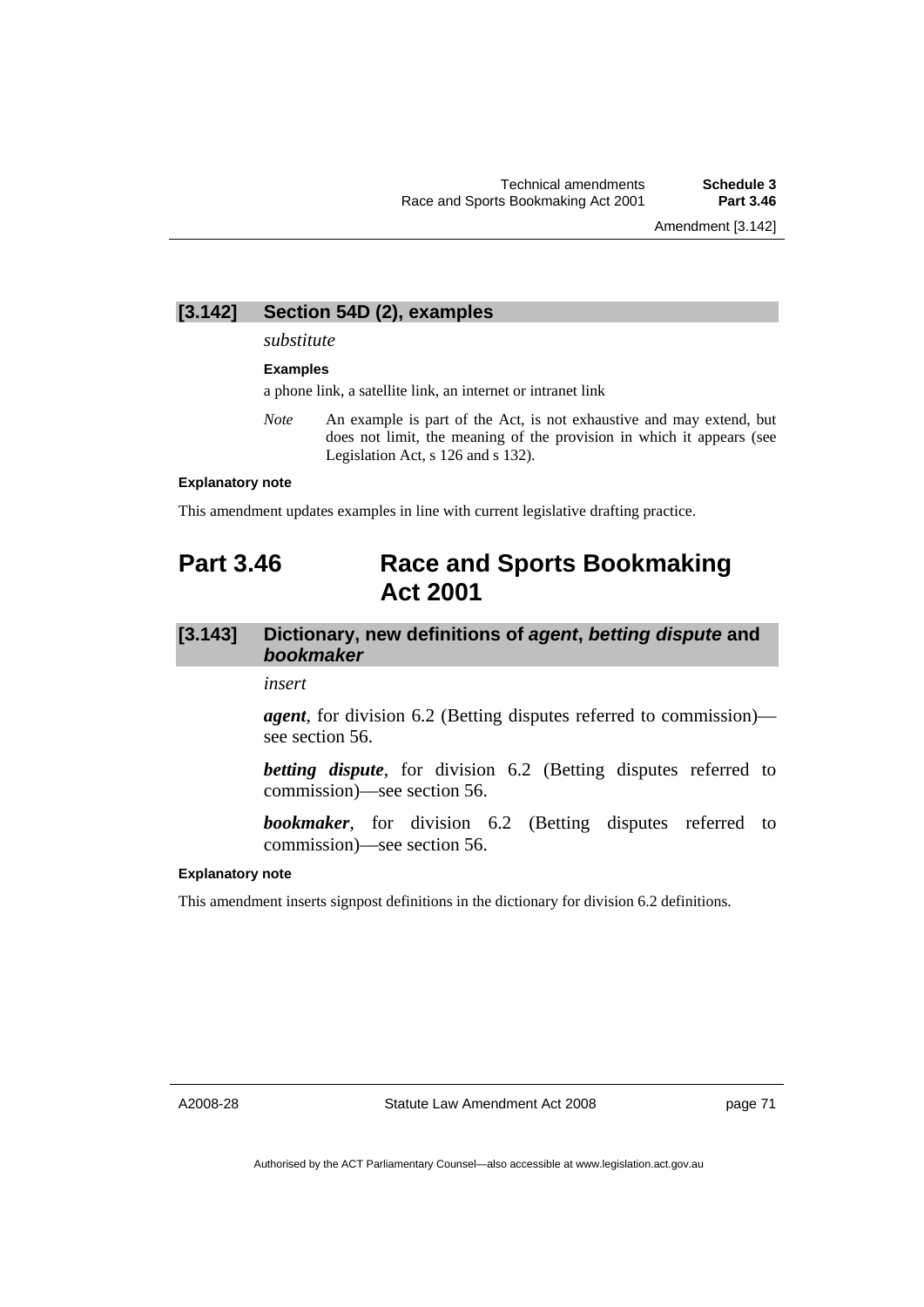## [3.142] Section 54D (2), examples

*substitute*

**Examples**

a phone link, a satellite link, an internet or intranet link

*Note* An example is part of the Act, is not exhaustive and may extend, but does not limit, the meaning of the provision in which it appears (see Legislation Act, s 126 and s 132).

**Explanatory note**

This amendment updates examples in line with current legislative drafting practice.

# Part 3.46 Race and Sports Bookmaking Act 2001

## [3.143] Dictionary, new definitions of *agent*, *betting dispute* and *bookmaker*

*insert*

***agent***, for division 6.2 (Betting disputes referred to commission)—see section 56.

***betting dispute***, for division 6.2 (Betting disputes referred to commission)—see section 56.

***bookmaker***, for division 6.2 (Betting disputes referred to commission)—see section 56.

**Explanatory note**

This amendment inserts signpost definitions in the dictionary for division 6.2 definitions.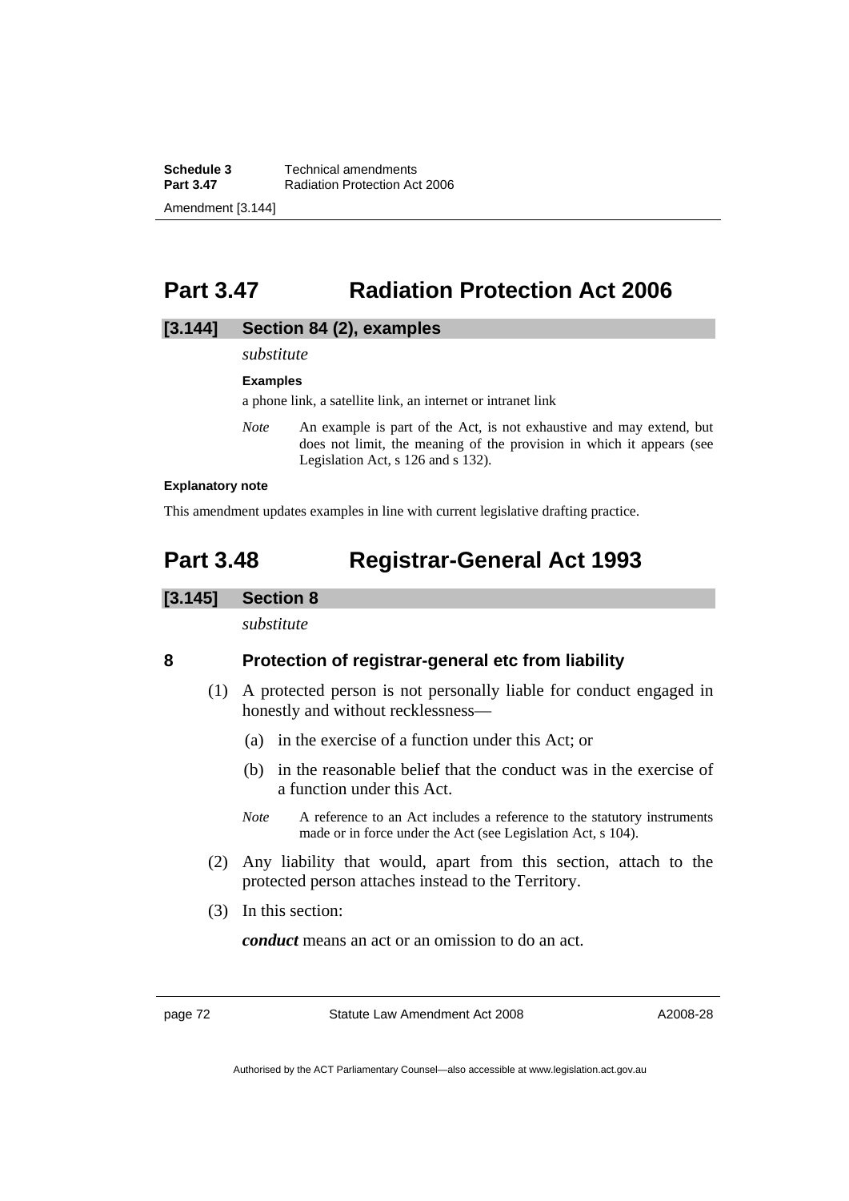# Part 3.47 Radiation Protection Act 2006

## [3.144] Section 84 (2), examples

*substitute*

**Examples**

a phone link, a satellite link, an internet or intranet link

*Note* An example is part of the Act, is not exhaustive and may extend, but does not limit, the meaning of the provision in which it appears (see Legislation Act, s 126 and s 132).

**Explanatory note**

This amendment updates examples in line with current legislative drafting practice.

# Part 3.48 Registrar-General Act 1993

## [3.145] Section 8

*substitute*

### 8 Protection of registrar-general etc from liability

(1) A protected person is not personally liable for conduct engaged in honestly and without recklessness—

(a) in the exercise of a function under this Act; or

(b) in the reasonable belief that the conduct was in the exercise of a function under this Act.

*Note* A reference to an Act includes a reference to the statutory instruments made or in force under the Act (see Legislation Act, s 104).

(2) Any liability that would, apart from this section, attach to the protected person attaches instead to the Territory.

(3) In this section:

***conduct*** means an act or an omission to do an act.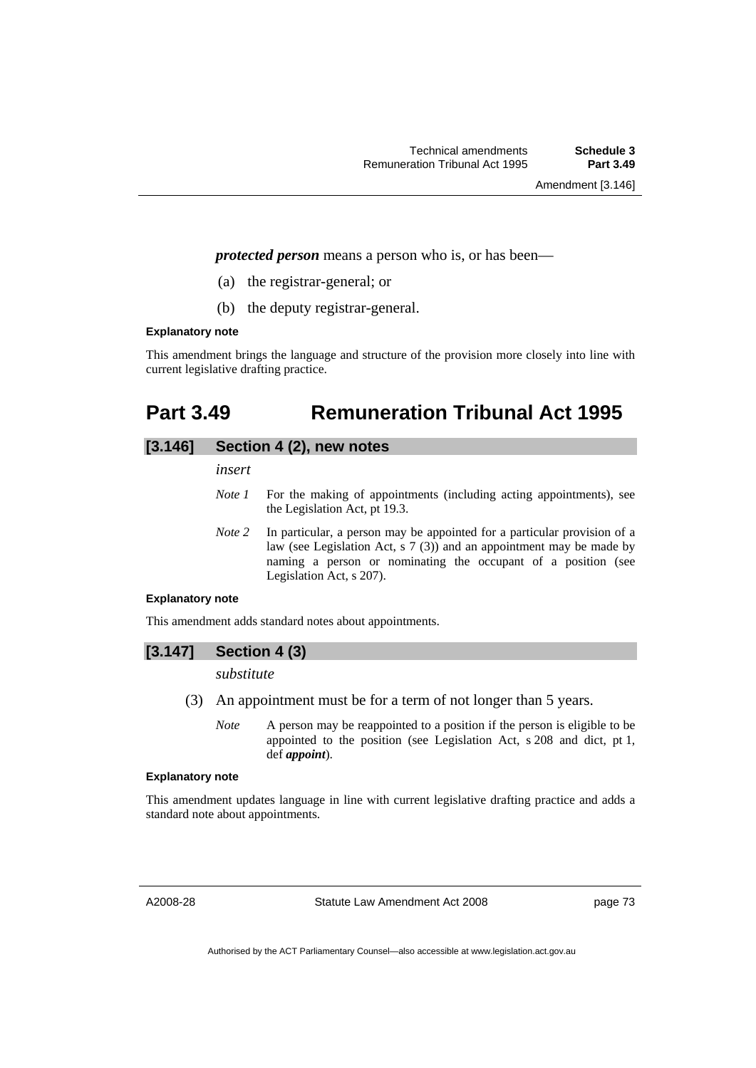***protected person*** means a person who is, or has been—

(a) the registrar-general; or

(b) the deputy registrar-general.

**Explanatory note**

This amendment brings the language and structure of the provision more closely into line with current legislative drafting practice.

# Part 3.49 Remuneration Tribunal Act 1995

## [3.146] Section 4 (2), new notes

*insert*

*Note 1* For the making of appointments (including acting appointments), see the Legislation Act, pt 19.3.

*Note 2* In particular, a person may be appointed for a particular provision of a law (see Legislation Act, s 7 (3)) and an appointment may be made by naming a person or nominating the occupant of a position (see Legislation Act, s 207).

**Explanatory note**

This amendment adds standard notes about appointments.

## [3.147] Section 4 (3)

*substitute*

(3) An appointment must be for a term of not longer than 5 years.

*Note* A person may be reappointed to a position if the person is eligible to be appointed to the position (see Legislation Act, s 208 and dict, pt 1, def ***appoint***).

**Explanatory note**

This amendment updates language in line with current legislative drafting practice and adds a standard note about appointments.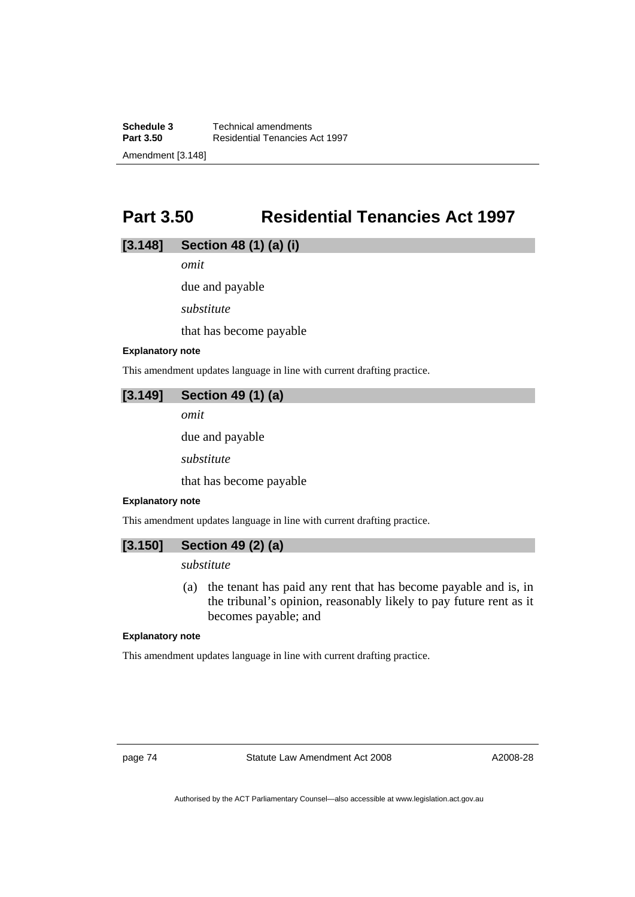# Part 3.50 Residential Tenancies Act 1997

## [3.148] Section 48 (1) (a) (i)

*omit*

due and payable

*substitute*

that has become payable

**Explanatory note**

This amendment updates language in line with current drafting practice.

## [3.149] Section 49 (1) (a)

*omit*

due and payable

*substitute*

that has become payable

**Explanatory note**

This amendment updates language in line with current drafting practice.

## [3.150] Section 49 (2) (a)

*substitute*

(a) the tenant has paid any rent that has become payable and is, in the tribunal's opinion, reasonably likely to pay future rent as it becomes payable; and

**Explanatory note**

This amendment updates language in line with current drafting practice.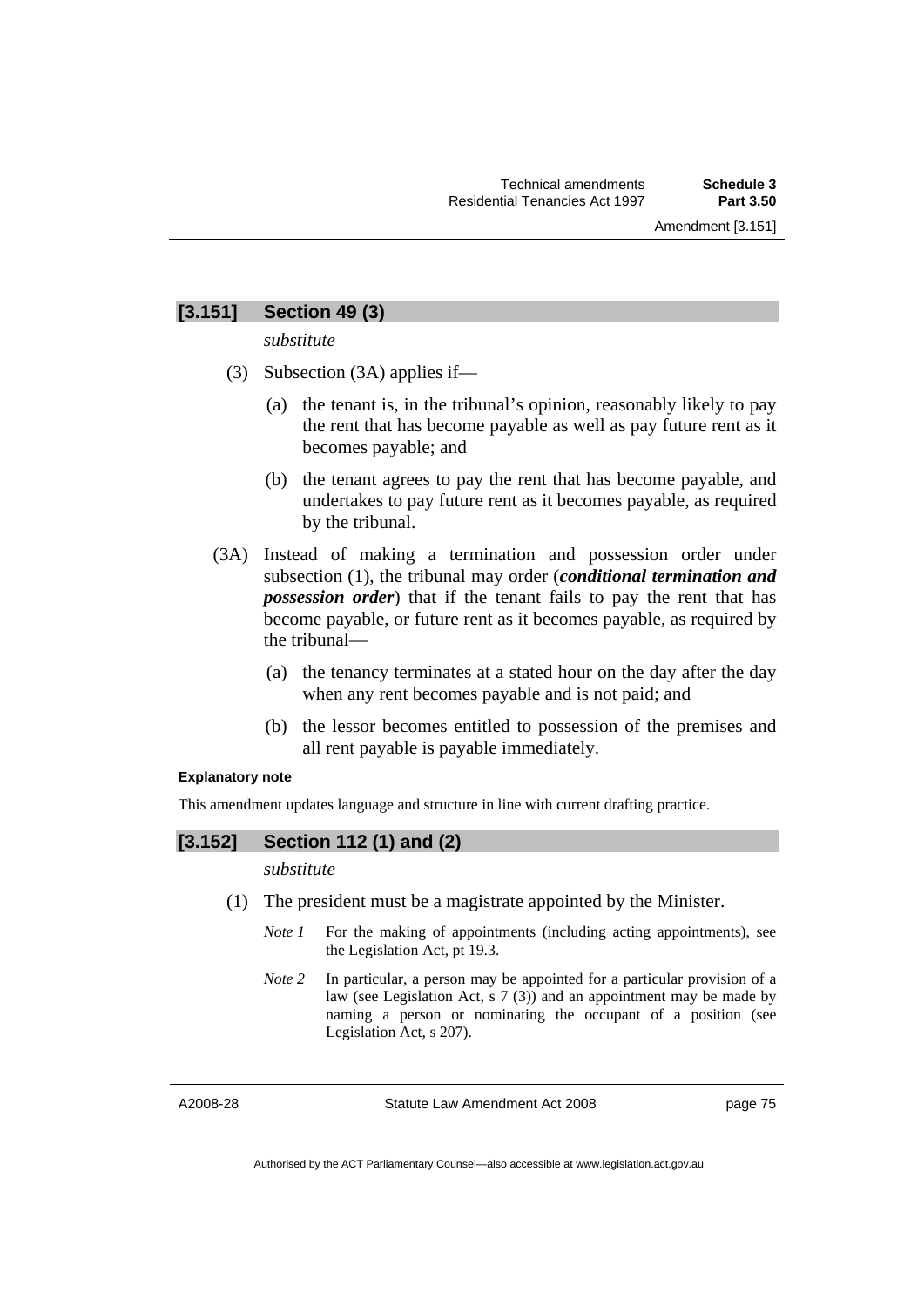## [3.151] Section 49 (3)

*substitute*

(3) Subsection (3A) applies if—

(a) the tenant is, in the tribunal's opinion, reasonably likely to pay the rent that has become payable as well as pay future rent as it becomes payable; and

(b) the tenant agrees to pay the rent that has become payable, and undertakes to pay future rent as it becomes payable, as required by the tribunal.

(3A) Instead of making a termination and possession order under subsection (1), the tribunal may order (***conditional termination and possession order***) that if the tenant fails to pay the rent that has become payable, or future rent as it becomes payable, as required by the tribunal—

(a) the tenancy terminates at a stated hour on the day after the day when any rent becomes payable and is not paid; and

(b) the lessor becomes entitled to possession of the premises and all rent payable is payable immediately.

**Explanatory note**

This amendment updates language and structure in line with current drafting practice.

## [3.152] Section 112 (1) and (2)

*substitute*

(1) The president must be a magistrate appointed by the Minister.

*Note 1* For the making of appointments (including acting appointments), see the Legislation Act, pt 19.3.

*Note 2* In particular, a person may be appointed for a particular provision of a law (see Legislation Act, s 7 (3)) and an appointment may be made by naming a person or nominating the occupant of a position (see Legislation Act, s 207).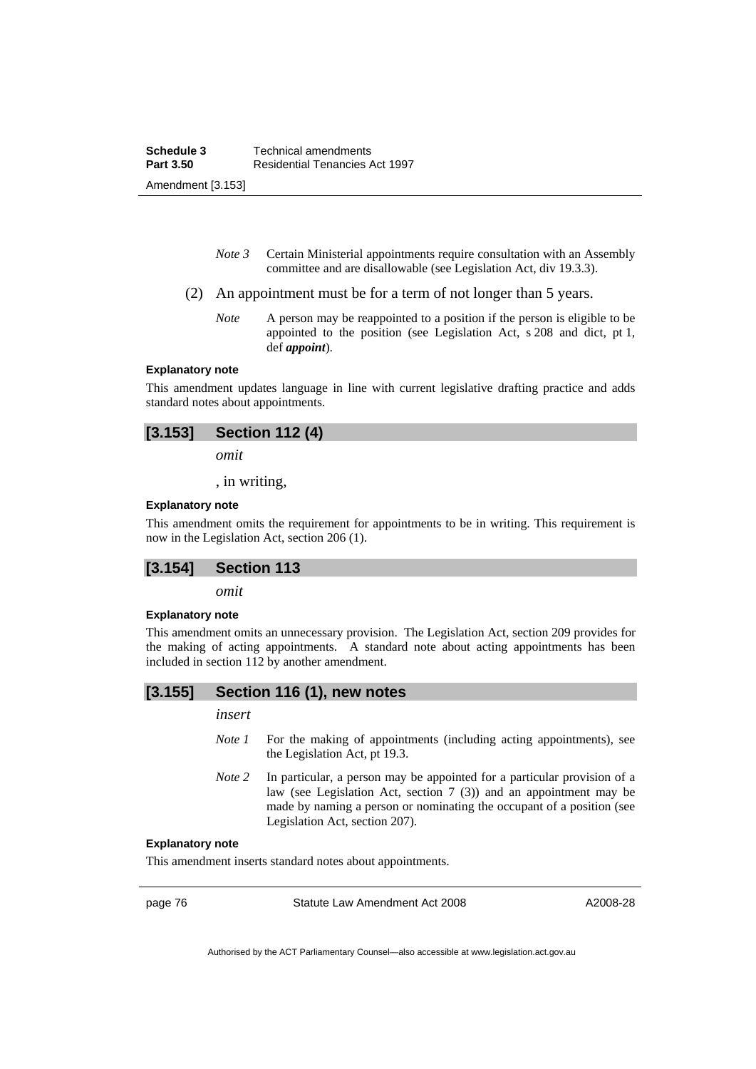*Note 3* Certain Ministerial appointments require consultation with an Assembly committee and are disallowable (see Legislation Act, div 19.3.3).

(2) An appointment must be for a term of not longer than 5 years.

*Note* A person may be reappointed to a position if the person is eligible to be appointed to the position (see Legislation Act, s 208 and dict, pt 1, def ***appoint***).

#### Explanatory note

This amendment updates language in line with current legislative drafting practice and adds standard notes about appointments.

## [3.153] Section 112 (4)

*omit*

, in writing,

#### Explanatory note

This amendment omits the requirement for appointments to be in writing. This requirement is now in the Legislation Act, section 206 (1).

## [3.154] Section 113

*omit*

#### Explanatory note

This amendment omits an unnecessary provision. The Legislation Act, section 209 provides for the making of acting appointments. A standard note about acting appointments has been included in section 112 by another amendment.

## [3.155] Section 116 (1), new notes

*insert*

*Note 1* For the making of appointments (including acting appointments), see the Legislation Act, pt 19.3.

*Note 2* In particular, a person may be appointed for a particular provision of a law (see Legislation Act, section 7 (3)) and an appointment may be made by naming a person or nominating the occupant of a position (see Legislation Act, section 207).

#### Explanatory note

This amendment inserts standard notes about appointments.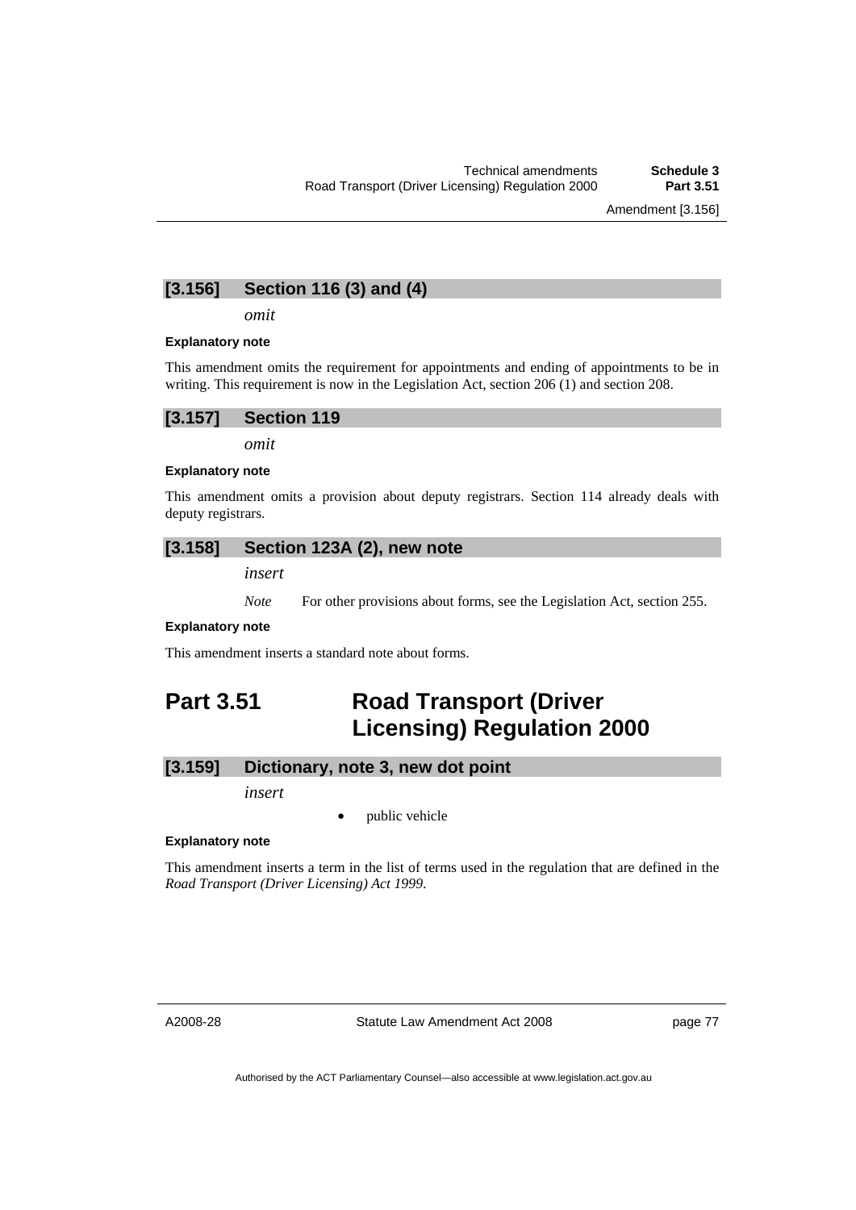### [3.156] Section 116 (3) and (4)

*omit*

**Explanatory note**

This amendment omits the requirement for appointments and ending of appointments to be in writing. This requirement is now in the Legislation Act, section 206 (1) and section 208.

### [3.157] Section 119

*omit*

**Explanatory note**

This amendment omits a provision about deputy registrars. Section 114 already deals with deputy registrars.

### [3.158] Section 123A (2), new note

*insert*

*Note* For other provisions about forms, see the Legislation Act, section 255.

**Explanatory note**

This amendment inserts a standard note about forms.

## Part 3.51 Road Transport (Driver Licensing) Regulation 2000

### [3.159] Dictionary, note 3, new dot point

*insert*

- public vehicle

**Explanatory note**

This amendment inserts a term in the list of terms used in the regulation that are defined in the *Road Transport (Driver Licensing) Act 1999*.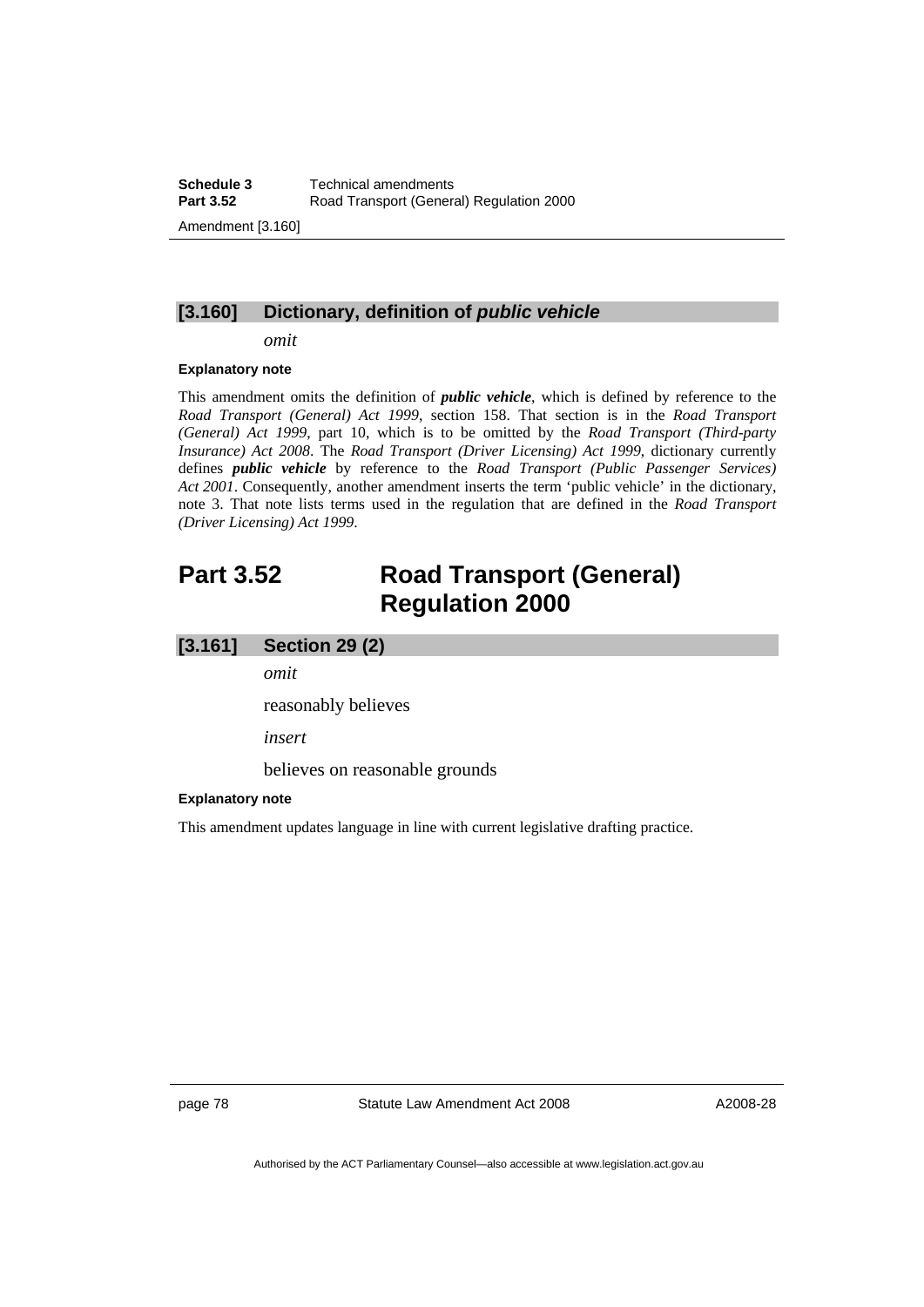### [3.160] Dictionary, definition of *public vehicle*

*omit*

**Explanatory note**

This amendment omits the definition of ***public vehicle***, which is defined by reference to the *Road Transport (General) Act 1999*, section 158. That section is in the *Road Transport (General) Act 1999*, part 10, which is to be omitted by the *Road Transport (Third-party Insurance) Act 2008*. The *Road Transport (Driver Licensing) Act 1999*, dictionary currently defines ***public vehicle*** by reference to the *Road Transport (Public Passenger Services) Act 2001*. Consequently, another amendment inserts the term 'public vehicle' in the dictionary, note 3. That note lists terms used in the regulation that are defined in the *Road Transport (Driver Licensing) Act 1999*.

# Part 3.52 Road Transport (General) Regulation 2000

### [3.161] Section 29 (2)

*omit*

reasonably believes

*insert*

believes on reasonable grounds

**Explanatory note**

This amendment updates language in line with current legislative drafting practice.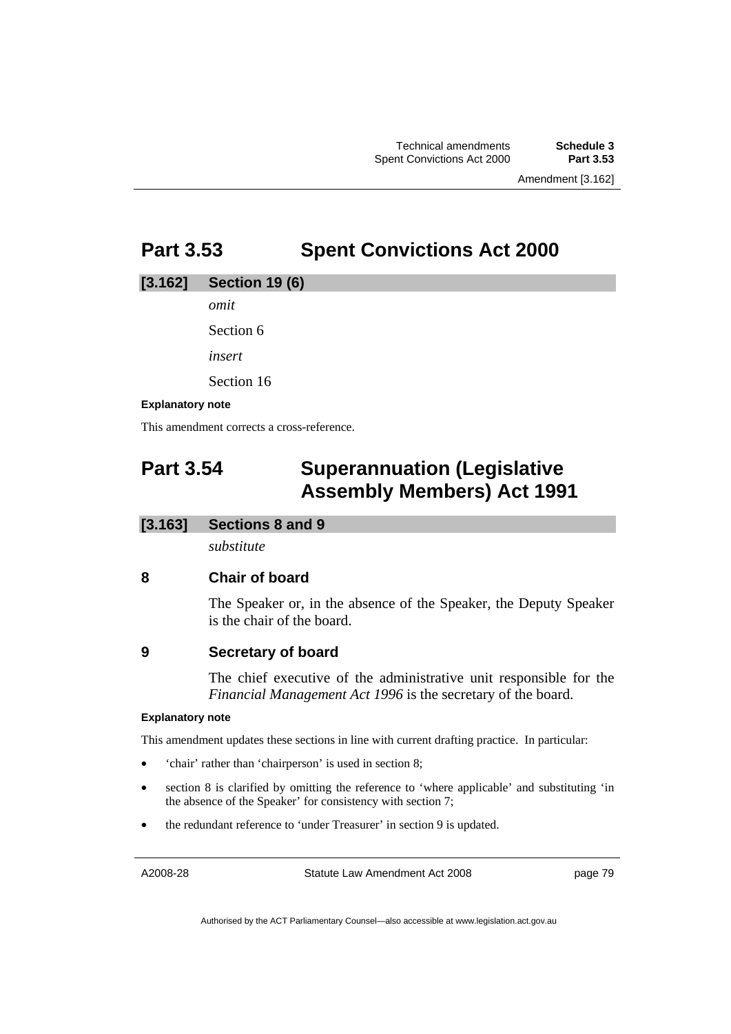# Part 3.53 Spent Convictions Act 2000

## [3.162] Section 19 (6)

*omit*

Section 6

*insert*

Section 16

**Explanatory note**

This amendment corrects a cross-reference.

# Part 3.54 Superannuation (Legislative Assembly Members) Act 1991

## [3.163] Sections 8 and 9

*substitute*

### 8 Chair of board

The Speaker or, in the absence of the Speaker, the Deputy Speaker is the chair of the board.

### 9 Secretary of board

The chief executive of the administrative unit responsible for the *Financial Management Act 1996* is the secretary of the board.

**Explanatory note**

This amendment updates these sections in line with current drafting practice. In particular:

- 'chair' rather than 'chairperson' is used in section 8;
- section 8 is clarified by omitting the reference to 'where applicable' and substituting 'in the absence of the Speaker' for consistency with section 7;
- the redundant reference to 'under Treasurer' in section 9 is updated.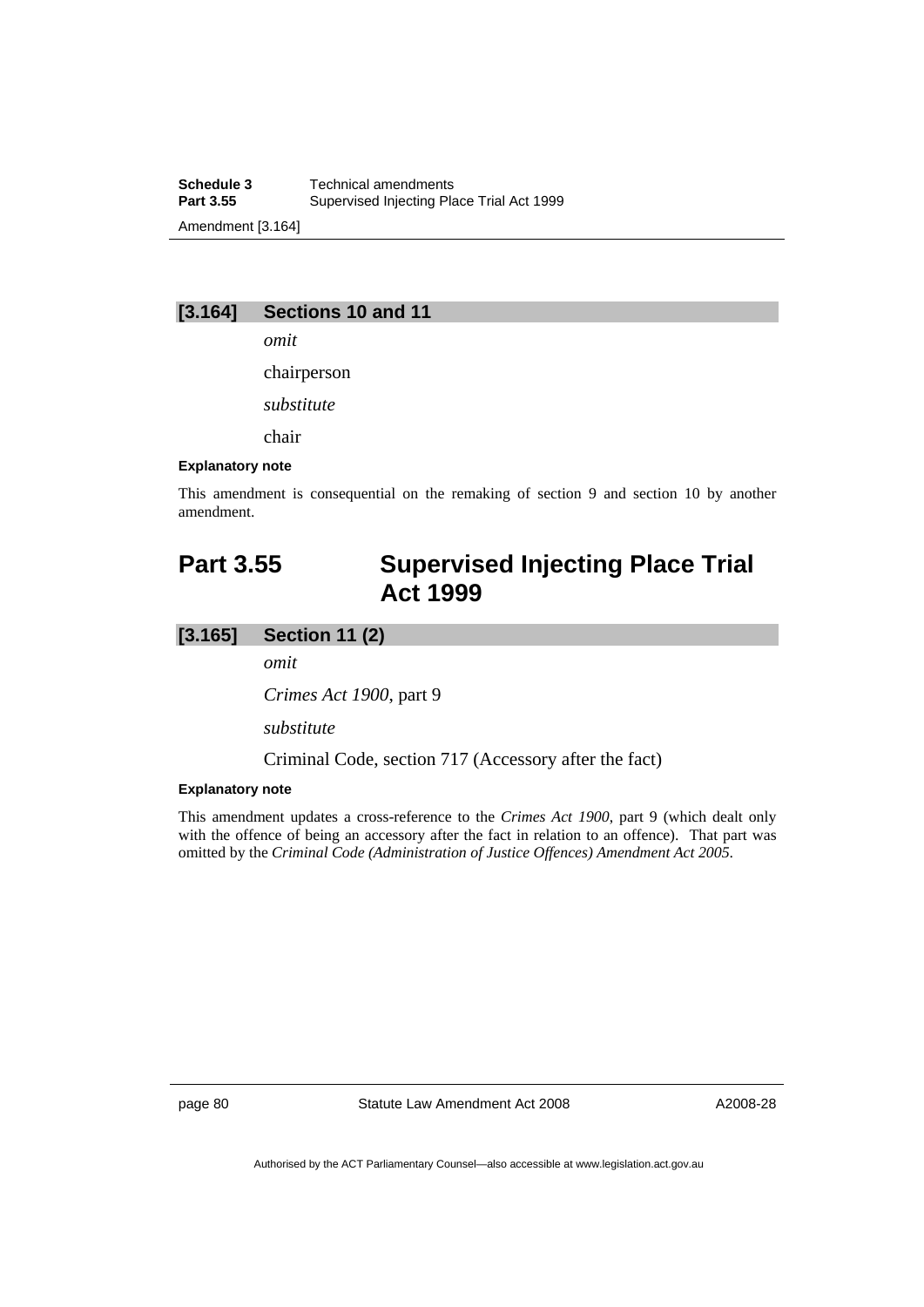### [3.164] Sections 10 and 11

*omit*

chairperson

*substitute*

chair

**Explanatory note**

This amendment is consequential on the remaking of section 9 and section 10 by another amendment.

## Part 3.55 Supervised Injecting Place Trial Act 1999

### [3.165] Section 11 (2)

*omit*

*Crimes Act 1900*, part 9

*substitute*

Criminal Code, section 717 (Accessory after the fact)

**Explanatory note**

This amendment updates a cross-reference to the *Crimes Act 1900*, part 9 (which dealt only with the offence of being an accessory after the fact in relation to an offence). That part was omitted by the *Criminal Code (Administration of Justice Offences) Amendment Act 2005*.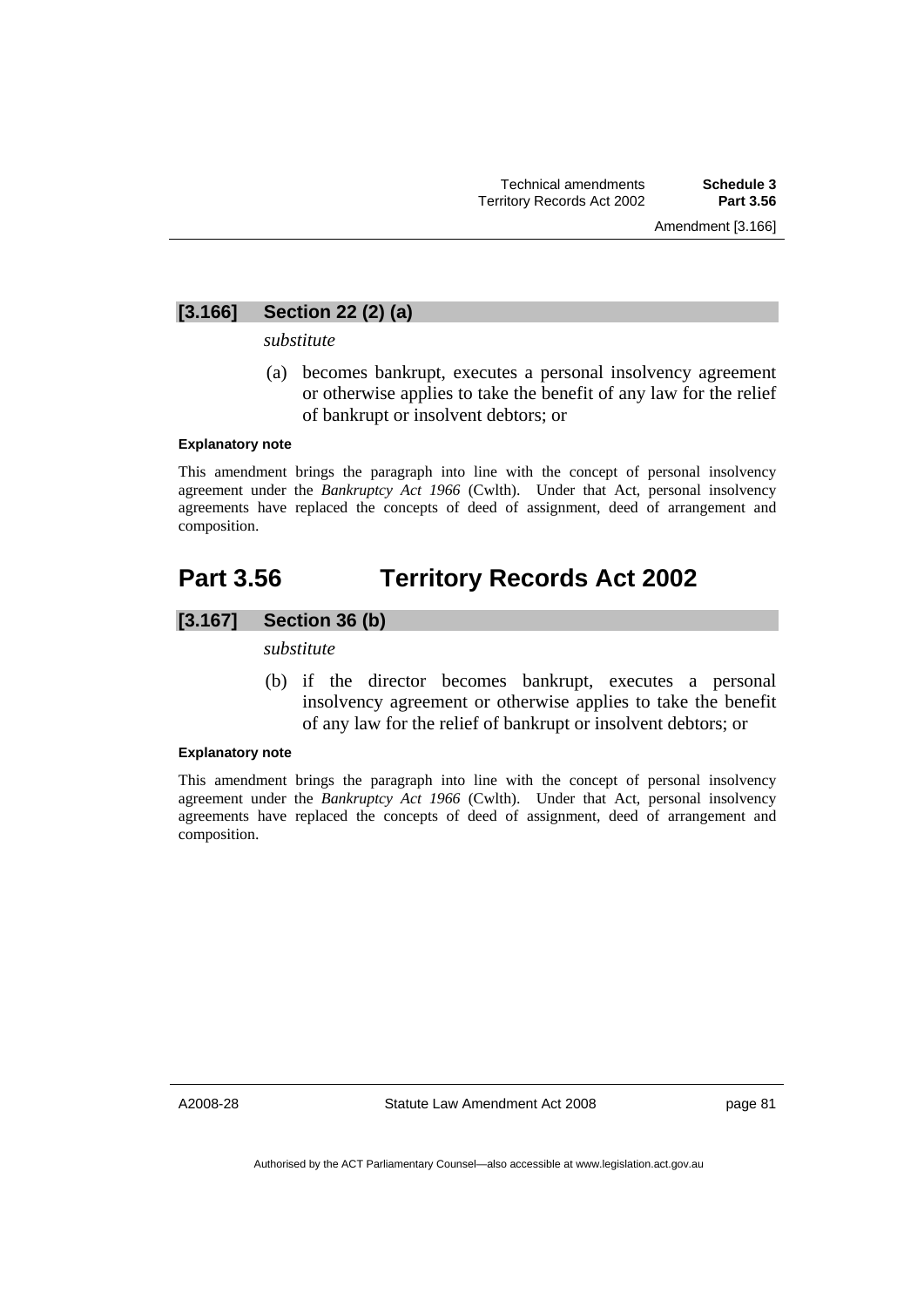### [3.166] Section 22 (2) (a)

*substitute*

(a) becomes bankrupt, executes a personal insolvency agreement or otherwise applies to take the benefit of any law for the relief of bankrupt or insolvent debtors; or

**Explanatory note**

This amendment brings the paragraph into line with the concept of personal insolvency agreement under the *Bankruptcy Act 1966* (Cwlth). Under that Act, personal insolvency agreements have replaced the concepts of deed of assignment, deed of arrangement and composition.

## Part 3.56 Territory Records Act 2002

### [3.167] Section 36 (b)

*substitute*

(b) if the director becomes bankrupt, executes a personal insolvency agreement or otherwise applies to take the benefit of any law for the relief of bankrupt or insolvent debtors; or

**Explanatory note**

This amendment brings the paragraph into line with the concept of personal insolvency agreement under the *Bankruptcy Act 1966* (Cwlth). Under that Act, personal insolvency agreements have replaced the concepts of deed of assignment, deed of arrangement and composition.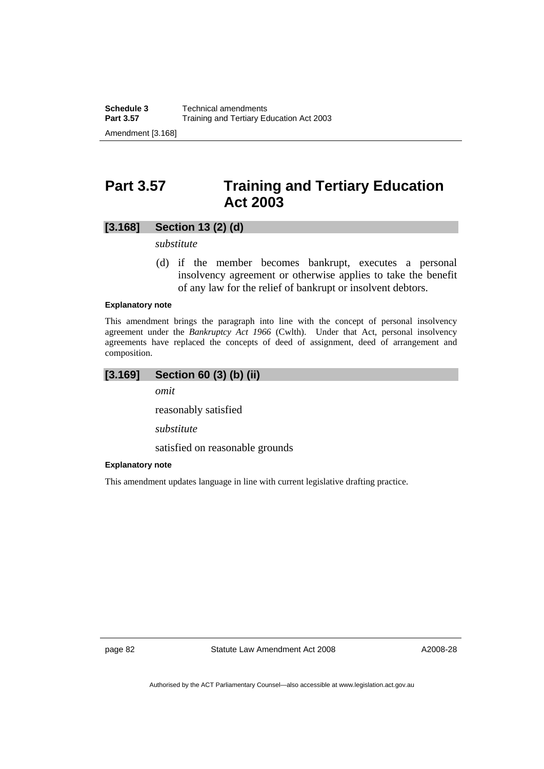# Part 3.57 Training and Tertiary Education Act 2003

## [3.168] Section 13 (2) (d)

*substitute*

(d) if the member becomes bankrupt, executes a personal insolvency agreement or otherwise applies to take the benefit of any law for the relief of bankrupt or insolvent debtors.

**Explanatory note**

This amendment brings the paragraph into line with the concept of personal insolvency agreement under the *Bankruptcy Act 1966* (Cwlth). Under that Act, personal insolvency agreements have replaced the concepts of deed of assignment, deed of arrangement and composition.

## [3.169] Section 60 (3) (b) (ii)

*omit*

reasonably satisfied

*substitute*

satisfied on reasonable grounds

**Explanatory note**

This amendment updates language in line with current legislative drafting practice.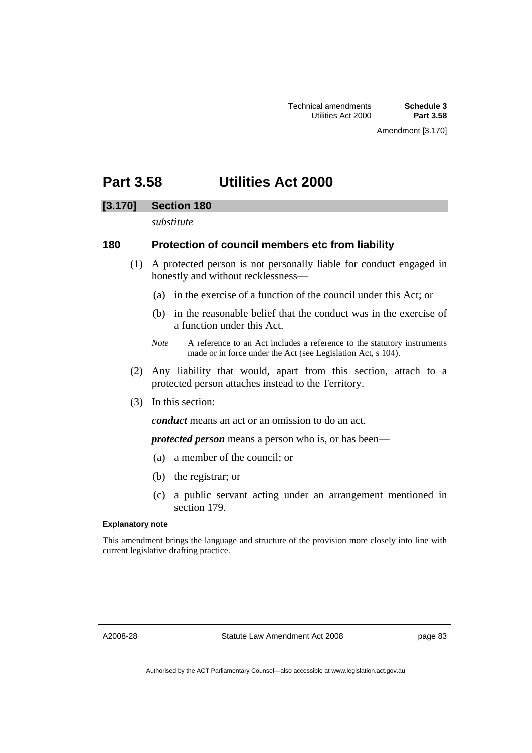# Part 3.58 Utilities Act 2000

## [3.170] Section 180

*substitute*

### 180 Protection of council members etc from liability

(1) A protected person is not personally liable for conduct engaged in honestly and without recklessness—

(a) in the exercise of a function of the council under this Act; or

(b) in the reasonable belief that the conduct was in the exercise of a function under this Act.

*Note* A reference to an Act includes a reference to the statutory instruments made or in force under the Act (see Legislation Act, s 104).

(2) Any liability that would, apart from this section, attach to a protected person attaches instead to the Territory.

(3) In this section:

***conduct*** means an act or an omission to do an act.

***protected person*** means a person who is, or has been—

(a) a member of the council; or

(b) the registrar; or

(c) a public servant acting under an arrangement mentioned in section 179.

**Explanatory note**

This amendment brings the language and structure of the provision more closely into line with current legislative drafting practice.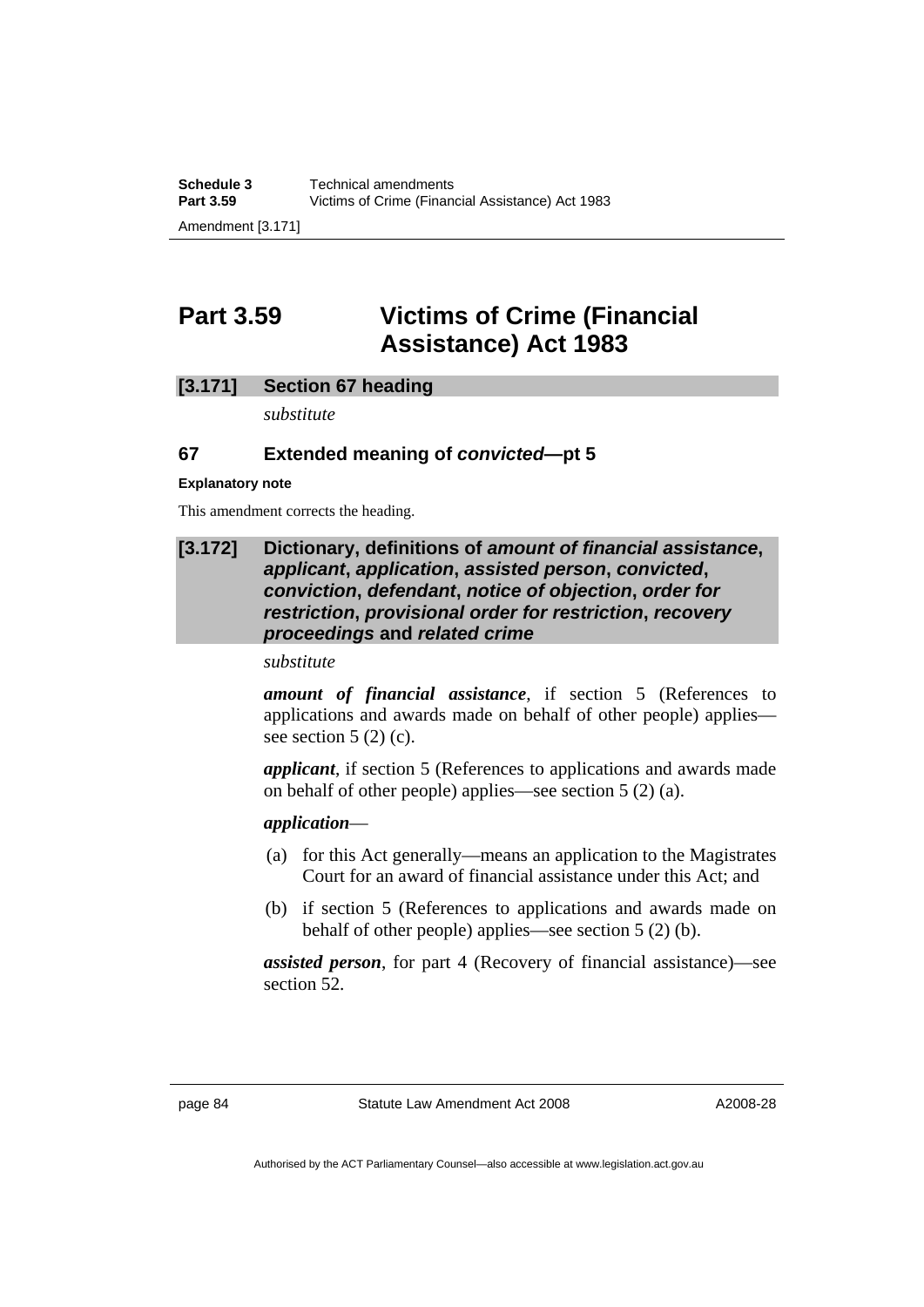# Part 3.59 Victims of Crime (Financial Assistance) Act 1983

## [3.171] Section 67 heading

*substitute*

### 67 Extended meaning of *convicted*—pt 5

**Explanatory note**

This amendment corrects the heading.

## [3.172] Dictionary, definitions of *amount of financial assistance*, *applicant*, *application*, *assisted person*, *convicted*, *conviction*, *defendant*, *notice of objection*, *order for restriction*, *provisional order for restriction*, *recovery proceedings* and *related crime*

*substitute*

***amount of financial assistance***, if section 5 (References to applications and awards made on behalf of other people) applies—see section 5 (2) (c).

***applicant***, if section 5 (References to applications and awards made on behalf of other people) applies—see section 5 (2) (a).

***application***—

(a) for this Act generally—means an application to the Magistrates Court for an award of financial assistance under this Act; and

(b) if section 5 (References to applications and awards made on behalf of other people) applies—see section 5 (2) (b).

***assisted person***, for part 4 (Recovery of financial assistance)—see section 52.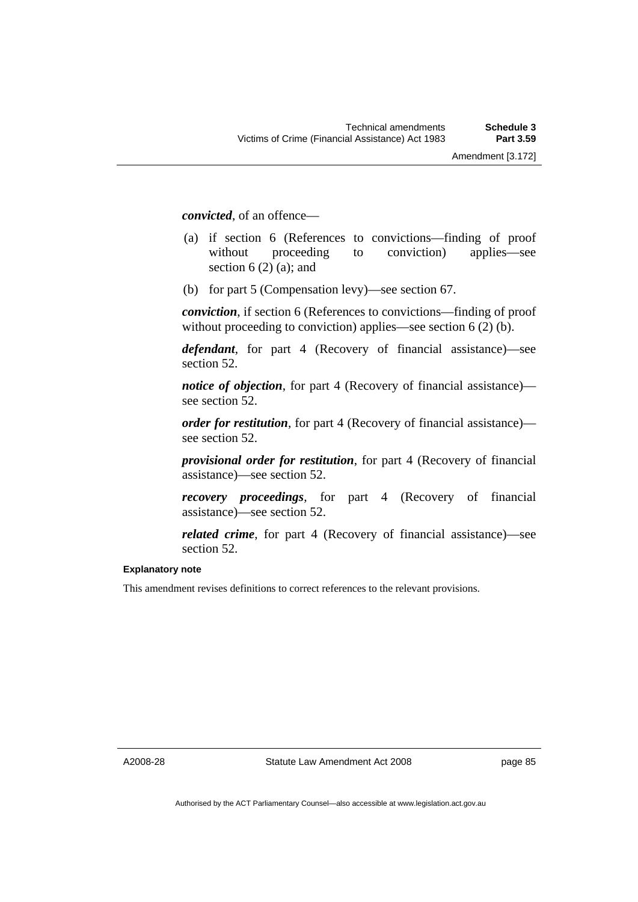***convicted***, of an offence—

(a) if section 6 (References to convictions—finding of proof without proceeding to conviction) applies—see section 6 (2) (a); and

(b) for part 5 (Compensation levy)—see section 67.

***conviction***, if section 6 (References to convictions—finding of proof without proceeding to conviction) applies—see section 6 (2) (b).

***defendant***, for part 4 (Recovery of financial assistance)—see section 52.

***notice of objection***, for part 4 (Recovery of financial assistance)—see section 52.

***order for restitution***, for part 4 (Recovery of financial assistance)—see section 52.

***provisional order for restitution***, for part 4 (Recovery of financial assistance)—see section 52.

***recovery proceedings***, for part 4 (Recovery of financial assistance)—see section 52.

***related crime***, for part 4 (Recovery of financial assistance)—see section 52.

**Explanatory note**

This amendment revises definitions to correct references to the relevant provisions.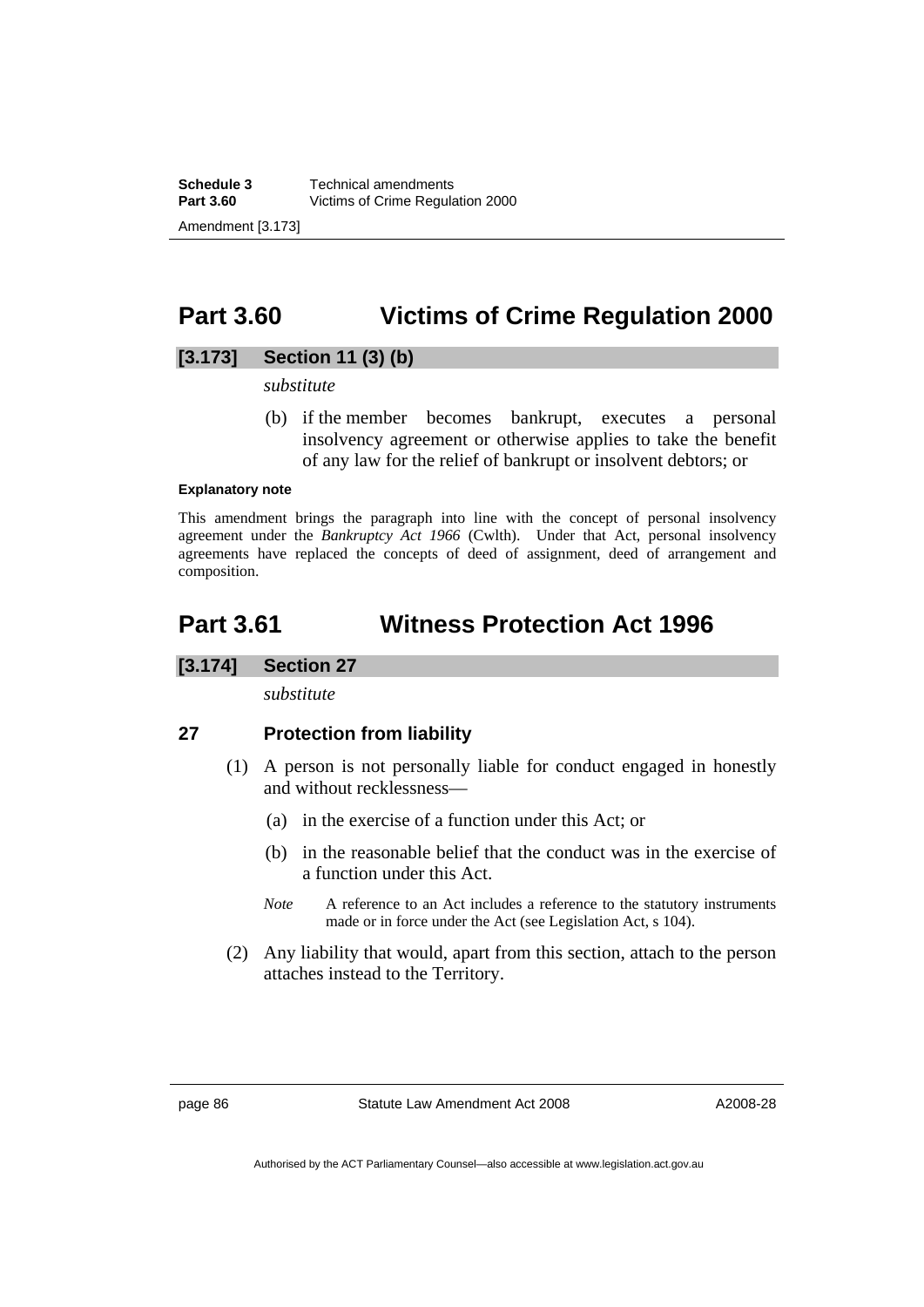## Part 3.60 Victims of Crime Regulation 2000

### [3.173] Section 11 (3) (b)

*substitute*

(b) if the member becomes bankrupt, executes a personal insolvency agreement or otherwise applies to take the benefit of any law for the relief of bankrupt or insolvent debtors; or

**Explanatory note**

This amendment brings the paragraph into line with the concept of personal insolvency agreement under the *Bankruptcy Act 1966* (Cwlth). Under that Act, personal insolvency agreements have replaced the concepts of deed of assignment, deed of arrangement and composition.

## Part 3.61 Witness Protection Act 1996

### [3.174] Section 27

*substitute*

**27 Protection from liability**

(1) A person is not personally liable for conduct engaged in honestly and without recklessness—

(a) in the exercise of a function under this Act; or

(b) in the reasonable belief that the conduct was in the exercise of a function under this Act.

*Note* A reference to an Act includes a reference to the statutory instruments made or in force under the Act (see Legislation Act, s 104).

(2) Any liability that would, apart from this section, attach to the person attaches instead to the Territory.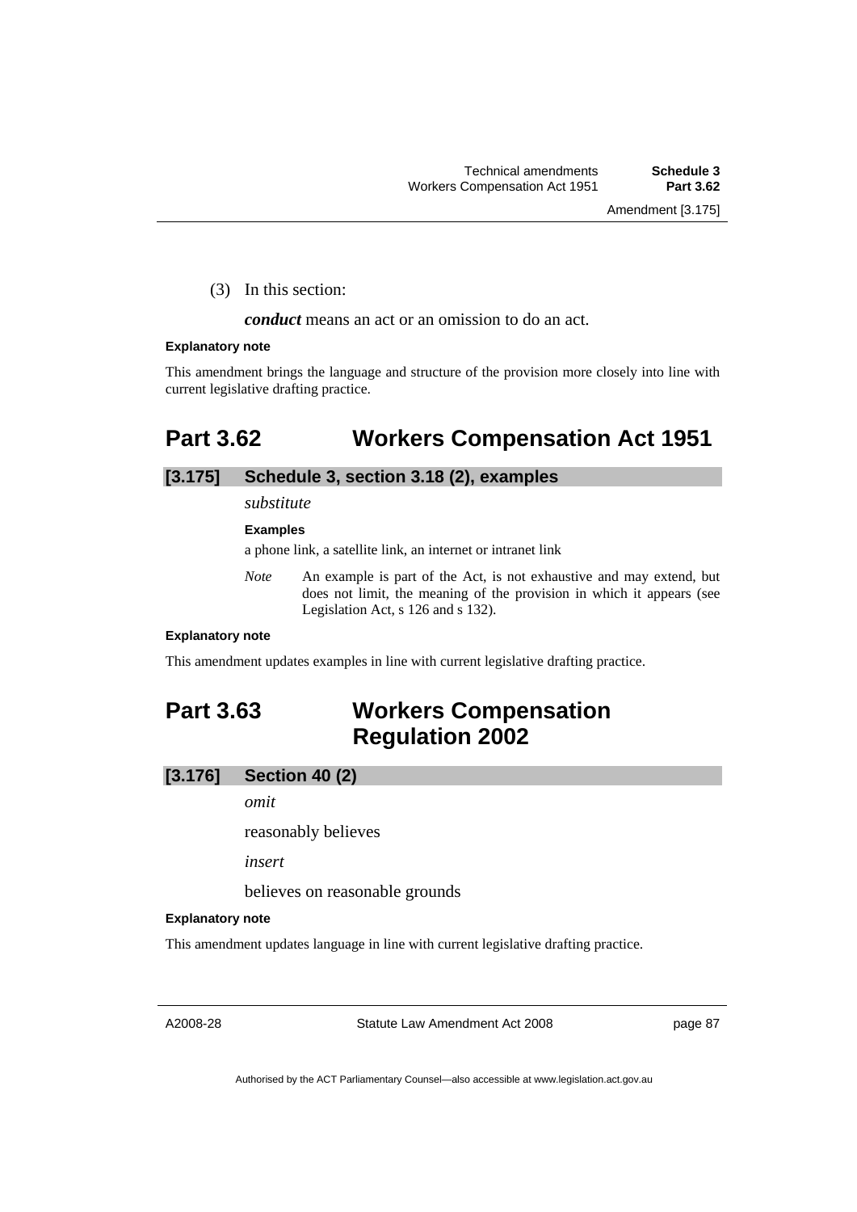(3) In this section:

***conduct*** means an act or an omission to do an act.

**Explanatory note**

This amendment brings the language and structure of the provision more closely into line with current legislative drafting practice.

# Part 3.62 Workers Compensation Act 1951

## [3.175] Schedule 3, section 3.18 (2), examples

*substitute*

**Examples**

a phone link, a satellite link, an internet or intranet link

*Note* An example is part of the Act, is not exhaustive and may extend, but does not limit, the meaning of the provision in which it appears (see Legislation Act, s 126 and s 132).

**Explanatory note**

This amendment updates examples in line with current legislative drafting practice.

# Part 3.63 Workers Compensation Regulation 2002

## [3.176] Section 40 (2)

*omit*

reasonably believes

*insert*

believes on reasonable grounds

**Explanatory note**

This amendment updates language in line with current legislative drafting practice.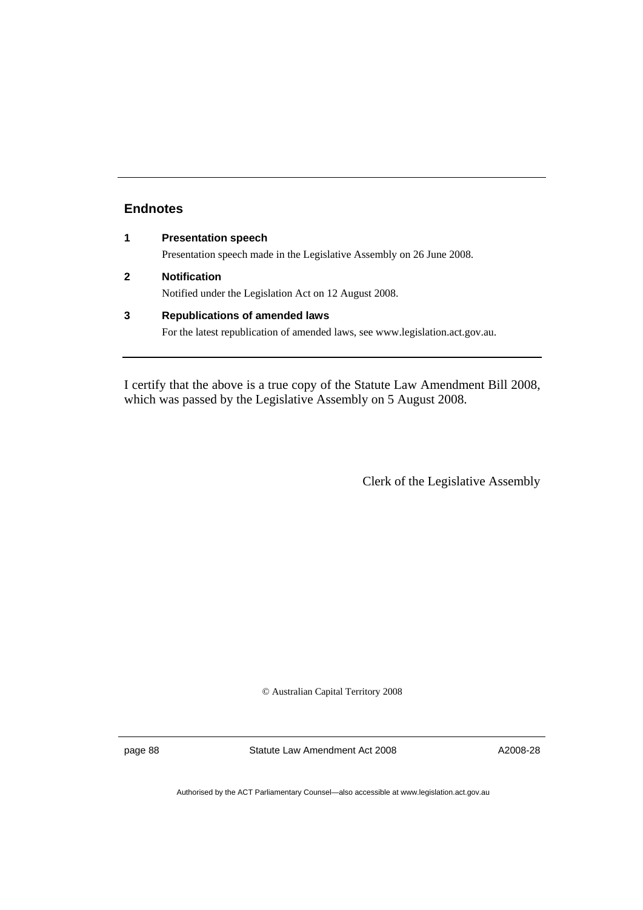## Endnotes

**1 Presentation speech**

Presentation speech made in the Legislative Assembly on 26 June 2008.

**2 Notification**

Notified under the Legislation Act on 12 August 2008.

**3 Republications of amended laws**

For the latest republication of amended laws, see www.legislation.act.gov.au.

---

I certify that the above is a true copy of the Statute Law Amendment Bill 2008, which was passed by the Legislative Assembly on 5 August 2008.

Clerk of the Legislative Assembly

© Australian Capital Territory 2008